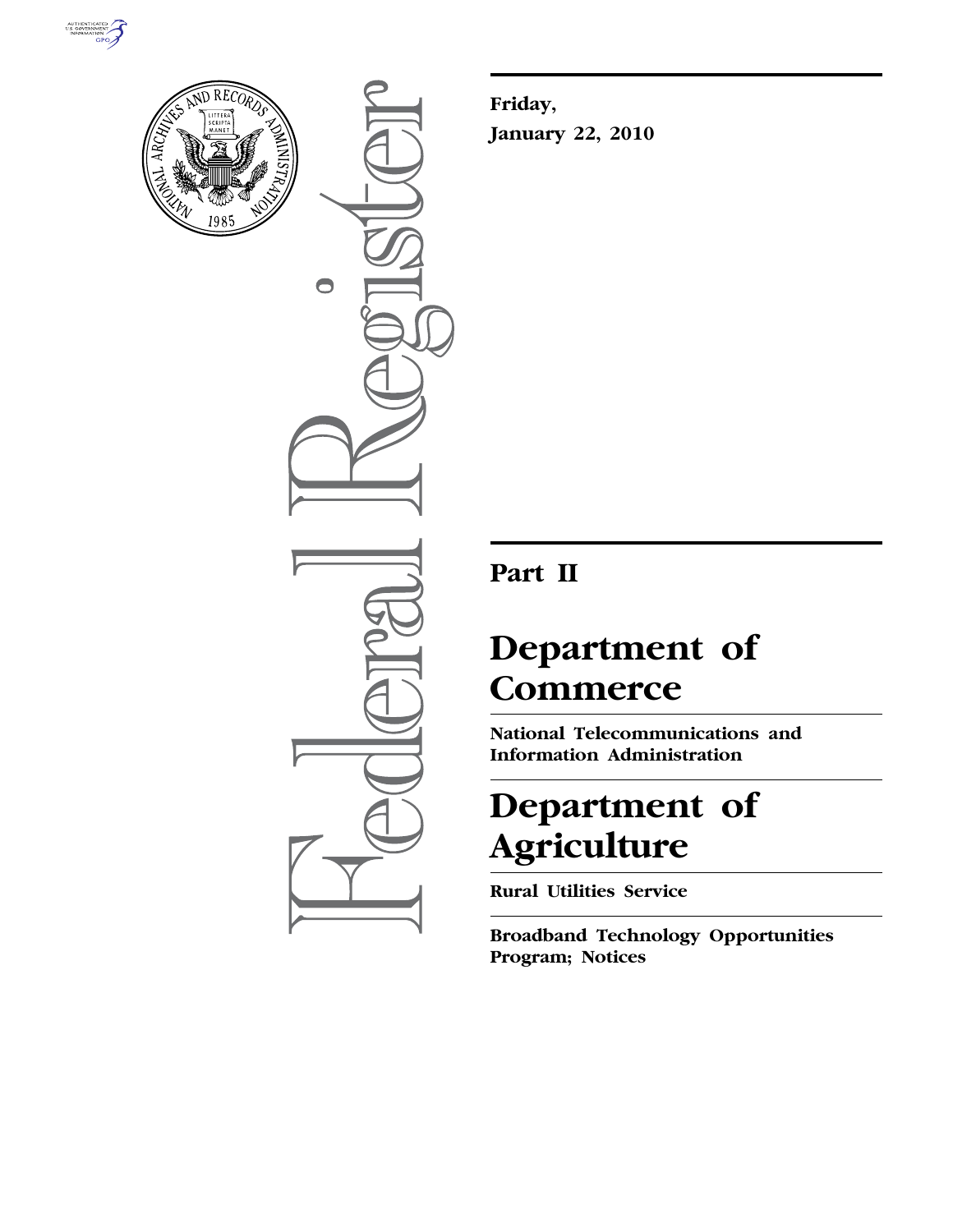**Friday,**

**January 22, 2010**

# Part II

# Department of Commerce

**National Telecommunications and Information Administration**

# Department of Agriculture

**Rural Utilities Service**

**Broadband Technology Opportunities Program; Notices**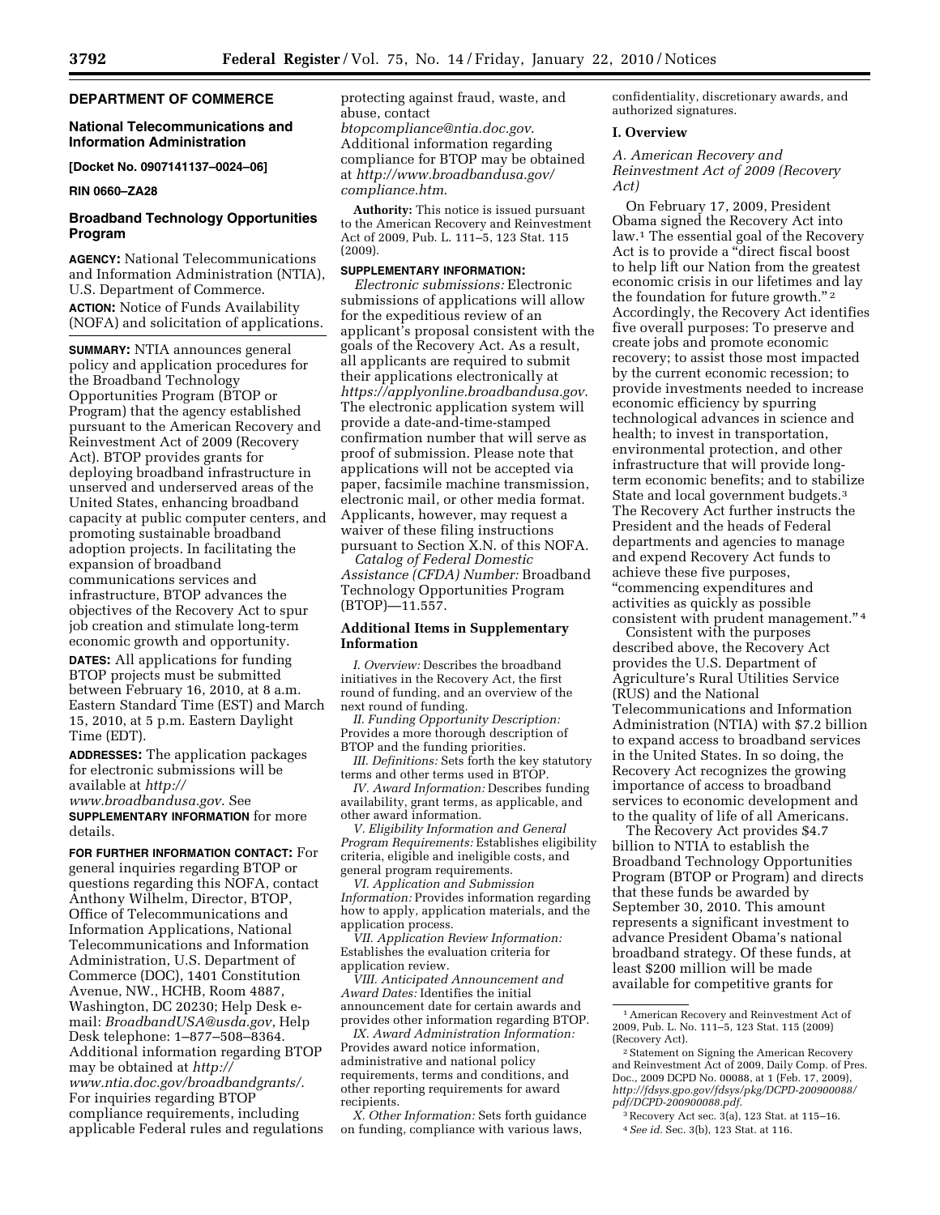**DEPARTMENT OF COMMERCE**

**National Telecommunications and Information Administration**

**[Docket No. 0907141137–0024–06]**

**RIN 0660–ZA28**

## Broadband Technology Opportunities Program

**AGENCY:** National Telecommunications and Information Administration (NTIA), U.S. Department of Commerce.

**ACTION:** Notice of Funds Availability (NOFA) and solicitation of applications.

**SUMMARY:** NTIA announces general policy and application procedures for the Broadband Technology Opportunities Program (BTOP or Program) that the agency established pursuant to the American Recovery and Reinvestment Act of 2009 (Recovery Act). BTOP provides grants for deploying broadband infrastructure in unserved and underserved areas of the United States, enhancing broadband capacity at public computer centers, and promoting sustainable broadband adoption projects. In facilitating the expansion of broadband communications services and infrastructure, BTOP advances the objectives of the Recovery Act to spur job creation and stimulate long-term economic growth and opportunity.

**DATES:** All applications for funding BTOP projects must be submitted between February 16, 2010, at 8 a.m. Eastern Standard Time (EST) and March 15, 2010, at 5 p.m. Eastern Daylight Time (EDT).

**ADDRESSES:** The application packages for electronic submissions will be available at *http://www.broadbandusa.gov*. See **SUPPLEMENTARY INFORMATION** for more details.

**FOR FURTHER INFORMATION CONTACT:** For general inquiries regarding BTOP or questions regarding this NOFA, contact Anthony Wilhelm, Director, BTOP, Office of Telecommunications and Information Applications, National Telecommunications and Information Administration, U.S. Department of Commerce (DOC), 1401 Constitution Avenue, NW., HCHB, Room 4887, Washington, DC 20230; Help Desk e-mail: *BroadbandUSA@usda.gov*, Help Desk telephone: 1–877–508–8364. Additional information regarding BTOP may be obtained at *http://www.ntia.doc.gov/broadbandgrants/*. For inquiries regarding BTOP compliance requirements, including applicable Federal rules and regulations protecting against fraud, waste, and abuse, contact *btopcompliance@ntia.doc.gov*. Additional information regarding compliance for BTOP may be obtained at *http://www.broadbandusa.gov/compliance.htm*.

**Authority:** This notice is issued pursuant to the American Recovery and Reinvestment Act of 2009, Pub. L. 111–5, 123 Stat. 115 (2009).

**SUPPLEMENTARY INFORMATION:**

*Electronic submissions:* Electronic submissions of applications will allow for the expeditious review of an applicant's proposal consistent with the goals of the Recovery Act. As a result, all applicants are required to submit their applications electronically at *https://applyonline.broadbandusa.gov*. The electronic application system will provide a date-and-time-stamped confirmation number that will serve as proof of submission. Please note that applications will not be accepted via paper, facsimile machine transmission, electronic mail, or other media format. Applicants, however, may request a waiver of these filing instructions pursuant to Section X.N. of this NOFA.

*Catalog of Federal Domestic Assistance (CFDA) Number:* Broadband Technology Opportunities Program (BTOP)—11.557.

### Additional Items in Supplementary Information

*I. Overview:* Describes the broadband initiatives in the Recovery Act, the first round of funding, and an overview of the next round of funding.

*II. Funding Opportunity Description:* Provides a more thorough description of BTOP and the funding priorities.

*III. Definitions:* Sets forth the key statutory terms and other terms used in BTOP.

*IV. Award Information:* Describes funding availability, grant terms, as applicable, and other award information.

*V. Eligibility Information and General Program Requirements:* Establishes eligibility criteria, eligible and ineligible costs, and general program requirements.

*VI. Application and Submission Information:* Provides information regarding how to apply, application materials, and the application process.

*VII. Application Review Information:* Establishes the evaluation criteria for application review.

*VIII. Anticipated Announcement and Award Dates:* Identifies the initial announcement date for certain awards and provides other information regarding BTOP.

*IX. Award Administration Information:* Provides award notice information, administrative and national policy requirements, terms and conditions, and other reporting requirements for award recipients.

*X. Other Information:* Sets forth guidance on funding, compliance with various laws, confidentiality, discretionary awards, and authorized signatures.

## I. Overview

### *A. American Recovery and Reinvestment Act of 2009 (Recovery Act)*

On February 17, 2009, President Obama signed the Recovery Act into law.[1] The essential goal of the Recovery Act is to provide a "direct fiscal boost to help lift our Nation from the greatest economic crisis in our lifetimes and lay the foundation for future growth." [2] Accordingly, the Recovery Act identifies five overall purposes: To preserve and create jobs and promote economic recovery; to assist those most impacted by the current economic recession; to provide investments needed to increase economic efficiency by spurring technological advances in science and health; to invest in transportation, environmental protection, and other infrastructure that will provide long-term economic benefits; and to stabilize State and local government budgets.[3] The Recovery Act further instructs the President and the heads of Federal departments and agencies to manage and expend Recovery Act funds to achieve these five purposes, "commencing expenditures and activities as quickly as possible consistent with prudent management." [4]

Consistent with the purposes described above, the Recovery Act provides the U.S. Department of Agriculture's Rural Utilities Service (RUS) and the National Telecommunications and Information Administration (NTIA) with $7.2 billion to expand access to broadband services in the United States. In so doing, the Recovery Act recognizes the growing importance of access to broadband services to economic development and to the quality of life of all Americans.

The Recovery Act provides $4.7 billion to NTIA to establish the Broadband Technology Opportunities Program (BTOP or Program) and directs that these funds be awarded by September 30, 2010. This amount represents a significant investment to advance President Obama's national broadband strategy. Of these funds, at least $200 million will be made available for competitive grants for

---

[1] American Recovery and Reinvestment Act of 2009, Pub. L. No. 111–5, 123 Stat. 115 (2009) (Recovery Act).

[2] Statement on Signing the American Recovery and Reinvestment Act of 2009, Daily Comp. of Pres. Doc., 2009 DCPD No. 00088, at 1 (Feb. 17, 2009), *http://fdsys.gpo.gov/fdsys/pkg/DCPD-200900088/pdf/DCPD-200900088.pdf*.

[3] Recovery Act sec. 3(a), 123 Stat. at 115–16.

[4] *See id.* Sec. 3(b), 123 Stat. at 116.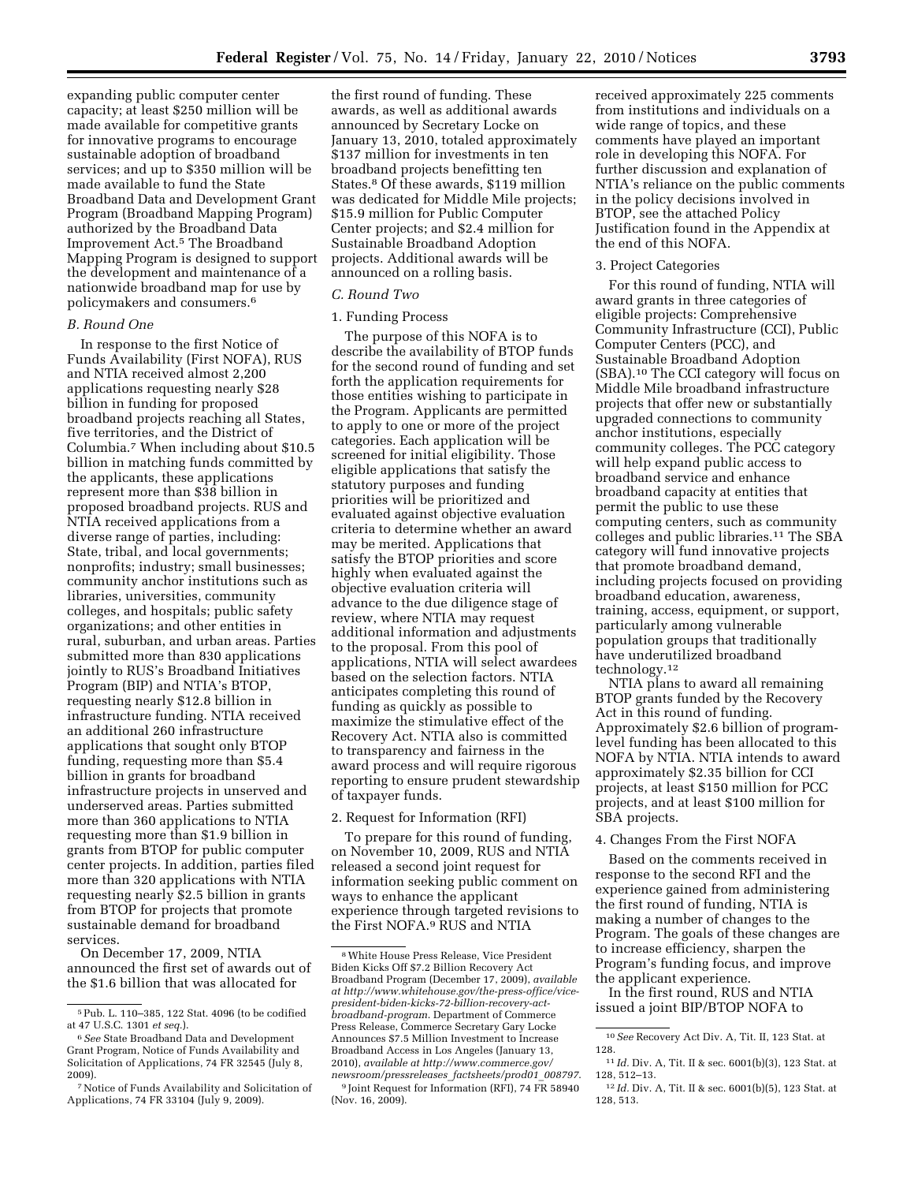expanding public computer center capacity; at least $250 million will be made available for competitive grants for innovative programs to encourage sustainable adoption of broadband services; and up to $350 million will be made available to fund the State Broadband Data and Development Grant Program (Broadband Mapping Program) authorized by the Broadband Data Improvement Act.[5] The Broadband Mapping Program is designed to support the development and maintenance of a nationwide broadband map for use by policymakers and consumers.[6]

### B. Round One

In response to the first Notice of Funds Availability (First NOFA), RUS and NTIA received almost 2,200 applications requesting nearly $28 billion in funding for proposed broadband projects reaching all States, five territories, and the District of Columbia.[7] When including about $10.5 billion in matching funds committed by the applicants, these applications represent more than $38 billion in proposed broadband projects. RUS and NTIA received applications from a diverse range of parties, including: State, tribal, and local governments; nonprofits; industry; small businesses; community anchor institutions such as libraries, universities, community colleges, and hospitals; public safety organizations; and other entities in rural, suburban, and urban areas. Parties submitted more than 830 applications jointly to RUS's Broadband Initiatives Program (BIP) and NTIA's BTOP, requesting nearly $12.8 billion in infrastructure funding. NTIA received an additional 260 infrastructure applications that sought only BTOP funding, requesting more than $5.4 billion in grants for broadband infrastructure projects in unserved and underserved areas. Parties submitted more than 360 applications to NTIA requesting more than $1.9 billion in grants from BTOP for public computer center projects. In addition, parties filed more than 320 applications with NTIA requesting nearly $2.5 billion in grants from BTOP for projects that promote sustainable demand for broadband services.

On December 17, 2009, NTIA announced the first set of awards out of the $1.6 billion that was allocated for the first round of funding. These awards, as well as additional awards announced by Secretary Locke on January 13, 2010, totaled approximately $137 million for investments in ten broadband projects benefitting ten States.[8] Of these awards, $119 million was dedicated for Middle Mile projects; $15.9 million for Public Computer Center projects; and $2.4 million for Sustainable Broadband Adoption projects. Additional awards will be announced on a rolling basis.

### C. Round Two

1. Funding Process

The purpose of this NOFA is to describe the availability of BTOP funds for the second round of funding and set forth the application requirements for those entities wishing to participate in the Program. Applicants are permitted to apply to one or more of the project categories. Each application will be screened for initial eligibility. Those eligible applications that satisfy the statutory purposes and funding priorities will be prioritized and evaluated against objective evaluation criteria to determine whether an award may be merited. Applications that satisfy the BTOP priorities and score highly when evaluated against the objective evaluation criteria will advance to the due diligence stage of review, where NTIA may request additional information and adjustments to the proposal. From this pool of applications, NTIA will select awardees based on the selection factors. NTIA anticipates completing this round of funding as quickly as possible to maximize the stimulative effect of the Recovery Act. NTIA also is committed to transparency and fairness in the award process and will require rigorous reporting to ensure prudent stewardship of taxpayer funds.

2. Request for Information (RFI)

To prepare for this round of funding, on November 10, 2009, RUS and NTIA released a second joint request for information seeking public comment on ways to enhance the applicant experience through targeted revisions to the First NOFA.[9] RUS and NTIA received approximately 225 comments from institutions and individuals on a wide range of topics, and these comments have played an important role in developing this NOFA. For further discussion and explanation of NTIA's reliance on the public comments in the policy decisions involved in BTOP, see the attached Policy Justification found in the Appendix at the end of this NOFA.

3. Project Categories

For this round of funding, NTIA will award grants in three categories of eligible projects: Comprehensive Community Infrastructure (CCI), Public Computer Centers (PCC), and Sustainable Broadband Adoption (SBA).[10] The CCI category will focus on Middle Mile broadband infrastructure projects that offer new or substantially upgraded connections to community anchor institutions, especially community colleges. The PCC category will help expand public access to broadband service and enhance broadband capacity at entities that permit the public to use these computing centers, such as community colleges and public libraries.[11] The SBA category will fund innovative projects that promote broadband demand, including projects focused on providing broadband education, awareness, training, access, equipment, or support, particularly among vulnerable population groups that traditionally have underutilized broadband technology.[12]

NTIA plans to award all remaining BTOP grants funded by the Recovery Act in this round of funding. Approximately $2.6 billion of program-level funding has been allocated to this NOFA by NTIA. NTIA intends to award approximately $2.35 billion for CCI projects, at least $150 million for PCC projects, and at least $100 million for SBA projects.

4. Changes From the First NOFA

Based on the comments received in response to the second RFI and the experience gained from administering the first round of funding, NTIA is making a number of changes to the Program. The goals of these changes are to increase efficiency, sharpen the Program's funding focus, and improve the applicant experience.

In the first round, RUS and NTIA issued a joint BIP/BTOP NOFA to

---

[5] Pub. L. 110–385, 122 Stat. 4096 (to be codified at 47 U.S.C. 1301 *et seq.*).

[6] *See* State Broadband Data and Development Grant Program, Notice of Funds Availability and Solicitation of Applications, 74 FR 32545 (July 8, 2009).

[7] Notice of Funds Availability and Solicitation of Applications, 74 FR 33104 (July 9, 2009).

[8] White House Press Release, Vice President Biden Kicks Off $7.2 Billion Recovery Act Broadband Program (December 17, 2009), *available at http://www.whitehouse.gov/the-press-office/vice-president-biden-kicks-72-billion-recovery-act-broadband-program.* Department of Commerce Press Release, Commerce Secretary Gary Locke Announces $7.5 Million Investment to Increase Broadband Access in Los Angeles (January 13, 2010), *available at http://www.commerce.gov/newsroom/pressreleases_factsheets/prod01_008797.*

[9] Joint Request for Information (RFI), 74 FR 58940 (Nov. 16, 2009).

[10] *See* Recovery Act Div. A, Tit. II, 123 Stat. at 128.

[11] *Id.* Div. A, Tit. II & sec. 6001(b)(3), 123 Stat. at 128, 512–13.

[12] *Id.* Div. A, Tit. II & sec. 6001(b)(5), 123 Stat. at 128, 513.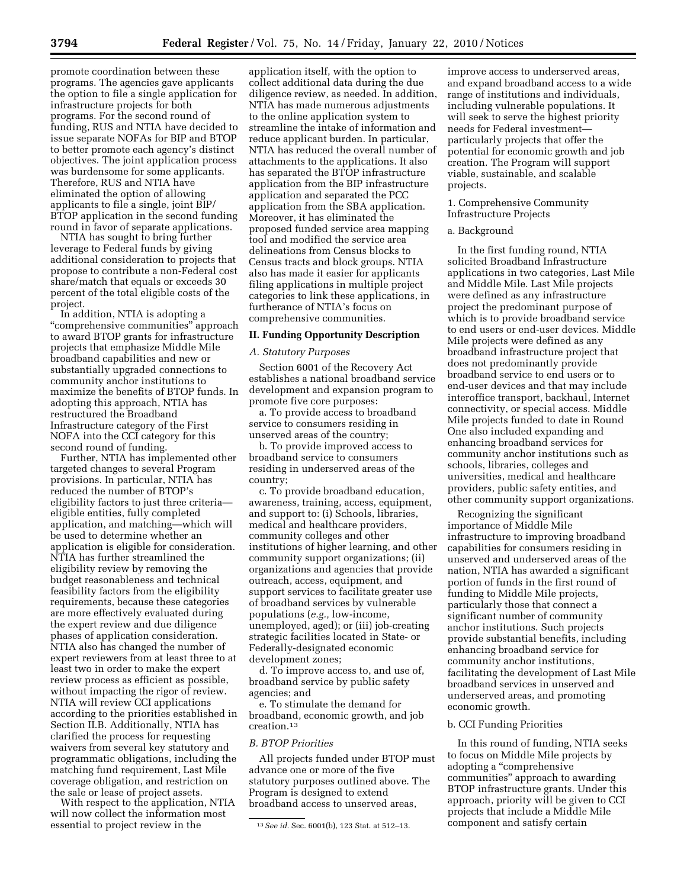promote coordination between these programs. The agencies gave applicants the option to file a single application for infrastructure projects for both programs. For the second round of funding, RUS and NTIA have decided to issue separate NOFAs for BIP and BTOP to better promote each agency's distinct objectives. The joint application process was burdensome for some applicants. Therefore, RUS and NTIA have eliminated the option of allowing applicants to file a single, joint BIP/BTOP application in the second funding round in favor of separate applications.

NTIA has sought to bring further leverage to Federal funds by giving additional consideration to projects that propose to contribute a non-Federal cost share/match that equals or exceeds 30 percent of the total eligible costs of the project.

In addition, NTIA is adopting a "comprehensive communities" approach to award BTOP grants for infrastructure projects that emphasize Middle Mile broadband capabilities and new or substantially upgraded connections to community anchor institutions to maximize the benefits of BTOP funds. In adopting this approach, NTIA has restructured the Broadband Infrastructure category of the First NOFA into the CCI category for this second round of funding.

Further, NTIA has implemented other targeted changes to several Program provisions. In particular, NTIA has reduced the number of BTOP's eligibility factors to just three criteria—eligible entities, fully completed application, and matching—which will be used to determine whether an application is eligible for consideration. NTIA has further streamlined the eligibility review by removing the budget reasonableness and technical feasibility factors from the eligibility requirements, because these categories are more effectively evaluated during the expert review and due diligence phases of application consideration. NTIA also has changed the number of expert reviewers from at least three to at least two in order to make the expert review process as efficient as possible, without impacting the rigor of review. NTIA will review CCI applications according to the priorities established in Section II.B. Additionally, NTIA has clarified the process for requesting waivers from several key statutory and programmatic obligations, including the matching fund requirement, Last Mile coverage obligation, and restriction on the sale or lease of project assets.

With respect to the application, NTIA will now collect the information most essential to project review in the application itself, with the option to collect additional data during the due diligence review, as needed. In addition, NTIA has made numerous adjustments to the online application system to streamline the intake of information and reduce applicant burden. In particular, NTIA has reduced the overall number of attachments to the applications. It also has separated the BTOP infrastructure application from the BIP infrastructure application and separated the PCC application from the SBA application. Moreover, it has eliminated the proposed funded service area mapping tool and modified the service area delineations from Census blocks to Census tracts and block groups. NTIA also has made it easier for applicants filing applications in multiple project categories to link these applications, in furtherance of NTIA's focus on comprehensive communities.

## II. Funding Opportunity Description

### *A. Statutory Purposes*

Section 6001 of the Recovery Act establishes a national broadband service development and expansion program to promote five core purposes:

a. To provide access to broadband service to consumers residing in unserved areas of the country;

b. To provide improved access to broadband service to consumers residing in underserved areas of the country;

c. To provide broadband education, awareness, training, access, equipment, and support to: (i) Schools, libraries, medical and healthcare providers, community colleges and other institutions of higher learning, and other community support organizations; (ii) organizations and agencies that provide outreach, access, equipment, and support services to facilitate greater use of broadband services by vulnerable populations (*e.g.,* low-income, unemployed, aged); or (iii) job-creating strategic facilities located in State- or Federally-designated economic development zones;

d. To improve access to, and use of, broadband service by public safety agencies; and

e. To stimulate the demand for broadband, economic growth, and job creation.[13]

### *B. BTOP Priorities*

All projects funded under BTOP must advance one or more of the five statutory purposes outlined above. The Program is designed to extend broadband access to unserved areas, improve access to underserved areas, and expand broadband access to a wide range of institutions and individuals, including vulnerable populations. It will seek to serve the highest priority needs for Federal investment—particularly projects that offer the potential for economic growth and job creation. The Program will support viable, sustainable, and scalable projects.

1. Comprehensive Community Infrastructure Projects

a. Background

In the first funding round, NTIA solicited Broadband Infrastructure applications in two categories, Last Mile and Middle Mile. Last Mile projects were defined as any infrastructure project the predominant purpose of which is to provide broadband service to end users or end-user devices. Middle Mile projects were defined as any broadband infrastructure project that does not predominantly provide broadband service to end users or to end-user devices and that may include interoffice transport, backhaul, Internet connectivity, or special access. Middle Mile projects funded to date in Round One also included expanding and enhancing broadband services for community anchor institutions such as schools, libraries, colleges and universities, medical and healthcare providers, public safety entities, and other community support organizations.

Recognizing the significant importance of Middle Mile infrastructure to improving broadband capabilities for consumers residing in unserved and underserved areas of the nation, NTIA has awarded a significant portion of funds in the first round of funding to Middle Mile projects, particularly those that connect a significant number of community anchor institutions. Such projects provide substantial benefits, including enhancing broadband service for community anchor institutions, facilitating the development of Last Mile broadband services in unserved and underserved areas, and promoting economic growth.

b. CCI Funding Priorities

In this round of funding, NTIA seeks to focus on Middle Mile projects by adopting a "comprehensive communities" approach to awarding BTOP infrastructure grants. Under this approach, priority will be given to CCI projects that include a Middle Mile component and satisfy certain

[13] *See id.* Sec. 6001(b), 123 Stat. at 512–13.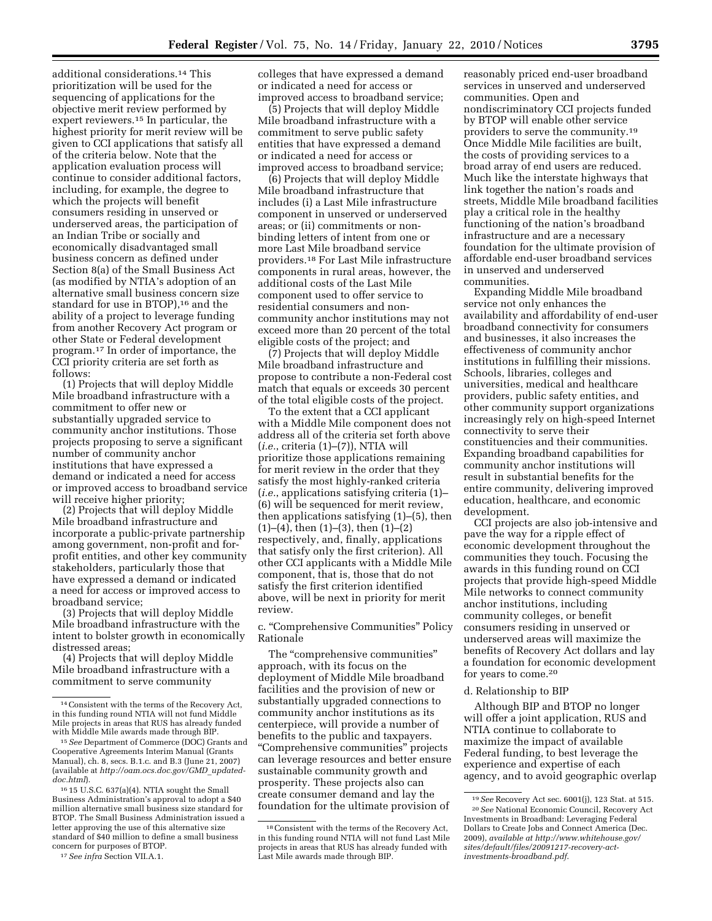additional considerations.[14] This prioritization will be used for the sequencing of applications for the objective merit review performed by expert reviewers.[15] In particular, the highest priority for merit review will be given to CCI applications that satisfy all of the criteria below. Note that the application evaluation process will continue to consider additional factors, including, for example, the degree to which the projects will benefit consumers residing in unserved or underserved areas, the participation of an Indian Tribe or socially and economically disadvantaged small business concern as defined under Section 8(a) of the Small Business Act (as modified by NTIA's adoption of an alternative small business concern size standard for use in BTOP),[16] and the ability of a project to leverage funding from another Recovery Act program or other State or Federal development program.[17] In order of importance, the CCI priority criteria are set forth as follows:

(1) Projects that will deploy Middle Mile broadband infrastructure with a commitment to offer new or substantially upgraded service to community anchor institutions. Those projects proposing to serve a significant number of community anchor institutions that have expressed a demand or indicated a need for access or improved access to broadband service will receive higher priority;

(2) Projects that will deploy Middle Mile broadband infrastructure and incorporate a public-private partnership among government, non-profit and for-profit entities, and other key community stakeholders, particularly those that have expressed a demand or indicated a need for access or improved access to broadband service;

(3) Projects that will deploy Middle Mile broadband infrastructure with the intent to bolster growth in economically distressed areas;

(4) Projects that will deploy Middle Mile broadband infrastructure with a commitment to serve community colleges that have expressed a demand or indicated a need for access or improved access to broadband service;

(5) Projects that will deploy Middle Mile broadband infrastructure with a commitment to serve public safety entities that have expressed a demand or indicated a need for access or improved access to broadband service;

(6) Projects that will deploy Middle Mile broadband infrastructure that includes (i) a Last Mile infrastructure component in unserved or underserved areas; or (ii) commitments or non-binding letters of intent from one or more Last Mile broadband service providers.[18] For Last Mile infrastructure components in rural areas, however, the additional costs of the Last Mile component used to offer service to residential consumers and non-community anchor institutions may not exceed more than 20 percent of the total eligible costs of the project; and

(7) Projects that will deploy Middle Mile broadband infrastructure and propose to contribute a non-Federal cost match that equals or exceeds 30 percent of the total eligible costs of the project.

To the extent that a CCI applicant with a Middle Mile component does not address all of the criteria set forth above (*i.e.*, criteria (1)–(7)), NTIA will prioritize those applications remaining for merit review in the order that they satisfy the most highly-ranked criteria (*i.e.*, applications satisfying criteria (1)–(6) will be sequenced for merit review, then applications satisfying (1)–(5), then (1)–(4), then (1)–(3), then (1)–(2) respectively, and, finally, applications that satisfy only the first criterion). All other CCI applicants with a Middle Mile component, that is, those that do not satisfy the first criterion identified above, will be next in priority for merit review.

c. "Comprehensive Communities" Policy Rationale

The "comprehensive communities" approach, with its focus on the deployment of Middle Mile broadband facilities and the provision of new or substantially upgraded connections to community anchor institutions as its centerpiece, will provide a number of benefits to the public and taxpayers. "Comprehensive communities" projects can leverage resources and better ensure sustainable community growth and prosperity. These projects also can create consumer demand and lay the foundation for the ultimate provision of reasonably priced end-user broadband services in unserved and underserved communities. Open and nondiscriminatory CCI projects funded by BTOP will enable other service providers to serve the community.[19] Once Middle Mile facilities are built, the costs of providing services to a broad array of end users are reduced. Much like the interstate highways that link together the nation's roads and streets, Middle Mile broadband facilities play a critical role in the healthy functioning of the nation's broadband infrastructure and are a necessary foundation for the ultimate provision of affordable end-user broadband services in unserved and underserved communities.

Expanding Middle Mile broadband service not only enhances the availability and affordability of end-user broadband connectivity for consumers and businesses, it also increases the effectiveness of community anchor institutions in fulfilling their missions. Schools, libraries, colleges and universities, medical and healthcare providers, public safety entities, and other community support organizations increasingly rely on high-speed Internet connectivity to serve their constituencies and their communities. Expanding broadband capabilities for community anchor institutions will result in substantial benefits for the entire community, delivering improved education, healthcare, and economic development.

CCI projects are also job-intensive and pave the way for a ripple effect of economic development throughout the communities they touch. Focusing the awards in this funding round on CCI projects that provide high-speed Middle Mile networks to connect community anchor institutions, including community colleges, or benefit consumers residing in unserved or underserved areas will maximize the benefits of Recovery Act dollars and lay a foundation for economic development for years to come.[20]

d. Relationship to BIP

Although BIP and BTOP no longer will offer a joint application, RUS and NTIA continue to collaborate to maximize the impact of available Federal funding, to best leverage the experience and expertise of each agency, and to avoid geographic overlap

---

[14] Consistent with the terms of the Recovery Act, in this funding round NTIA will not fund Middle Mile projects in areas that RUS has already funded with Middle Mile awards made through BIP.

[15] *See* Department of Commerce (DOC) Grants and Cooperative Agreements Interim Manual (Grants Manual), ch. 8, secs. B.1.c. and B.3 (June 21, 2007) (available at *http://oam.ocs.doc.gov/GMD_updated-doc.html*).

[16] 15 U.S.C. 637(a)(4). NTIA sought the Small Business Administration's approval to adopt a $40 million alternative small business size standard for BTOP. The Small Business Administration issued a letter approving the use of this alternative size standard of $40 million to define a small business concern for purposes of BTOP.

[17] *See infra* Section VII.A.1.

[18] Consistent with the terms of the Recovery Act, in this funding round NTIA will not fund Last Mile projects in areas that RUS has already funded with Last Mile awards made through BIP.

[19] *See* Recovery Act sec. 6001(j), 123 Stat. at 515.

[20] *See* National Economic Council, Recovery Act Investments in Broadband: Leveraging Federal Dollars to Create Jobs and Connect America (Dec. 2009), *available at http://www.whitehouse.gov/sites/default/files/20091217-recovery-act-investments-broadband.pdf*.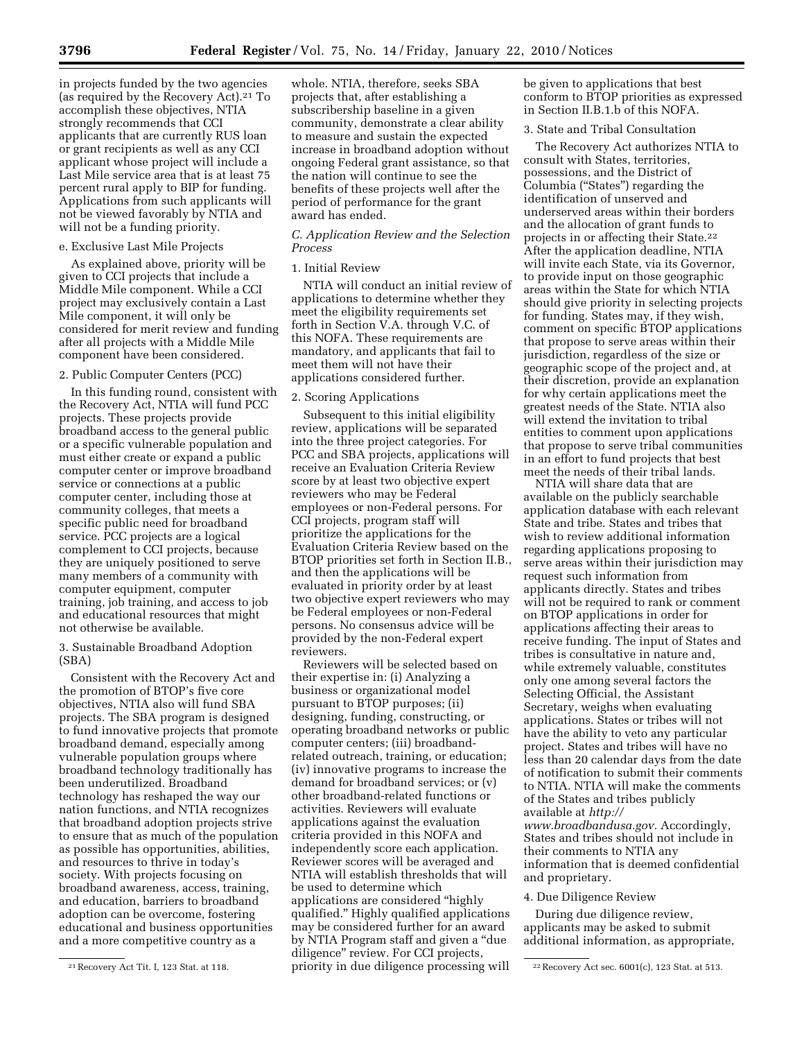in projects funded by the two agencies (as required by the Recovery Act).[21] To accomplish these objectives, NTIA strongly recommends that CCI applicants that are currently RUS loan or grant recipients as well as any CCI applicant whose project will include a Last Mile service area that is at least 75 percent rural apply to BIP for funding. Applications from such applicants will not be viewed favorably by NTIA and will not be a funding priority.

e. Exclusive Last Mile Projects

As explained above, priority will be given to CCI projects that include a Middle Mile component. While a CCI project may exclusively contain a Last Mile component, it will only be considered for merit review and funding after all projects with a Middle Mile component have been considered.

2. Public Computer Centers (PCC)

In this funding round, consistent with the Recovery Act, NTIA will fund PCC projects. These projects provide broadband access to the general public or a specific vulnerable population and must either create or expand a public computer center or improve broadband service or connections at a public computer center, including those at community colleges, that meets a specific public need for broadband service. PCC projects are a logical complement to CCI projects, because they are uniquely positioned to serve many members of a community with computer equipment, computer training, job training, and access to job and educational resources that might not otherwise be available.

3. Sustainable Broadband Adoption (SBA)

Consistent with the Recovery Act and the promotion of BTOP's five core objectives, NTIA also will fund SBA projects. The SBA program is designed to fund innovative projects that promote broadband demand, especially among vulnerable population groups where broadband technology traditionally has been underutilized. Broadband technology has reshaped the way our nation functions, and NTIA recognizes that broadband adoption projects strive to ensure that as much of the population as possible has opportunities, abilities, and resources to thrive in today's society. With projects focusing on broadband awareness, access, training, and education, barriers to broadband adoption can be overcome, fostering educational and business opportunities and a more competitive country as a whole. NTIA, therefore, seeks SBA projects that, after establishing a subscribership baseline in a given community, demonstrate a clear ability to measure and sustain the expected increase in broadband adoption without ongoing Federal grant assistance, so that the nation will continue to see the benefits of these projects well after the period of performance for the grant award has ended.

### *C. Application Review and the Selection Process*

1. Initial Review

NTIA will conduct an initial review of applications to determine whether they meet the eligibility requirements set forth in Section V.A. through V.C. of this NOFA. These requirements are mandatory, and applicants that fail to meet them will not have their applications considered further.

2. Scoring Applications

Subsequent to this initial eligibility review, applications will be separated into the three project categories. For PCC and SBA projects, applications will receive an Evaluation Criteria Review score by at least two objective expert reviewers who may be Federal employees or non-Federal persons. For CCI projects, program staff will prioritize the applications for the Evaluation Criteria Review based on the BTOP priorities set forth in Section II.B., and then the applications will be evaluated in priority order by at least two objective expert reviewers who may be Federal employees or non-Federal persons. No consensus advice will be provided by the non-Federal expert reviewers.

Reviewers will be selected based on their expertise in: (i) Analyzing a business or organizational model pursuant to BTOP purposes; (ii) designing, funding, constructing, or operating broadband networks or public computer centers; (iii) broadband-related outreach, training, or education; (iv) innovative programs to increase the demand for broadband services; or (v) other broadband-related functions or activities. Reviewers will evaluate applications against the evaluation criteria provided in this NOFA and independently score each application. Reviewer scores will be averaged and NTIA will establish thresholds that will be used to determine which applications are considered "highly qualified." Highly qualified applications may be considered further for an award by NTIA Program staff and given a "due diligence" review. For CCI projects, priority in due diligence processing will be given to applications that best conform to BTOP priorities as expressed in Section II.B.1.b of this NOFA.

3. State and Tribal Consultation

The Recovery Act authorizes NTIA to consult with States, territories, possessions, and the District of Columbia ("States") regarding the identification of unserved and underserved areas within their borders and the allocation of grant funds to projects in or affecting their State.[22] After the application deadline, NTIA will invite each State, via its Governor, to provide input on those geographic areas within the State for which NTIA should give priority in selecting projects for funding. States may, if they wish, comment on specific BTOP applications that propose to serve areas within their jurisdiction, regardless of the size or geographic scope of the project and, at their discretion, provide an explanation for why certain applications meet the greatest needs of the State. NTIA also will extend the invitation to tribal entities to comment upon applications that propose to serve tribal communities in an effort to fund projects that best meet the needs of their tribal lands.

NTIA will share data that are available on the publicly searchable application database with each relevant State and tribe. States and tribes that wish to review additional information regarding applications proposing to serve areas within their jurisdiction may request such information from applicants directly. States and tribes will not be required to rank or comment on BTOP applications in order for applications affecting their areas to receive funding. The input of States and tribes is consultative in nature and, while extremely valuable, constitutes only one among several factors the Selecting Official, the Assistant Secretary, weighs when evaluating applications. States or tribes will not have the ability to veto any particular project. States and tribes will have no less than 20 calendar days from the date of notification to submit their comments to NTIA. NTIA will make the comments of the States and tribes publicly available at *http://www.broadbandusa.gov.* Accordingly, States and tribes should not include in their comments to NTIA any information that is deemed confidential and proprietary.

4. Due Diligence Review

During due diligence review, applicants may be asked to submit additional information, as appropriate,

[21] Recovery Act Tit. I, 123 Stat. at 118.

[22] Recovery Act sec. 6001(c), 123 Stat. at 513.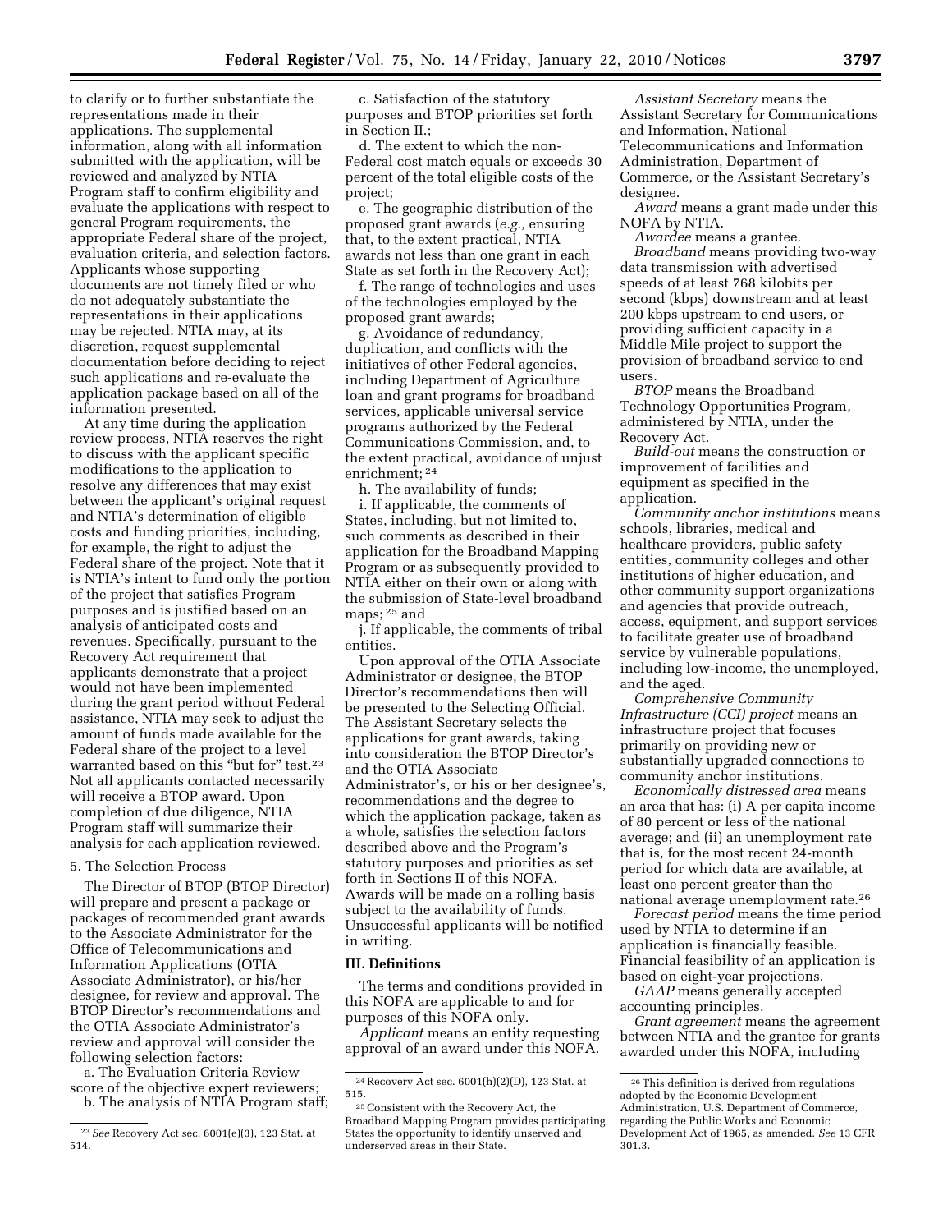to clarify or to further substantiate the representations made in their applications. The supplemental information, along with all information submitted with the application, will be reviewed and analyzed by NTIA Program staff to confirm eligibility and evaluate the applications with respect to general Program requirements, the appropriate Federal share of the project, evaluation criteria, and selection factors. Applicants whose supporting documents are not timely filed or who do not adequately substantiate the representations in their applications may be rejected. NTIA may, at its discretion, request supplemental documentation before deciding to reject such applications and re-evaluate the application package based on all of the information presented.

At any time during the application review process, NTIA reserves the right to discuss with the applicant specific modifications to the application to resolve any differences that may exist between the applicant's original request and NTIA's determination of eligible costs and funding priorities, including, for example, the right to adjust the Federal share of the project. Note that it is NTIA's intent to fund only the portion of the project that satisfies Program purposes and is justified based on an analysis of anticipated costs and revenues. Specifically, pursuant to the Recovery Act requirement that applicants demonstrate that a project would not have been implemented during the grant period without Federal assistance, NTIA may seek to adjust the amount of funds made available for the Federal share of the project to a level warranted based on this "but for" test.[23] Not all applicants contacted necessarily will receive a BTOP award. Upon completion of due diligence, NTIA Program staff will summarize their analysis for each application reviewed.

5. The Selection Process

The Director of BTOP (BTOP Director) will prepare and present a package or packages of recommended grant awards to the Associate Administrator for the Office of Telecommunications and Information Applications (OTIA Associate Administrator), or his/her designee, for review and approval. The BTOP Director's recommendations and the OTIA Associate Administrator's review and approval will consider the following selection factors:

a. The Evaluation Criteria Review score of the objective expert reviewers;

b. The analysis of NTIA Program staff;

c. Satisfaction of the statutory purposes and BTOP priorities set forth in Section II.;

d. The extent to which the non-Federal cost match equals or exceeds 30 percent of the total eligible costs of the project;

e. The geographic distribution of the proposed grant awards (*e.g.,* ensuring that, to the extent practical, NTIA awards not less than one grant in each State as set forth in the Recovery Act);

f. The range of technologies and uses of the technologies employed by the proposed grant awards;

g. Avoidance of redundancy, duplication, and conflicts with the initiatives of other Federal agencies, including Department of Agriculture loan and grant programs for broadband services, applicable universal service programs authorized by the Federal Communications Commission, and, to the extent practical, avoidance of unjust enrichment;[24]

h. The availability of funds;

i. If applicable, the comments of States, including, but not limited to, such comments as described in their application for the Broadband Mapping Program or as subsequently provided to NTIA either on their own or along with the submission of State-level broadband maps;[25] and

j. If applicable, the comments of tribal entities.

Upon approval of the OTIA Associate Administrator or designee, the BTOP Director's recommendations then will be presented to the Selecting Official. The Assistant Secretary selects the applications for grant awards, taking into consideration the BTOP Director's and the OTIA Associate Administrator's, or his or her designee's, recommendations and the degree to which the application package, taken as a whole, satisfies the selection factors described above and the Program's statutory purposes and priorities as set forth in Sections II of this NOFA. Awards will be made on a rolling basis subject to the availability of funds. Unsuccessful applicants will be notified in writing.

## III. Definitions

The terms and conditions provided in this NOFA are applicable to and for purposes of this NOFA only.

*Applicant* means an entity requesting approval of an award under this NOFA.

*Assistant Secretary* means the Assistant Secretary for Communications and Information, National Telecommunications and Information Administration, Department of Commerce, or the Assistant Secretary's designee.

*Award* means a grant made under this NOFA by NTIA.

*Awardee* means a grantee.

*Broadband* means providing two-way data transmission with advertised speeds of at least 768 kilobits per second (kbps) downstream and at least 200 kbps upstream to end users, or providing sufficient capacity in a Middle Mile project to support the provision of broadband service to end users.

*BTOP* means the Broadband Technology Opportunities Program, administered by NTIA, under the Recovery Act.

*Build-out* means the construction or improvement of facilities and equipment as specified in the application.

*Community anchor institutions* means schools, libraries, medical and healthcare providers, public safety entities, community colleges and other institutions of higher education, and other community support organizations and agencies that provide outreach, access, equipment, and support services to facilitate greater use of broadband service by vulnerable populations, including low-income, the unemployed, and the aged.

*Comprehensive Community Infrastructure (CCI) project* means an infrastructure project that focuses primarily on providing new or substantially upgraded connections to community anchor institutions.

*Economically distressed area* means an area that has: (i) A per capita income of 80 percent or less of the national average; and (ii) an unemployment rate that is, for the most recent 24-month period for which data are available, at least one percent greater than the national average unemployment rate.[26]

*Forecast period* means the time period used by NTIA to determine if an application is financially feasible. Financial feasibility of an application is based on eight-year projections.

*GAAP* means generally accepted accounting principles.

*Grant agreement* means the agreement between NTIA and the grantee for grants awarded under this NOFA, including

---

[23] *See* Recovery Act sec. 6001(e)(3), 123 Stat. at 514.

[24] Recovery Act sec. 6001(h)(2)(D), 123 Stat. at 515.

[25] Consistent with the Recovery Act, the Broadband Mapping Program provides participating States the opportunity to identify unserved and underserved areas in their State.

[26] This definition is derived from regulations adopted by the Economic Development Administration, U.S. Department of Commerce, regarding the Public Works and Economic Development Act of 1965, as amended. *See* 13 CFR 301.3.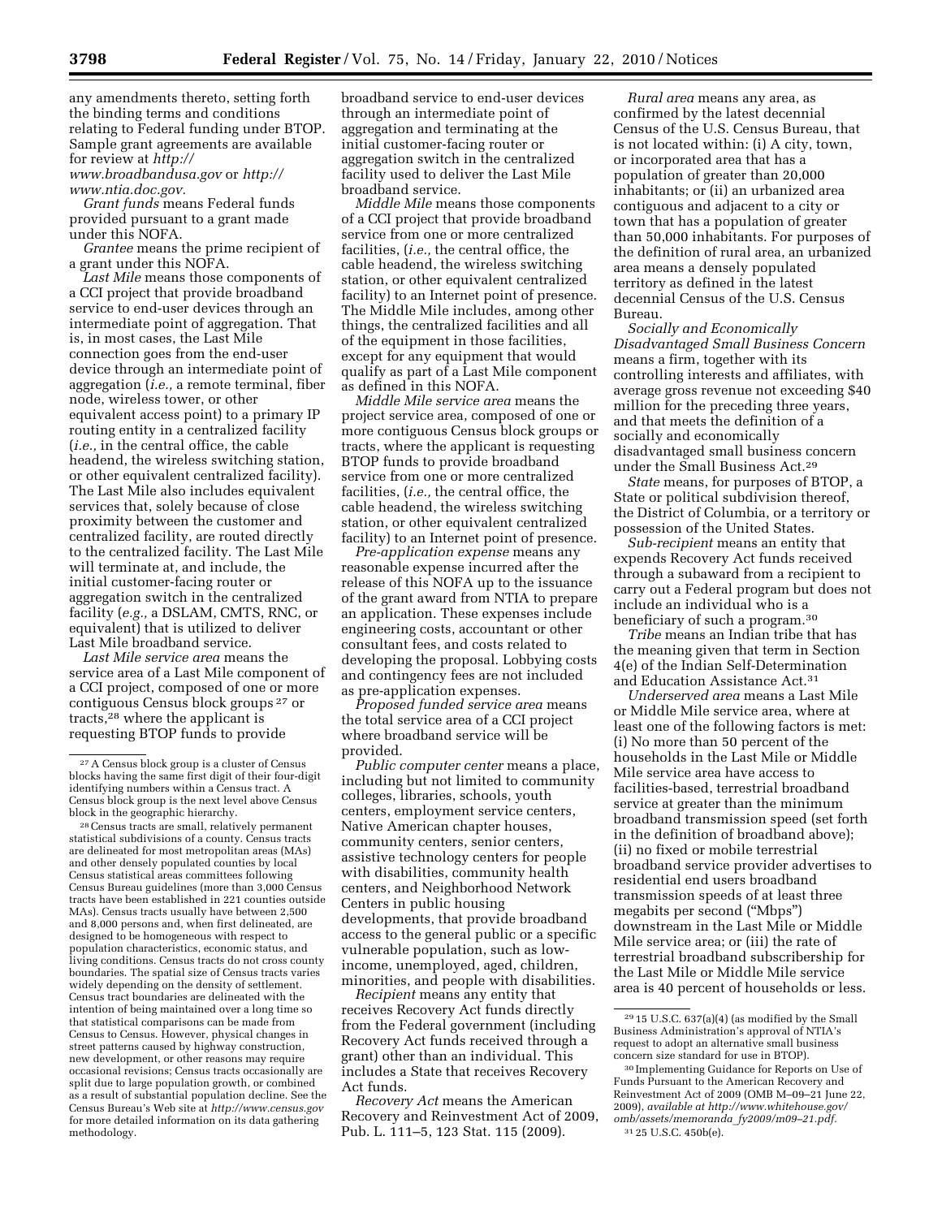any amendments thereto, setting forth the binding terms and conditions relating to Federal funding under BTOP. Sample grant agreements are available for review at *http://www.broadbandusa.gov* or *http://www.ntia.doc.gov.*

*Grant funds* means Federal funds provided pursuant to a grant made under this NOFA.

*Grantee* means the prime recipient of a grant under this NOFA.

*Last Mile* means those components of a CCI project that provide broadband service to end-user devices through an intermediate point of aggregation. That is, in most cases, the Last Mile connection goes from the end-user device through an intermediate point of aggregation (*i.e.,* a remote terminal, fiber node, wireless tower, or other equivalent access point) to a primary IP routing entity in a centralized facility (*i.e.,* in the central office, the cable headend, the wireless switching station, or other equivalent centralized facility). The Last Mile also includes equivalent services that, solely because of close proximity between the customer and centralized facility, are routed directly to the centralized facility. The Last Mile will terminate at, and include, the initial customer-facing router or aggregation switch in the centralized facility (*e.g.,* a DSLAM, CMTS, RNC, or equivalent) that is utilized to deliver Last Mile broadband service.

*Last Mile service area* means the service area of a Last Mile component of a CCI project, composed of one or more contiguous Census block groups [27] or tracts,[28] where the applicant is requesting BTOP funds to provide broadband service to end-user devices through an intermediate point of aggregation and terminating at the initial customer-facing router or aggregation switch in the centralized facility used to deliver the Last Mile broadband service.

*Middle Mile* means those components of a CCI project that provide broadband service from one or more centralized facilities, (*i.e.,* the central office, the cable headend, the wireless switching station, or other equivalent centralized facility) to an Internet point of presence. The Middle Mile includes, among other things, the centralized facilities and all of the equipment in those facilities, except for any equipment that would qualify as part of a Last Mile component as defined in this NOFA.

*Middle Mile service area* means the project service area, composed of one or more contiguous Census block groups or tracts, where the applicant is requesting BTOP funds to provide broadband service from one or more centralized facilities, (*i.e.,* the central office, the cable headend, the wireless switching station, or other equivalent centralized facility) to an Internet point of presence.

*Pre-application expense* means any reasonable expense incurred after the release of this NOFA up to the issuance of the grant award from NTIA to prepare an application. These expenses include engineering costs, accountant or other consultant fees, and costs related to developing the proposal. Lobbying costs and contingency fees are not included as pre-application expenses.

*Proposed funded service area* means the total service area of a CCI project where broadband service will be provided.

*Public computer center* means a place, including but not limited to community colleges, libraries, schools, youth centers, employment service centers, Native American chapter houses, community centers, senior centers, assistive technology centers for people with disabilities, community health centers, and Neighborhood Network Centers in public housing developments, that provide broadband access to the general public or a specific vulnerable population, such as low-income, unemployed, aged, children, minorities, and people with disabilities.

*Recipient* means any entity that receives Recovery Act funds directly from the Federal government (including Recovery Act funds received through a grant) other than an individual. This includes a State that receives Recovery Act funds.

*Recovery Act* means the American Recovery and Reinvestment Act of 2009, Pub. L. 111–5, 123 Stat. 115 (2009).

*Rural area* means any area, as confirmed by the latest decennial Census of the U.S. Census Bureau, that is not located within: (i) A city, town, or incorporated area that has a population of greater than 20,000 inhabitants; or (ii) an urbanized area contiguous and adjacent to a city or town that has a population of greater than 50,000 inhabitants. For purposes of the definition of rural area, an urbanized area means a densely populated territory as defined in the latest decennial Census of the U.S. Census Bureau.

*Socially and Economically Disadvantaged Small Business Concern* means a firm, together with its controlling interests and affiliates, with average gross revenue not exceeding $40 million for the preceding three years, and that meets the definition of a socially and economically disadvantaged small business concern under the Small Business Act.[29]

*State* means, for purposes of BTOP, a State or political subdivision thereof, the District of Columbia, or a territory or possession of the United States.

*Sub-recipient* means an entity that expends Recovery Act funds received through a subaward from a recipient to carry out a Federal program but does not include an individual who is a beneficiary of such a program.[30]

*Tribe* means an Indian tribe that has the meaning given that term in Section 4(e) of the Indian Self-Determination and Education Assistance Act.[31]

*Underserved area* means a Last Mile or Middle Mile service area, where at least one of the following factors is met: (i) No more than 50 percent of the households in the Last Mile or Middle Mile service area have access to facilities-based, terrestrial broadband service at greater than the minimum broadband transmission speed (set forth in the definition of broadband above); (ii) no fixed or mobile terrestrial broadband service provider advertises to residential end users broadband transmission speeds of at least three megabits per second ("Mbps") downstream in the Last Mile or Middle Mile service area; or (iii) the rate of terrestrial broadband subscribership for the Last Mile or Middle Mile service area is 40 percent of households or less.

---

[27] A Census block group is a cluster of Census blocks having the same first digit of their four-digit identifying numbers within a Census tract. A Census block group is the next level above Census block in the geographic hierarchy.

[28] Census tracts are small, relatively permanent statistical subdivisions of a county. Census tracts are delineated for most metropolitan areas (MAs) and other densely populated counties by local Census statistical areas committees following Census Bureau guidelines (more than 3,000 Census tracts have been established in 221 counties outside MAs). Census tracts usually have between 2,500 and 8,000 persons and, when first delineated, are designed to be homogeneous with respect to population characteristics, economic status, and living conditions. Census tracts do not cross county boundaries. The spatial size of Census tracts varies widely depending on the density of settlement. Census tract boundaries are delineated with the intention of being maintained over a long time so that statistical comparisons can be made from Census to Census. However, physical changes in street patterns caused by highway construction, new development, or other reasons may require occasional revisions; Census tracts occasionally are split due to large population growth, or combined as a result of substantial population decline. See the Census Bureau's Web site at *http://www.census.gov* for more detailed information on its data gathering methodology.

[29] 15 U.S.C. 637(a)(4) (as modified by the Small Business Administration's approval of NTIA's request to adopt an alternative small business concern size standard for use in BTOP).

[30] Implementing Guidance for Reports on Use of Funds Pursuant to the American Recovery and Reinvestment Act of 2009 (OMB M–09–21 June 22, 2009), *available at http://www.whitehouse.gov/omb/assets/memoranda_fy2009/m09–21.pdf.*

[31] 25 U.S.C. 450b(e).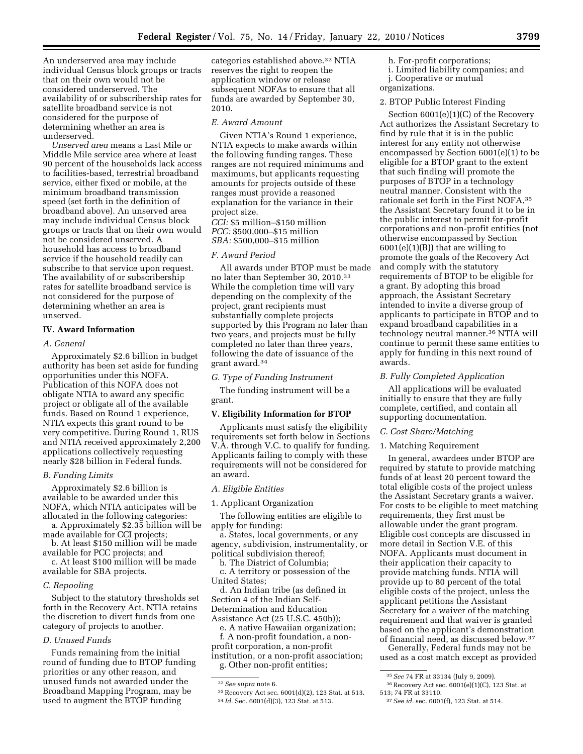An underserved area may include individual Census block groups or tracts that on their own would not be considered underserved. The availability of or subscribership rates for satellite broadband service is not considered for the purpose of determining whether an area is underserved.

*Unserved area* means a Last Mile or Middle Mile service area where at least 90 percent of the households lack access to facilities-based, terrestrial broadband service, either fixed or mobile, at the minimum broadband transmission speed (set forth in the definition of broadband above). An unserved area may include individual Census block groups or tracts that on their own would not be considered unserved. A household has access to broadband service if the household readily can subscribe to that service upon request. The availability of or subscribership rates for satellite broadband service is not considered for the purpose of determining whether an area is unserved.

## IV. Award Information

### *A. General*

Approximately $2.6 billion in budget authority has been set aside for funding opportunities under this NOFA. Publication of this NOFA does not obligate NTIA to award any specific project or obligate all of the available funds. Based on Round 1 experience, NTIA expects this grant round to be very competitive. During Round 1, RUS and NTIA received approximately 2,200 applications collectively requesting nearly $28 billion in Federal funds.

### *B. Funding Limits*

Approximately $2.6 billion is available to be awarded under this NOFA, which NTIA anticipates will be allocated in the following categories:

a. Approximately $2.35 billion will be made available for CCI projects;

b. At least $150 million will be made available for PCC projects; and

c. At least $100 million will be made available for SBA projects.

### *C. Repooling*

Subject to the statutory thresholds set forth in the Recovery Act, NTIA retains the discretion to divert funds from one category of projects to another.

### *D. Unused Funds*

Funds remaining from the initial round of funding due to BTOP funding priorities or any other reason, and unused funds not awarded under the Broadband Mapping Program, may be used to augment the BTOP funding categories established above.[32] NTIA reserves the right to reopen the application window or release subsequent NOFAs to ensure that all funds are awarded by September 30, 2010.

### *E. Award Amount*

Given NTIA's Round 1 experience, NTIA expects to make awards within the following funding ranges. These ranges are not required minimums and maximums, but applicants requesting amounts for projects outside of these ranges must provide a reasoned explanation for the variance in their project size.

*CCI:* $5 million–$150 million
*PCC:* $500,000–$15 million
*SBA:* $500,000–$15 million

### *F. Award Period*

All awards under BTOP must be made no later than September 30, 2010.[33] While the completion time will vary depending on the complexity of the project, grant recipients must substantially complete projects supported by this Program no later than two years, and projects must be fully completed no later than three years, following the date of issuance of the grant award.[34]

### *G. Type of Funding Instrument*

The funding instrument will be a grant.

## V. Eligibility Information for BTOP

Applicants must satisfy the eligibility requirements set forth below in Sections V.A. through V.C. to qualify for funding. Applicants failing to comply with these requirements will not be considered for an award.

### *A. Eligible Entities*

1. Applicant Organization

The following entities are eligible to apply for funding:

a. States, local governments, or any agency, subdivision, instrumentality, or political subdivision thereof;

b. The District of Columbia;

c. A territory or possession of the United States;

d. An Indian tribe (as defined in Section 4 of the Indian Self-Determination and Education Assistance Act (25 U.S.C. 450b));

e. A native Hawaiian organization;

f. A non-profit foundation, a non-profit corporation, a non-profit institution, or a non-profit association;

g. Other non-profit entities;

h. For-profit corporations;

i. Limited liability companies; and

j. Cooperative or mutual organizations.

2. BTOP Public Interest Finding

Section 6001(e)(1)(C) of the Recovery Act authorizes the Assistant Secretary to find by rule that it is in the public interest for any entity not otherwise encompassed by Section 6001(e)(1) to be eligible for a BTOP grant to the extent that such finding will promote the purposes of BTOP in a technology neutral manner. Consistent with the rationale set forth in the First NOFA,[35] the Assistant Secretary found it to be in the public interest to permit for-profit corporations and non-profit entities (not otherwise encompassed by Section 6001(e)(1)(B)) that are willing to promote the goals of the Recovery Act and comply with the statutory requirements of BTOP to be eligible for a grant. By adopting this broad approach, the Assistant Secretary intended to invite a diverse group of applicants to participate in BTOP and to expand broadband capabilities in a technology neutral manner.[36] NTIA will continue to permit these same entities to apply for funding in this next round of awards.

### *B. Fully Completed Application*

All applications will be evaluated initially to ensure that they are fully complete, certified, and contain all supporting documentation.

### *C. Cost Share/Matching*

1. Matching Requirement

In general, awardees under BTOP are required by statute to provide matching funds of at least 20 percent toward the total eligible costs of the project unless the Assistant Secretary grants a waiver. For costs to be eligible to meet matching requirements, they first must be allowable under the grant program. Eligible cost concepts are discussed in more detail in Section V.E. of this NOFA. Applicants must document in their application their capacity to provide matching funds. NTIA will provide up to 80 percent of the total eligible costs of the project, unless the applicant petitions the Assistant Secretary for a waiver of the matching requirement and that waiver is granted based on the applicant's demonstration of financial need, as discussed below.[37]

Generally, Federal funds may not be used as a cost match except as provided

---

[32] *See supra* note 6.

[33] Recovery Act sec. 6001(d)(2), 123 Stat. at 513.

[34] *Id.* Sec. 6001(d)(3), 123 Stat. at 513.

[35] *See* 74 FR at 33134 (July 9, 2009).

[36] Recovery Act sec. 6001(e)(1)(C), 123 Stat. at 513; 74 FR at 33110.

[37] *See id.* sec. 6001(f), 123 Stat. at 514.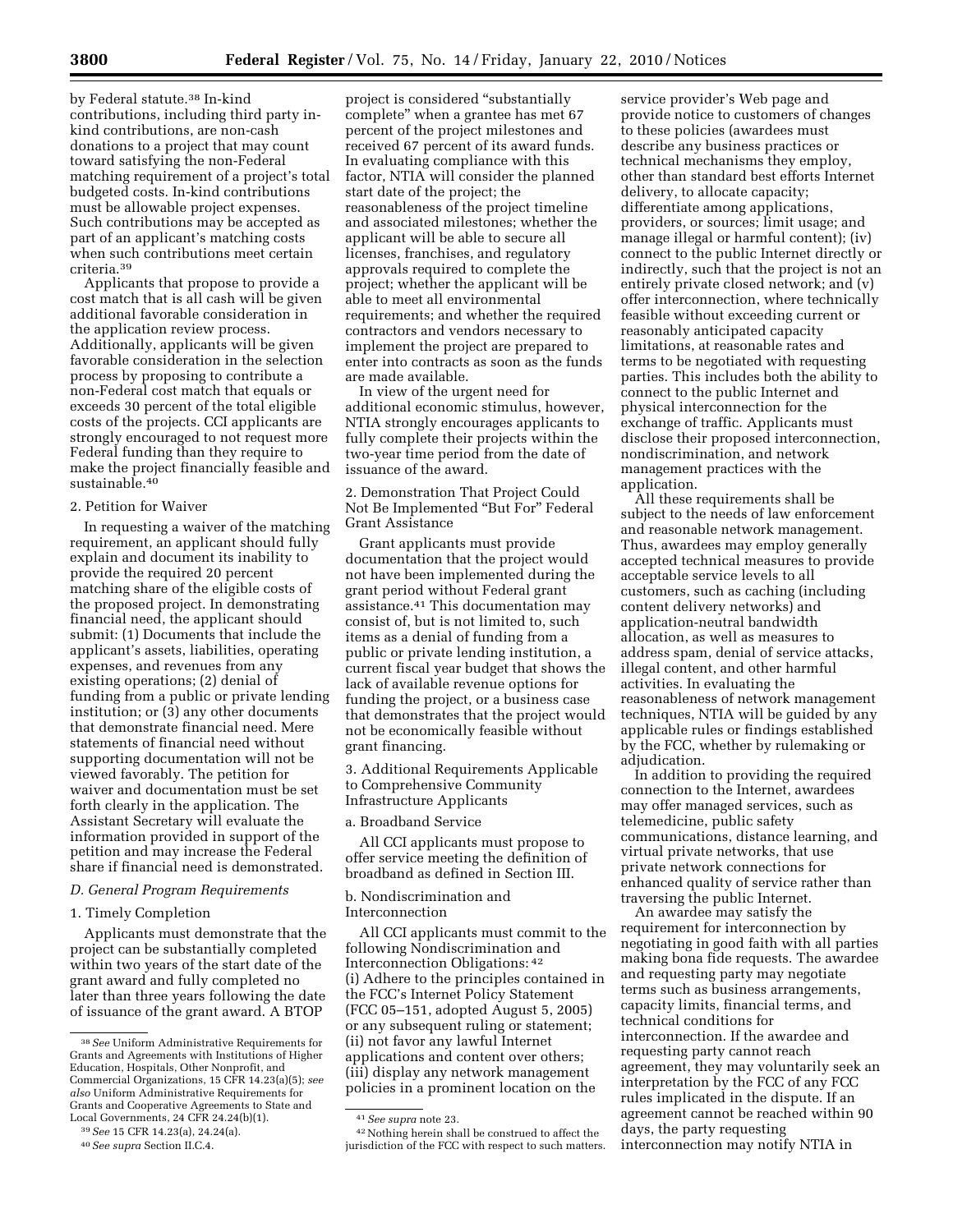by Federal statute.[38] In-kind contributions, including third party in-kind contributions, are non-cash donations to a project that may count toward satisfying the non-Federal matching requirement of a project's total budgeted costs. In-kind contributions must be allowable project expenses. Such contributions may be accepted as part of an applicant's matching costs when such contributions meet certain criteria.[39]

Applicants that propose to provide a cost match that is all cash will be given additional favorable consideration in the application review process. Additionally, applicants will be given favorable consideration in the selection process by proposing to contribute a non-Federal cost match that equals or exceeds 30 percent of the total eligible costs of the projects. CCI applicants are strongly encouraged to not request more Federal funding than they require to make the project financially feasible and sustainable.[40]

2. Petition for Waiver

In requesting a waiver of the matching requirement, an applicant should fully explain and document its inability to provide the required 20 percent matching share of the eligible costs of the proposed project. In demonstrating financial need, the applicant should submit: (1) Documents that include the applicant's assets, liabilities, operating expenses, and revenues from any existing operations; (2) denial of funding from a public or private lending institution; or (3) any other documents that demonstrate financial need. Mere statements of financial need without supporting documentation will not be viewed favorably. The petition for waiver and documentation must be set forth clearly in the application. The Assistant Secretary will evaluate the information provided in support of the petition and may increase the Federal share if financial need is demonstrated.

*D. General Program Requirements*

1. Timely Completion

Applicants must demonstrate that the project can be substantially completed within two years of the start date of the grant award and fully completed no later than three years following the date of issuance of the grant award. A BTOP project is considered "substantially complete" when a grantee has met 67 percent of the project milestones and received 67 percent of its award funds. In evaluating compliance with this factor, NTIA will consider the planned start date of the project; the reasonableness of the project timeline and associated milestones; whether the applicant will be able to secure all licenses, franchises, and regulatory approvals required to complete the project; whether the applicant will be able to meet all environmental requirements; and whether the required contractors and vendors necessary to implement the project are prepared to enter into contracts as soon as the funds are made available.

In view of the urgent need for additional economic stimulus, however, NTIA strongly encourages applicants to fully complete their projects within the two-year time period from the date of issuance of the award.

2. Demonstration That Project Could Not Be Implemented "But For" Federal Grant Assistance

Grant applicants must provide documentation that the project would not have been implemented during the grant period without Federal grant assistance.[41] This documentation may consist of, but is not limited to, such items as a denial of funding from a public or private lending institution, a current fiscal year budget that shows the lack of available revenue options for funding the project, or a business case that demonstrates that the project would not be economically feasible without grant financing.

3. Additional Requirements Applicable to Comprehensive Community Infrastructure Applicants

a. Broadband Service

All CCI applicants must propose to offer service meeting the definition of broadband as defined in Section III.

b. Nondiscrimination and Interconnection

All CCI applicants must commit to the following Nondiscrimination and Interconnection Obligations:[42] (i) Adhere to the principles contained in the FCC's Internet Policy Statement (FCC 05–151, adopted August 5, 2005) or any subsequent ruling or statement; (ii) not favor any lawful Internet applications and content over others; (iii) display any network management policies in a prominent location on the service provider's Web page and provide notice to customers of changes to these policies (awardees must describe any business practices or technical mechanisms they employ, other than standard best efforts Internet delivery, to allocate capacity; differentiate among applications, providers, or sources; limit usage; and manage illegal or harmful content); (iv) connect to the public Internet directly or indirectly, such that the project is not an entirely private closed network; and (v) offer interconnection, where technically feasible without exceeding current or reasonably anticipated capacity limitations, at reasonable rates and terms to be negotiated with requesting parties. This includes both the ability to connect to the public Internet and physical interconnection for the exchange of traffic. Applicants must disclose their proposed interconnection, nondiscrimination, and network management practices with the application.

All these requirements shall be subject to the needs of law enforcement and reasonable network management. Thus, awardees may employ generally accepted technical measures to provide acceptable service levels to all customers, such as caching (including content delivery networks) and application-neutral bandwidth allocation, as well as measures to address spam, denial of service attacks, illegal content, and other harmful activities. In evaluating the reasonableness of network management techniques, NTIA will be guided by any applicable rules or findings established by the FCC, whether by rulemaking or adjudication.

In addition to providing the required connection to the Internet, awardees may offer managed services, such as telemedicine, public safety communications, distance learning, and virtual private networks, that use private network connections for enhanced quality of service rather than traversing the public Internet.

An awardee may satisfy the requirement for interconnection by negotiating in good faith with all parties making bona fide requests. The awardee and requesting party may negotiate terms such as business arrangements, capacity limits, financial terms, and technical conditions for interconnection. If the awardee and requesting party cannot reach agreement, they may voluntarily seek an interpretation by the FCC of any FCC rules implicated in the dispute. If an agreement cannot be reached within 90 days, the party requesting interconnection may notify NTIA in

[38] *See* Uniform Administrative Requirements for Grants and Agreements with Institutions of Higher Education, Hospitals, Other Nonprofit, and Commercial Organizations, 15 CFR 14.23(a)(5); *see also* Uniform Administrative Requirements for Grants and Cooperative Agreements to State and Local Governments, 24 CFR 24.24(b)(1).

[39] *See* 15 CFR 14.23(a), 24.24(a).

[40] *See supra* Section II.C.4.

[41] *See supra* note 23.

[42] Nothing herein shall be construed to affect the jurisdiction of the FCC with respect to such matters.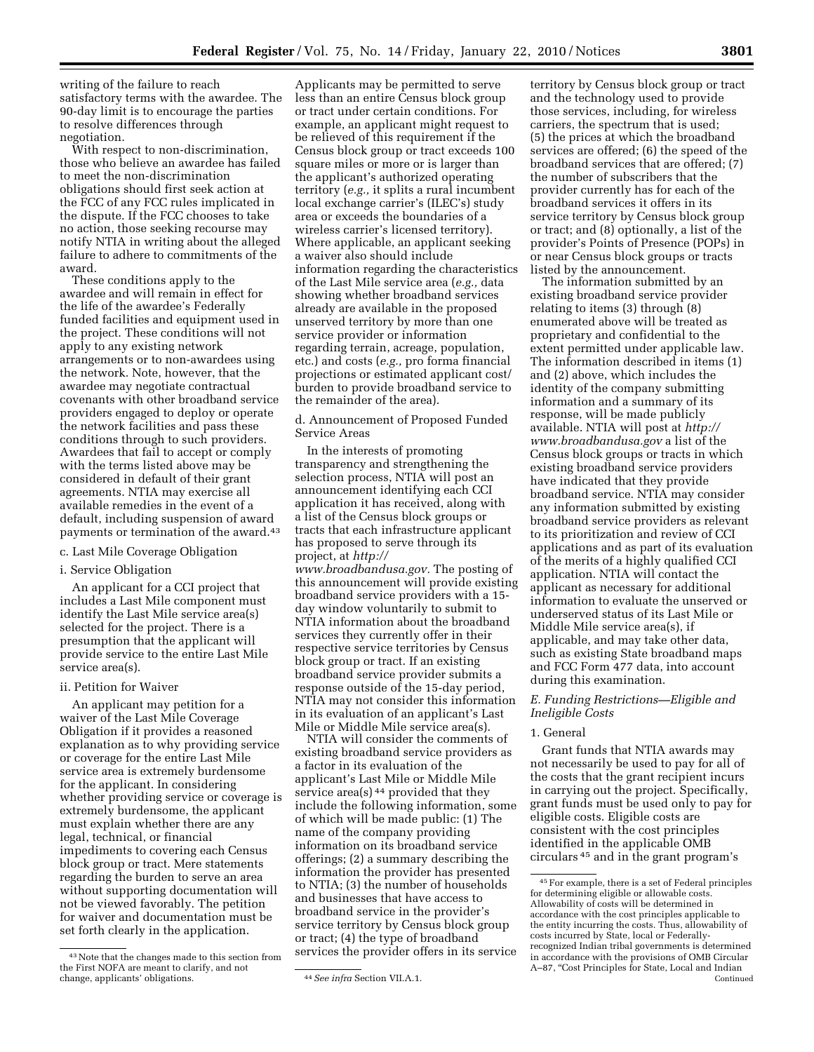writing of the failure to reach satisfactory terms with the awardee. The 90-day limit is to encourage the parties to resolve differences through negotiation.

With respect to non-discrimination, those who believe an awardee has failed to meet the non-discrimination obligations should first seek action at the FCC of any FCC rules implicated in the dispute. If the FCC chooses to take no action, those seeking recourse may notify NTIA in writing about the alleged failure to adhere to commitments of the award.

These conditions apply to the awardee and will remain in effect for the life of the awardee's Federally funded facilities and equipment used in the project. These conditions will not apply to any existing network arrangements or to non-awardees using the network. Note, however, that the awardee may negotiate contractual covenants with other broadband service providers engaged to deploy or operate the network facilities and pass these conditions through to such providers. Awardees that fail to accept or comply with the terms listed above may be considered in default of their grant agreements. NTIA may exercise all available remedies in the event of a default, including suspension of award payments or termination of the award.[43]

c. Last Mile Coverage Obligation

i. Service Obligation

An applicant for a CCI project that includes a Last Mile component must identify the Last Mile service area(s) selected for the project. There is a presumption that the applicant will provide service to the entire Last Mile service area(s).

ii. Petition for Waiver

An applicant may petition for a waiver of the Last Mile Coverage Obligation if it provides a reasoned explanation as to why providing service or coverage for the entire Last Mile service area is extremely burdensome for the applicant. In considering whether providing service or coverage is extremely burdensome, the applicant must explain whether there are any legal, technical, or financial impediments to covering each Census block group or tract. Mere statements regarding the burden to serve an area without supporting documentation will not be viewed favorably. The petition for waiver and documentation must be set forth clearly in the application.

Applicants may be permitted to serve less than an entire Census block group or tract under certain conditions. For example, an applicant might request to be relieved of this requirement if the Census block group or tract exceeds 100 square miles or more or is larger than the applicant's authorized operating territory (*e.g.,* it splits a rural incumbent local exchange carrier's (ILEC's) study area or exceeds the boundaries of a wireless carrier's licensed territory). Where applicable, an applicant seeking a waiver also should include information regarding the characteristics of the Last Mile service area (*e.g.,* data showing whether broadband services already are available in the proposed unserved territory by more than one service provider or information regarding terrain, acreage, population, etc.) and costs (*e.g.,* pro forma financial projections or estimated applicant cost/burden to provide broadband service to the remainder of the area).

d. Announcement of Proposed Funded Service Areas

In the interests of promoting transparency and strengthening the selection process, NTIA will post an announcement identifying each CCI application it has received, along with a list of the Census block groups or tracts that each infrastructure applicant has proposed to serve through its project, at *http://www.broadbandusa.gov.* The posting of this announcement will provide existing broadband service providers with a 15-day window voluntarily to submit to NTIA information about the broadband services they currently offer in their respective service territories by Census block group or tract. If an existing broadband service provider submits a response outside of the 15-day period, NTIA may not consider this information in its evaluation of an applicant's Last Mile or Middle Mile service area(s).

NTIA will consider the comments of existing broadband service providers as a factor in its evaluation of the applicant's Last Mile or Middle Mile service area(s)[44] provided that they include the following information, some of which will be made public: (1) The name of the company providing information on its broadband service offerings; (2) a summary describing the information the provider has presented to NTIA; (3) the number of households and businesses that have access to broadband service in the provider's service territory by Census block group or tract; (4) the type of broadband services the provider offers in its service territory by Census block group or tract and the technology used to provide those services, including, for wireless carriers, the spectrum that is used; (5) the prices at which the broadband services are offered; (6) the speed of the broadband services that are offered; (7) the number of subscribers that the provider currently has for each of the broadband services it offers in its service territory by Census block group or tract; and (8) optionally, a list of the provider's Points of Presence (POPs) in or near Census block groups or tracts listed by the announcement.

The information submitted by an existing broadband service provider relating to items (3) through (8) enumerated above will be treated as proprietary and confidential to the extent permitted under applicable law. The information described in items (1) and (2) above, which includes the identity of the company submitting information and a summary of its response, will be made publicly available. NTIA will post at *http://www.broadbandusa.gov* a list of the Census block groups or tracts in which existing broadband service providers have indicated that they provide broadband service. NTIA may consider any information submitted by existing broadband service providers as relevant to its prioritization and review of CCI applications and as part of its evaluation of the merits of a highly qualified CCI application. NTIA will contact the applicant as necessary for additional information to evaluate the unserved or underserved status of its Last Mile or Middle Mile service area(s), if applicable, and may take other data, such as existing State broadband maps and FCC Form 477 data, into account during this examination.

### *E. Funding Restrictions—Eligible and Ineligible Costs*

1. General

Grant funds that NTIA awards may not necessarily be used to pay for all of the costs that the grant recipient incurs in carrying out the project. Specifically, grant funds must be used only to pay for eligible costs. Eligible costs are consistent with the cost principles identified in the applicable OMB circulars[45] and in the grant program's

---

[43] Note that the changes made to this section from the First NOFA are meant to clarify, and not change, applicants' obligations.

[44] *See infra* Section VII.A.1.

[45] For example, there is a set of Federal principles for determining eligible or allowable costs. Allowability of costs will be determined in accordance with the cost principles applicable to the entity incurring the costs. Thus, allowability of costs incurred by State, local or Federally-recognized Indian tribal governments is determined in accordance with the provisions of OMB Circular A–87, "Cost Principles for State, Local and Indian Continued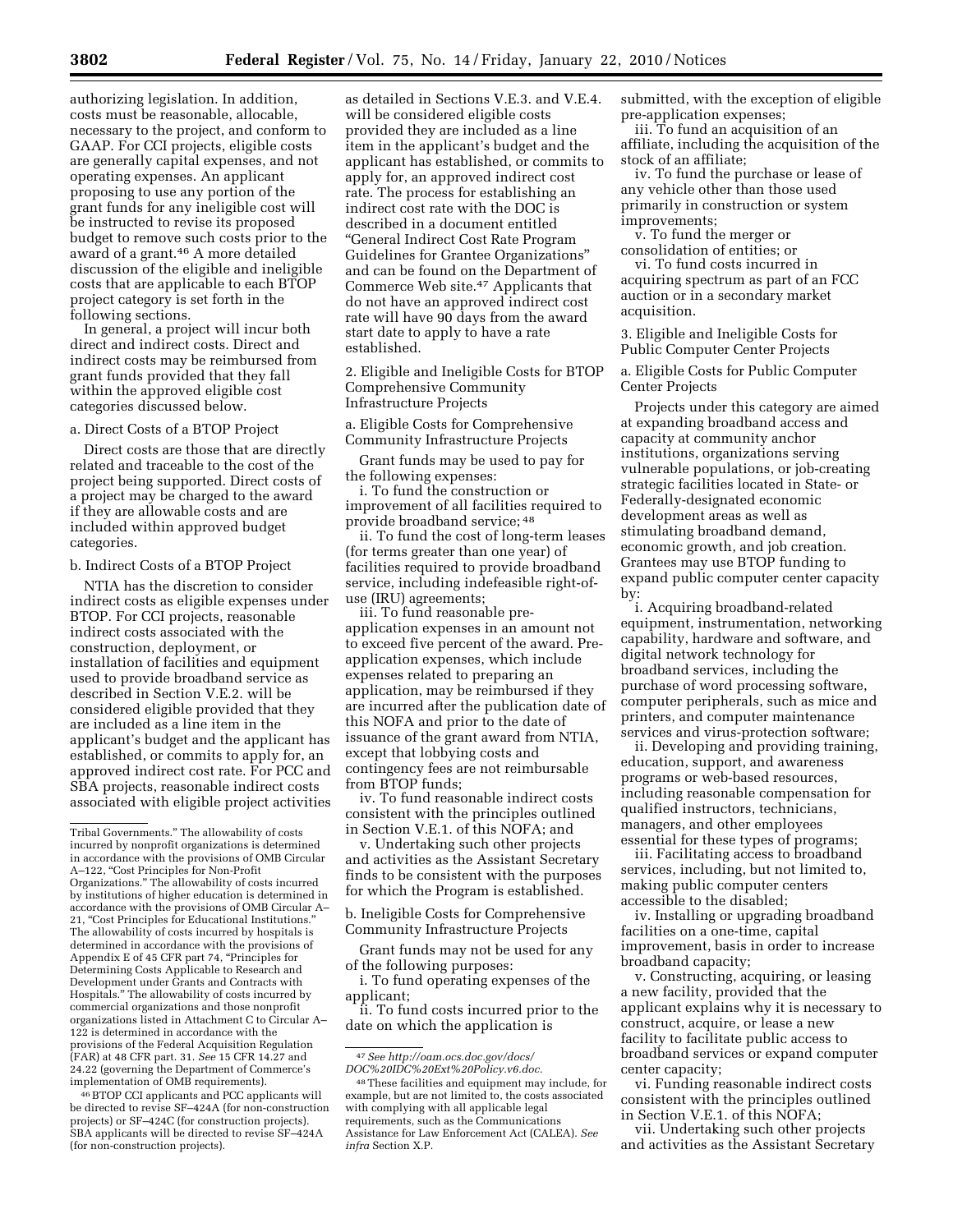authorizing legislation. In addition, costs must be reasonable, allocable, necessary to the project, and conform to GAAP. For CCI projects, eligible costs are generally capital expenses, and not operating expenses. An applicant proposing to use any portion of the grant funds for any ineligible cost will be instructed to revise its proposed budget to remove such costs prior to the award of a grant.[46] A more detailed discussion of the eligible and ineligible costs that are applicable to each BTOP project category is set forth in the following sections.

In general, a project will incur both direct and indirect costs. Direct and indirect costs may be reimbursed from grant funds provided that they fall within the approved eligible cost categories discussed below.

a. Direct Costs of a BTOP Project

Direct costs are those that are directly related and traceable to the cost of the project being supported. Direct costs of a project may be charged to the award if they are allowable costs and are included within approved budget categories.

b. Indirect Costs of a BTOP Project

NTIA has the discretion to consider indirect costs as eligible expenses under BTOP. For CCI projects, reasonable indirect costs associated with the construction, deployment, or installation of facilities and equipment used to provide broadband service as described in Section V.E.2. will be considered eligible provided that they are included as a line item in the applicant's budget and the applicant has established, or commits to apply for, an approved indirect cost rate. For PCC and SBA projects, reasonable indirect costs associated with eligible project activities as detailed in Sections V.E.3. and V.E.4. will be considered eligible costs provided they are included as a line item in the applicant's budget and the applicant has established, or commits to apply for, an approved indirect cost rate. The process for establishing an indirect cost rate with the DOC is described in a document entitled "General Indirect Cost Rate Program Guidelines for Grantee Organizations" and can be found on the Department of Commerce Web site.[47] Applicants that do not have an approved indirect cost rate will have 90 days from the award start date to apply to have a rate established.

2. Eligible and Ineligible Costs for BTOP Comprehensive Community Infrastructure Projects

a. Eligible Costs for Comprehensive Community Infrastructure Projects

Grant funds may be used to pay for the following expenses:

i. To fund the construction or improvement of all facilities required to provide broadband service;[48]

ii. To fund the cost of long-term leases (for terms greater than one year) of facilities required to provide broadband service, including indefeasible right-of-use (IRU) agreements;

iii. To fund reasonable pre-application expenses in an amount not to exceed five percent of the award. Pre-application expenses, which include expenses related to preparing an application, may be reimbursed if they are incurred after the publication date of this NOFA and prior to the date of issuance of the grant award from NTIA, except that lobbying costs and contingency fees are not reimbursable from BTOP funds;

iv. To fund reasonable indirect costs consistent with the principles outlined in Section V.E.1. of this NOFA; and

v. Undertaking such other projects and activities as the Assistant Secretary finds to be consistent with the purposes for which the Program is established.

b. Ineligible Costs for Comprehensive Community Infrastructure Projects

Grant funds may not be used for any of the following purposes:

i. To fund operating expenses of the applicant;

ii. To fund costs incurred prior to the date on which the application is submitted, with the exception of eligible pre-application expenses;

iii. To fund an acquisition of an affiliate, including the acquisition of the stock of an affiliate;

iv. To fund the purchase or lease of any vehicle other than those used primarily in construction or system improvements;

v. To fund the merger or consolidation of entities; or

vi. To fund costs incurred in acquiring spectrum as part of an FCC auction or in a secondary market acquisition.

3. Eligible and Ineligible Costs for Public Computer Center Projects

a. Eligible Costs for Public Computer Center Projects

Projects under this category are aimed at expanding broadband access and capacity at community anchor institutions, organizations serving vulnerable populations, or job-creating strategic facilities located in State- or Federally-designated economic development areas as well as stimulating broadband demand, economic growth, and job creation. Grantees may use BTOP funding to expand public computer center capacity by:

i. Acquiring broadband-related equipment, instrumentation, networking capability, hardware and software, and digital network technology for broadband services, including the purchase of word processing software, computer peripherals, such as mice and printers, and computer maintenance services and virus-protection software;

ii. Developing and providing training, education, support, and awareness programs or web-based resources, including reasonable compensation for qualified instructors, technicians, managers, and other employees essential for these types of programs;

iii. Facilitating access to broadband services, including, but not limited to, making public computer centers accessible to the disabled;

iv. Installing or upgrading broadband facilities on a one-time, capital improvement, basis in order to increase broadband capacity;

v. Constructing, acquiring, or leasing a new facility, provided that the applicant explains why it is necessary to construct, acquire, or lease a new facility to facilitate public access to broadband services or expand computer center capacity;

vi. Funding reasonable indirect costs consistent with the principles outlined in Section V.E.1. of this NOFA;

vii. Undertaking such other projects and activities as the Assistant Secretary

---

Tribal Governments." The allowability of costs incurred by nonprofit organizations is determined in accordance with the provisions of OMB Circular A–122, "Cost Principles for Non-Profit Organizations." The allowability of costs incurred by institutions of higher education is determined in accordance with the provisions of OMB Circular A–21, "Cost Principles for Educational Institutions." The allowability of costs incurred by hospitals is determined in accordance with the provisions of Appendix E of 45 CFR part 74, "Principles for Determining Costs Applicable to Research and Development under Grants and Contracts with Hospitals." The allowability of costs incurred by commercial organizations and those nonprofit organizations listed in Attachment C to Circular A–122 is determined in accordance with the provisions of the Federal Acquisition Regulation (FAR) at 48 CFR part. 31. *See* 15 CFR 14.27 and 24.22 (governing the Department of Commerce's implementation of OMB requirements).

[46] BTOP CCI applicants and PCC applicants will be directed to revise SF–424A (for non-construction projects) or SF–424C (for construction projects). SBA applicants will be directed to revise SF–424A (for non-construction projects).

[47] *See http://oam.ocs.doc.gov/docs/DOC%20IDC%20Ext%20Policy.v6.doc.*

[48] These facilities and equipment may include, for example, but are not limited to, the costs associated with complying with all applicable legal requirements, such as the Communications Assistance for Law Enforcement Act (CALEA). *See infra* Section X.P.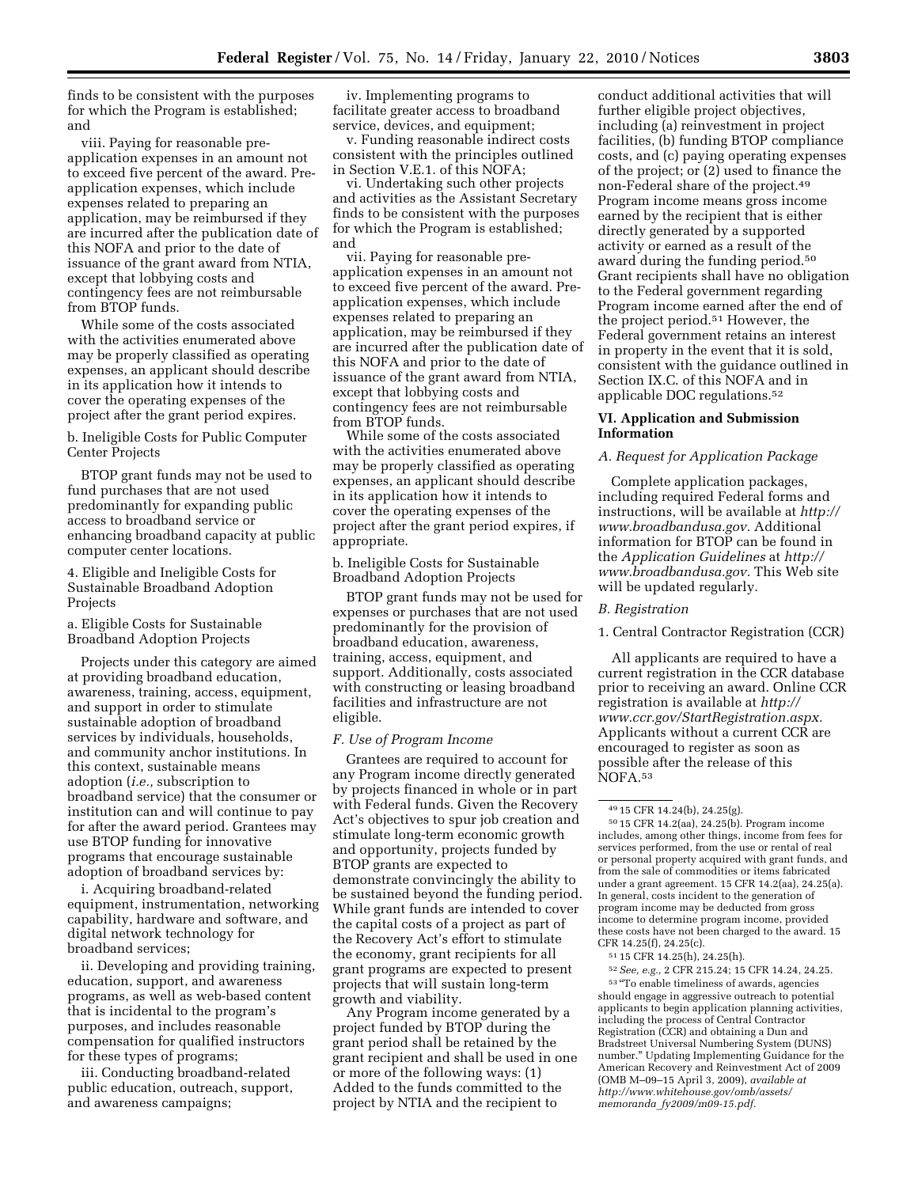finds to be consistent with the purposes for which the Program is established; and

viii. Paying for reasonable pre-application expenses in an amount not to exceed five percent of the award. Pre-application expenses, which include expenses related to preparing an application, may be reimbursed if they are incurred after the publication date of this NOFA and prior to the date of issuance of the grant award from NTIA, except that lobbying costs and contingency fees are not reimbursable from BTOP funds.

While some of the costs associated with the activities enumerated above may be properly classified as operating expenses, an applicant should describe in its application how it intends to cover the operating expenses of the project after the grant period expires.

b. Ineligible Costs for Public Computer Center Projects

BTOP grant funds may not be used to fund purchases that are not used predominantly for expanding public access to broadband service or enhancing broadband capacity at public computer center locations.

4. Eligible and Ineligible Costs for Sustainable Broadband Adoption Projects

a. Eligible Costs for Sustainable Broadband Adoption Projects

Projects under this category are aimed at providing broadband education, awareness, training, access, equipment, and support in order to stimulate sustainable adoption of broadband services by individuals, households, and community anchor institutions. In this context, sustainable means adoption (*i.e.,* subscription to broadband service) that the consumer or institution can and will continue to pay for after the award period. Grantees may use BTOP funding for innovative programs that encourage sustainable adoption of broadband services by:

i. Acquiring broadband-related equipment, instrumentation, networking capability, hardware and software, and digital network technology for broadband services;

ii. Developing and providing training, education, support, and awareness programs, as well as web-based content that is incidental to the program's purposes, and includes reasonable compensation for qualified instructors for these types of programs;

iii. Conducting broadband-related public education, outreach, support, and awareness campaigns;

iv. Implementing programs to facilitate greater access to broadband service, devices, and equipment;

v. Funding reasonable indirect costs consistent with the principles outlined in Section V.E.1. of this NOFA;

vi. Undertaking such other projects and activities as the Assistant Secretary finds to be consistent with the purposes for which the Program is established; and

vii. Paying for reasonable pre-application expenses in an amount not to exceed five percent of the award. Pre-application expenses, which include expenses related to preparing an application, may be reimbursed if they are incurred after the publication date of this NOFA and prior to the date of issuance of the grant award from NTIA, except that lobbying costs and contingency fees are not reimbursable from BTOP funds.

While some of the costs associated with the activities enumerated above may be properly classified as operating expenses, an applicant should describe in its application how it intends to cover the operating expenses of the project after the grant period expires, if appropriate.

b. Ineligible Costs for Sustainable Broadband Adoption Projects

BTOP grant funds may not be used for expenses or purchases that are not used predominantly for the provision of broadband education, awareness, training, access, equipment, and support. Additionally, costs associated with constructing or leasing broadband facilities and infrastructure are not eligible.

### *F. Use of Program Income*

Grantees are required to account for any Program income directly generated by projects financed in whole or in part with Federal funds. Given the Recovery Act's objectives to spur job creation and stimulate long-term economic growth and opportunity, projects funded by BTOP grants are expected to demonstrate convincingly the ability to be sustained beyond the funding period. While grant funds are intended to cover the capital costs of a project as part of the Recovery Act's effort to stimulate the economy, grant recipients for all grant programs are expected to present projects that will sustain long-term growth and viability.

Any Program income generated by a project funded by BTOP during the grant period shall be retained by the grant recipient and shall be used in one or more of the following ways: (1) Added to the funds committed to the project by NTIA and the recipient to conduct additional activities that will further eligible project objectives, including (a) reinvestment in project facilities, (b) funding BTOP compliance costs, and (c) paying operating expenses of the project; or (2) used to finance the non-Federal share of the project.[49] Program income means gross income earned by the recipient that is either directly generated by a supported activity or earned as a result of the award during the funding period.[50] Grant recipients shall have no obligation to the Federal government regarding Program income earned after the end of the project period.[51] However, the Federal government retains an interest in property in the event that it is sold, consistent with the guidance outlined in Section IX.C. of this NOFA and in applicable DOC regulations.[52]

## VI. Application and Submission Information

### *A. Request for Application Package*

Complete application packages, including required Federal forms and instructions, will be available at *http://www.broadbandusa.gov.* Additional information for BTOP can be found in the *Application Guidelines* at *http://www.broadbandusa.gov.* This Web site will be updated regularly.

### *B. Registration*

1. Central Contractor Registration (CCR)

All applicants are required to have a current registration in the CCR database prior to receiving an award. Online CCR registration is available at *http://www.ccr.gov/StartRegistration.aspx.* Applicants without a current CCR are encouraged to register as soon as possible after the release of this NOFA.[53]

---

[49] 15 CFR 14.24(b), 24.25(g).

[50] 15 CFR 14.2(aa), 24.25(b). Program income includes, among other things, income from fees for services performed, from the use or rental of real or personal property acquired with grant funds, and from the sale of commodities or items fabricated under a grant agreement. 15 CFR 14.2(aa), 24.25(a). In general, costs incident to the generation of program income may be deducted from gross income to determine program income, provided these costs have not been charged to the award. 15 CFR 14.25(f), 24.25(c).

[51] 15 CFR 14.25(h), 24.25(h).

[52] *See, e.g.,* 2 CFR 215.24; 15 CFR 14.24, 24.25.

[53] "To enable timeliness of awards, agencies should engage in aggressive outreach to potential applicants to begin application planning activities, including the process of Central Contractor Registration (CCR) and obtaining a Dun and Bradstreet Universal Numbering System (DUNS) number." Updating Implementing Guidance for the American Recovery and Reinvestment Act of 2009 (OMB M–09–15 April 3, 2009), *available at http://www.whitehouse.gov/omb/assets/memoranda_fy2009/m09-15.pdf.*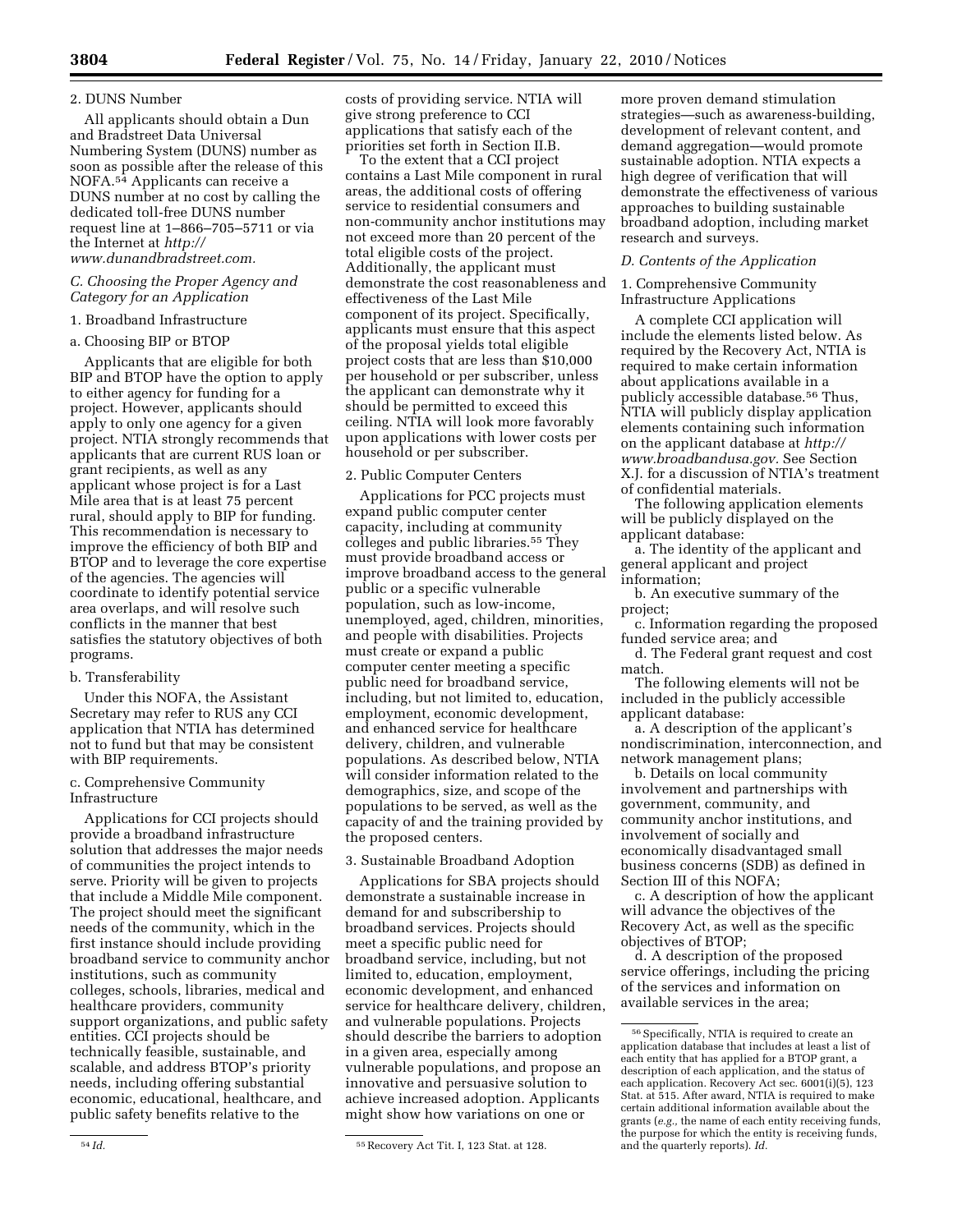2. DUNS Number

All applicants should obtain a Dun and Bradstreet Data Universal Numbering System (DUNS) number as soon as possible after the release of this NOFA.[54] Applicants can receive a DUNS number at no cost by calling the dedicated toll-free DUNS number request line at 1–866–705–5711 or via the Internet at *http://www.dunandbradstreet.com.*

*C. Choosing the Proper Agency and Category for an Application*

1. Broadband Infrastructure

a. Choosing BIP or BTOP

Applicants that are eligible for both BIP and BTOP have the option to apply to either agency for funding for a project. However, applicants should apply to only one agency for a given project. NTIA strongly recommends that applicants that are current RUS loan or grant recipients, as well as any applicant whose project is for a Last Mile area that is at least 75 percent rural, should apply to BIP for funding. This recommendation is necessary to improve the efficiency of both BIP and BTOP and to leverage the core expertise of the agencies. The agencies will coordinate to identify potential service area overlaps, and will resolve such conflicts in the manner that best satisfies the statutory objectives of both programs.

b. Transferability

Under this NOFA, the Assistant Secretary may refer to RUS any CCI application that NTIA has determined not to fund but that may be consistent with BIP requirements.

c. Comprehensive Community Infrastructure

Applications for CCI projects should provide a broadband infrastructure solution that addresses the major needs of communities the project intends to serve. Priority will be given to projects that include a Middle Mile component. The project should meet the significant needs of the community, which in the first instance should include providing broadband service to community anchor institutions, such as community colleges, schools, libraries, medical and healthcare providers, community support organizations, and public safety entities. CCI projects should be technically feasible, sustainable, and scalable, and address BTOP's priority needs, including offering substantial economic, educational, healthcare, and public safety benefits relative to the costs of providing service. NTIA will give strong preference to CCI applications that satisfy each of the priorities set forth in Section II.B.

To the extent that a CCI project contains a Last Mile component in rural areas, the additional costs of offering service to residential consumers and non-community anchor institutions may not exceed more than 20 percent of the total eligible costs of the project. Additionally, the applicant must demonstrate the cost reasonableness and effectiveness of the Last Mile component of its project. Specifically, applicants must ensure that this aspect of the proposal yields total eligible project costs that are less than $10,000 per household or per subscriber, unless the applicant can demonstrate why it should be permitted to exceed this ceiling. NTIA will look more favorably upon applications with lower costs per household or per subscriber.

2. Public Computer Centers

Applications for PCC projects must expand public computer center capacity, including at community colleges and public libraries.[55] They must provide broadband access or improve broadband access to the general public or a specific vulnerable population, such as low-income, unemployed, aged, children, minorities, and people with disabilities. Projects must create or expand a public computer center meeting a specific public need for broadband service, including, but not limited to, education, employment, economic development, and enhanced service for healthcare delivery, children, and vulnerable populations. As described below, NTIA will consider information related to the demographics, size, and scope of the populations to be served, as well as the capacity of and the training provided by the proposed centers.

3. Sustainable Broadband Adoption

Applications for SBA projects should demonstrate a sustainable increase in demand for and subscribership to broadband services. Projects should meet a specific public need for broadband service, including, but not limited to, education, employment, economic development, and enhanced service for healthcare delivery, children, and vulnerable populations. Projects should describe the barriers to adoption in a given area, especially among vulnerable populations, and propose an innovative and persuasive solution to achieve increased adoption. Applicants might show how variations on one or more proven demand stimulation strategies—such as awareness-building, development of relevant content, and demand aggregation—would promote sustainable adoption. NTIA expects a high degree of verification that will demonstrate the effectiveness of various approaches to building sustainable broadband adoption, including market research and surveys.

*D. Contents of the Application*

1. Comprehensive Community Infrastructure Applications

A complete CCI application will include the elements listed below. As required by the Recovery Act, NTIA is required to make certain information about applications available in a publicly accessible database.[56] Thus, NTIA will publicly display application elements containing such information on the applicant database at *http://www.broadbandusa.gov*. See Section X.J. for a discussion of NTIA's treatment of confidential materials.

The following application elements will be publicly displayed on the applicant database:

a. The identity of the applicant and general applicant and project information;

b. An executive summary of the project;

c. Information regarding the proposed funded service area; and

d. The Federal grant request and cost match.

The following elements will not be included in the publicly accessible applicant database:

a. A description of the applicant's nondiscrimination, interconnection, and network management plans;

b. Details on local community involvement and partnerships with government, community, and community anchor institutions, and involvement of socially and economically disadvantaged small business concerns (SDB) as defined in Section III of this NOFA;

c. A description of how the applicant will advance the objectives of the Recovery Act, as well as the specific objectives of BTOP;

d. A description of the proposed service offerings, including the pricing of the services and information on available services in the area;

---

[54] *Id.*

[55] Recovery Act Tit. I, 123 Stat. at 128.

[56] Specifically, NTIA is required to create an application database that includes at least a list of each entity that has applied for a BTOP grant, a description of each application, and the status of each application. Recovery Act sec. 6001(i)(5), 123 Stat. at 515. After award, NTIA is required to make certain additional information available about the grants (*e.g.*, the name of each entity receiving funds, the purpose for which the entity is receiving funds, and the quarterly reports). *Id.*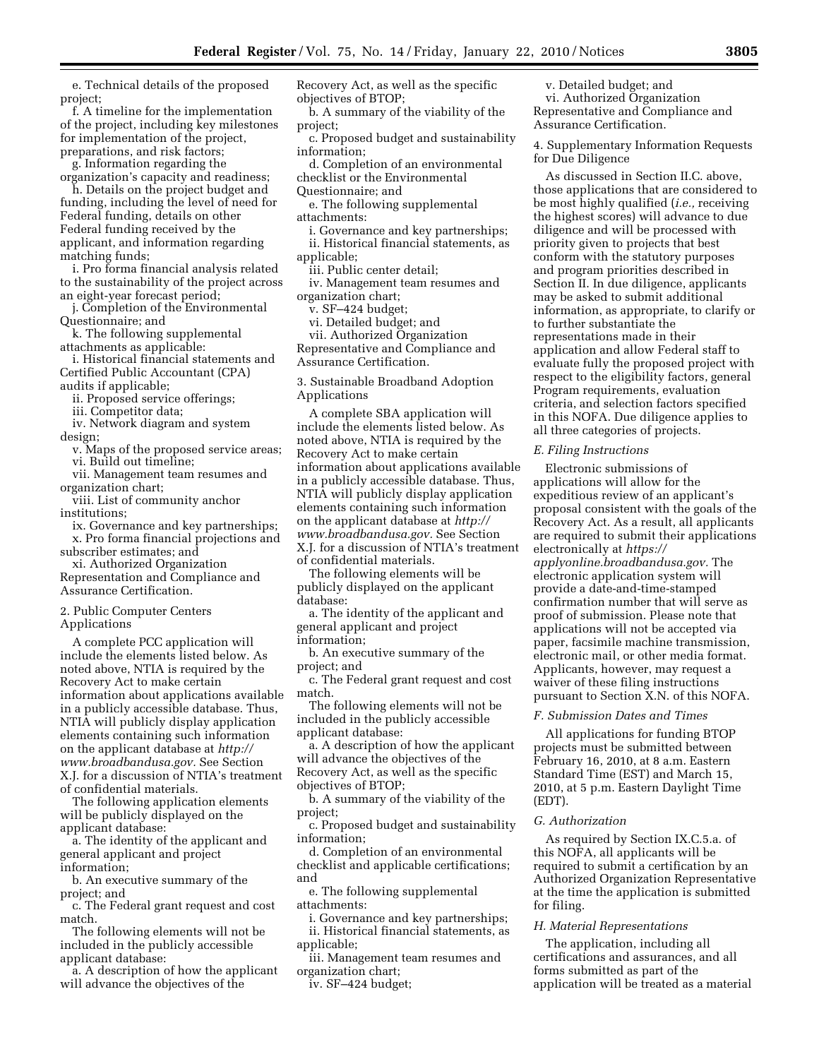e. Technical details of the proposed project;

f. A timeline for the implementation of the project, including key milestones for implementation of the project, preparations, and risk factors;

g. Information regarding the organization's capacity and readiness;

h. Details on the project budget and funding, including the level of need for Federal funding, details on other Federal funding received by the applicant, and information regarding matching funds;

i. Pro forma financial analysis related to the sustainability of the project across an eight-year forecast period;

j. Completion of the Environmental Questionnaire; and

k. The following supplemental attachments as applicable:

i. Historical financial statements and Certified Public Accountant (CPA) audits if applicable;

ii. Proposed service offerings;

iii. Competitor data;

iv. Network diagram and system design;

v. Maps of the proposed service areas;

vi. Build out timeline;

vii. Management team resumes and organization chart;

viii. List of community anchor institutions;

ix. Governance and key partnerships;

x. Pro forma financial projections and subscriber estimates; and

xi. Authorized Organization Representation and Compliance and Assurance Certification.

2. Public Computer Centers Applications

A complete PCC application will include the elements listed below. As noted above, NTIA is required by the Recovery Act to make certain information about applications available in a publicly accessible database. Thus, NTIA will publicly display application elements containing such information on the applicant database at *http://www.broadbandusa.gov.* See Section X.J. for a discussion of NTIA's treatment of confidential materials.

The following application elements will be publicly displayed on the applicant database:

a. The identity of the applicant and general applicant and project information;

b. An executive summary of the project; and

c. The Federal grant request and cost match.

The following elements will not be included in the publicly accessible applicant database:

a. A description of how the applicant will advance the objectives of the Recovery Act, as well as the specific objectives of BTOP;

b. A summary of the viability of the project;

c. Proposed budget and sustainability information;

d. Completion of an environmental checklist or the Environmental Questionnaire; and

e. The following supplemental attachments:

i. Governance and key partnerships;

ii. Historical financial statements, as applicable;

iii. Public center detail;

iv. Management team resumes and organization chart;

v. SF–424 budget;

vi. Detailed budget; and

vii. Authorized Organization Representative and Compliance and Assurance Certification.

3. Sustainable Broadband Adoption Applications

A complete SBA application will include the elements listed below. As noted above, NTIA is required by the Recovery Act to make certain information about applications available in a publicly accessible database. Thus, NTIA will publicly display application elements containing such information on the applicant database at *http://www.broadbandusa.gov.* See Section X.J. for a discussion of NTIA's treatment of confidential materials.

The following elements will be publicly displayed on the applicant database:

a. The identity of the applicant and general applicant and project information;

b. An executive summary of the project; and

c. The Federal grant request and cost match.

The following elements will not be included in the publicly accessible applicant database:

a. A description of how the applicant will advance the objectives of the Recovery Act, as well as the specific objectives of BTOP;

b. A summary of the viability of the project;

c. Proposed budget and sustainability information;

d. Completion of an environmental checklist and applicable certifications; and

e. The following supplemental attachments:

i. Governance and key partnerships;

ii. Historical financial statements, as applicable;

iii. Management team resumes and organization chart;

iv. SF–424 budget;

v. Detailed budget; and

vi. Authorized Organization Representative and Compliance and Assurance Certification.

4. Supplementary Information Requests for Due Diligence

As discussed in Section II.C. above, those applications that are considered to be most highly qualified (*i.e.,* receiving the highest scores) will advance to due diligence and will be processed with priority given to projects that best conform with the statutory purposes and program priorities described in Section II. In due diligence, applicants may be asked to submit additional information, as appropriate, to clarify or to further substantiate the representations made in their application and allow Federal staff to evaluate fully the proposed project with respect to the eligibility factors, general Program requirements, evaluation criteria, and selection factors specified in this NOFA. Due diligence applies to all three categories of projects.

*E. Filing Instructions*

Electronic submissions of applications will allow for the expeditious review of an applicant's proposal consistent with the goals of the Recovery Act. As a result, all applicants are required to submit their applications electronically at *https://applyonline.broadbandusa.gov.* The electronic application system will provide a date-and-time-stamped confirmation number that will serve as proof of submission. Please note that applications will not be accepted via paper, facsimile machine transmission, electronic mail, or other media format. Applicants, however, may request a waiver of these filing instructions pursuant to Section X.N. of this NOFA.

*F. Submission Dates and Times*

All applications for funding BTOP projects must be submitted between February 16, 2010, at 8 a.m. Eastern Standard Time (EST) and March 15, 2010, at 5 p.m. Eastern Daylight Time (EDT).

*G. Authorization*

As required by Section IX.C.5.a. of this NOFA, all applicants will be required to submit a certification by an Authorized Organization Representative at the time the application is submitted for filing.

*H. Material Representations*

The application, including all certifications and assurances, and all forms submitted as part of the application will be treated as a material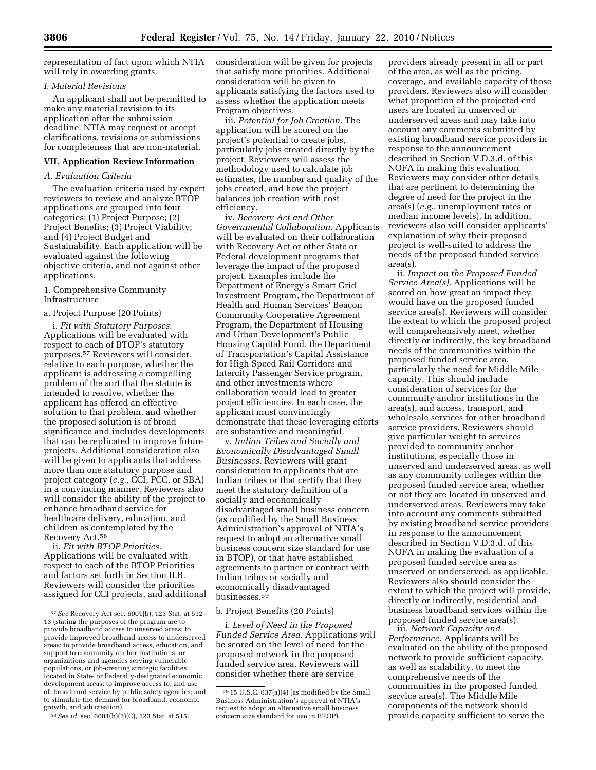representation of fact upon which NTIA will rely in awarding grants.

*I. Material Revisions*

An applicant shall not be permitted to make any material revision to its application after the submission deadline. NTIA may request or accept clarifications, revisions or submissions for completeness that are non-material.

## VII. Application Review Information

*A. Evaluation Criteria*

The evaluation criteria used by expert reviewers to review and analyze BTOP applications are grouped into four categories: (1) Project Purpose; (2) Project Benefits; (3) Project Viability; and (4) Project Budget and Sustainability. Each application will be evaluated against the following objective criteria, and not against other applications.

1. Comprehensive Community Infrastructure

a. Project Purpose (20 Points)

i. *Fit with Statutory Purposes.* Applications will be evaluated with respect to each of BTOP's statutory purposes.[57] Reviewers will consider, relative to each purpose, whether the applicant is addressing a compelling problem of the sort that the statute is intended to resolve, whether the applicant has offered an effective solution to that problem, and whether the proposed solution is of broad significance and includes developments that can be replicated to improve future projects. Additional consideration also will be given to applicants that address more than one statutory purpose and project category (*e.g.,* CCI, PCC, or SBA) in a convincing manner. Reviewers also will consider the ability of the project to enhance broadband service for healthcare delivery, education, and children as contemplated by the Recovery Act.[58]

ii. *Fit with BTOP Priorities.* Applications will be evaluated with respect to each of the BTOP Priorities and factors set forth in Section II.B. Reviewers will consider the priorities assigned for CCI projects, and additional consideration will be given for projects that satisfy more priorities. Additional consideration will be given to applicants satisfying the factors used to assess whether the application meets Program objectives.

iii. *Potential for Job Creation.* The application will be scored on the project's potential to create jobs, particularly jobs created directly by the project. Reviewers will assess the methodology used to calculate job estimates, the number and quality of the jobs created, and how the project balances job creation with cost efficiency.

iv. *Recovery Act and Other Governmental Collaboration.* Applicants will be evaluated on their collaboration with Recovery Act or other State or Federal development programs that leverage the impact of the proposed project. Examples include the Department of Energy's Smart Grid Investment Program, the Department of Health and Human Services' Beacon Community Cooperative Agreement Program, the Department of Housing and Urban Development's Public Housing Capital Fund, the Department of Transportation's Capital Assistance for High Speed Rail Corridors and Intercity Passenger Service program, and other investments where collaboration would lead to greater project efficiencies. In each case, the applicant must convincingly demonstrate that these leveraging efforts are substantive and meaningful.

v. *Indian Tribes and Socially and Economically Disadvantaged Small Businesses.* Reviewers will grant consideration to applicants that are Indian tribes or that certify that they meet the statutory definition of a socially and economically disadvantaged small business concern (as modified by the Small Business Administration's approval of NTIA's request to adopt an alternative small business concern size standard for use in BTOP), or that have established agreements to partner or contract with Indian tribes or socially and economically disadvantaged businesses.[59]

b. Project Benefits (20 Points)

i. *Level of Need in the Proposed Funded Service Area.* Applications will be scored on the level of need for the proposed network in the proposed funded service area. Reviewers will consider whether there are service providers already present in all or part of the area, as well as the pricing, coverage, and available capacity of those providers. Reviewers also will consider what proportion of the projected end users are located in unserved or underserved areas and may take into account any comments submitted by existing broadband service providers in response to the announcement described in Section V.D.3.d. of this NOFA in making this evaluation. Reviewers may consider other details that are pertinent to determining the degree of need for the project in the area(s) (*e.g.,* unemployment rates or median income levels). In addition, reviewers also will consider applicants' explanation of why their proposed project is well-suited to address the needs of the proposed funded service area(s).

ii. *Impact on the Proposed Funded Service Area(s).* Applications will be scored on how great an impact they would have on the proposed funded service area(s). Reviewers will consider the extent to which the proposed project will comprehensively meet, whether directly or indirectly, the key broadband needs of the communities within the proposed funded service area, particularly the need for Middle Mile capacity. This should include consideration of services for the community anchor institutions in the area(s), and access, transport, and wholesale services for other broadband service providers. Reviewers should give particular weight to services provided to community anchor institutions, especially those in unserved and underserved areas, as well as any community colleges within the proposed funded service area, whether or not they are located in unserved and underserved areas. Reviewers may take into account any comments submitted by existing broadband service providers in response to the announcement described in Section V.D.3.d. of this NOFA in making the evaluation of a proposed funded service area as unserved or underserved, as applicable. Reviewers also should consider the extent to which the project will provide, directly or indirectly, residential and business broadband services within the proposed funded service area(s).

iii. *Network Capacity and Performance.* Applicants will be evaluated on the ability of the proposed network to provide sufficient capacity, as well as scalability, to meet the comprehensive needs of the communities in the proposed funded service area(s). The Middle Mile components of the network should provide capacity sufficient to serve the

---

[57] *See* Recovery Act sec. 6001(b), 123 Stat. at 512–13 (stating the purposes of the program are to provide broadband access to unserved areas; to provide improved broadband access to underserved areas; to provide broadband access, education, and support to community anchor institutions, or organizations and agencies serving vulnerable populations, or job-creating strategic facilities located in State- or Federally-designated economic development areas; to improve access to, and use of, broadband service by public safety agencies; and to stimulate the demand for broadband, economic growth, and job creation).

[58] *See id.* sec. 6001(h)(2)(C), 123 Stat. at 515.

[59] 15 U.S.C. 637(a)(4) (as modified by the Small Business Administration's approval of NTIA's request to adopt an alternative small business concern size standard for use in BTOP).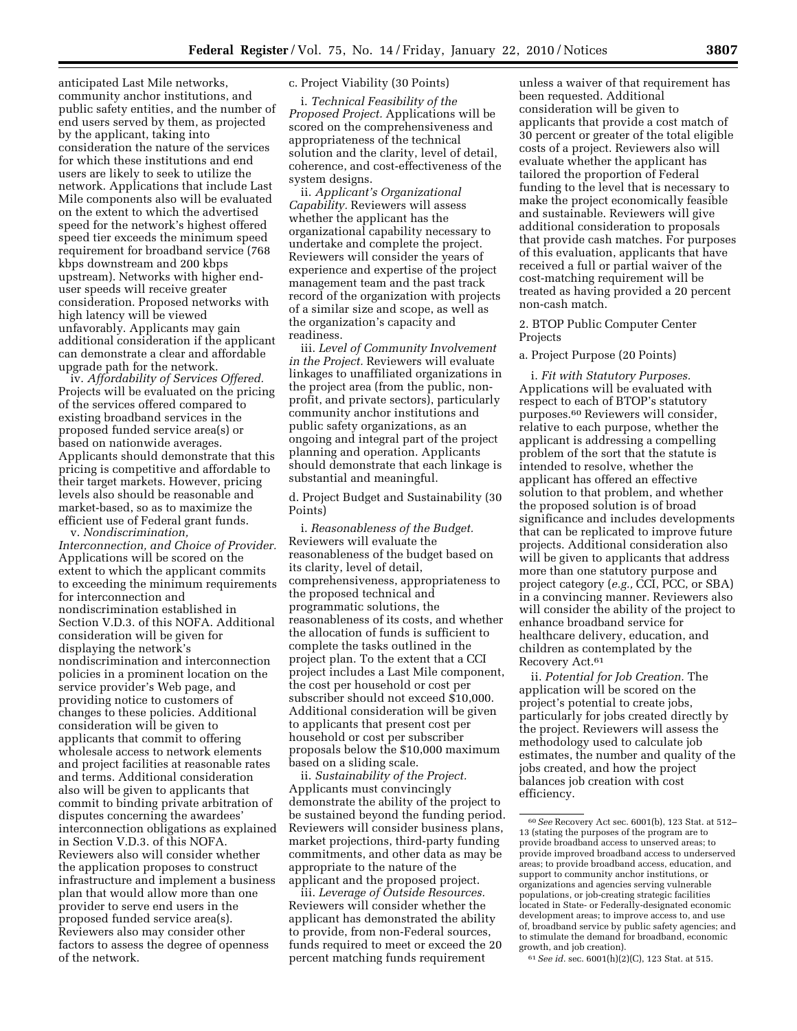anticipated Last Mile networks, community anchor institutions, and public safety entities, and the number of end users served by them, as projected by the applicant, taking into consideration the nature of the services for which these institutions and end users are likely to seek to utilize the network. Applications that include Last Mile components also will be evaluated on the extent to which the advertised speed for the network's highest offered speed tier exceeds the minimum speed requirement for broadband service (768 kbps downstream and 200 kbps upstream). Networks with higher end-user speeds will receive greater consideration. Proposed networks with high latency will be viewed unfavorably. Applicants may gain additional consideration if the applicant can demonstrate a clear and affordable upgrade path for the network.

iv. *Affordability of Services Offered.* Projects will be evaluated on the pricing of the services offered compared to existing broadband services in the proposed funded service area(s) or based on nationwide averages. Applicants should demonstrate that this pricing is competitive and affordable to their target markets. However, pricing levels also should be reasonable and market-based, so as to maximize the efficient use of Federal grant funds.

v. *Nondiscrimination, Interconnection, and Choice of Provider.* Applications will be scored on the extent to which the applicant commits to exceeding the minimum requirements for interconnection and nondiscrimination established in Section V.D.3. of this NOFA. Additional consideration will be given for displaying the network's nondiscrimination and interconnection policies in a prominent location on the service provider's Web page, and providing notice to customers of changes to these policies. Additional consideration will be given to applicants that commit to offering wholesale access to network elements and project facilities at reasonable rates and terms. Additional consideration also will be given to applicants that commit to binding private arbitration of disputes concerning the awardees' interconnection obligations as explained in Section V.D.3. of this NOFA. Reviewers also will consider whether the application proposes to construct infrastructure and implement a business plan that would allow more than one provider to serve end users in the proposed funded service area(s). Reviewers also may consider other factors to assess the degree of openness of the network.

c. Project Viability (30 Points)

i. *Technical Feasibility of the Proposed Project.* Applications will be scored on the comprehensiveness and appropriateness of the technical solution and the clarity, level of detail, coherence, and cost-effectiveness of the system designs.

ii. *Applicant's Organizational Capability.* Reviewers will assess whether the applicant has the organizational capability necessary to undertake and complete the project. Reviewers will consider the years of experience and expertise of the project management team and the past track record of the organization with projects of a similar size and scope, as well as the organization's capacity and readiness.

iii. *Level of Community Involvement in the Project.* Reviewers will evaluate linkages to unaffiliated organizations in the project area (from the public, non-profit, and private sectors), particularly community anchor institutions and public safety organizations, as an ongoing and integral part of the project planning and operation. Applicants should demonstrate that each linkage is substantial and meaningful.

d. Project Budget and Sustainability (30 Points)

i. *Reasonableness of the Budget.* Reviewers will evaluate the reasonableness of the budget based on its clarity, level of detail, comprehensiveness, appropriateness to the proposed technical and programmatic solutions, the reasonableness of its costs, and whether the allocation of funds is sufficient to complete the tasks outlined in the project plan. To the extent that a CCI project includes a Last Mile component, the cost per household or cost per subscriber should not exceed $10,000. Additional consideration will be given to applicants that present cost per household or cost per subscriber proposals below the $10,000 maximum based on a sliding scale.

ii. *Sustainability of the Project.* Applicants must convincingly demonstrate the ability of the project to be sustained beyond the funding period. Reviewers will consider business plans, market projections, third-party funding commitments, and other data as may be appropriate to the nature of the applicant and the proposed project.

iii. *Leverage of Outside Resources.* Reviewers will consider whether the applicant has demonstrated the ability to provide, from non-Federal sources, funds required to meet or exceed the 20 percent matching funds requirement unless a waiver of that requirement has been requested. Additional consideration will be given to applicants that provide a cost match of 30 percent or greater of the total eligible costs of a project. Reviewers also will evaluate whether the applicant has tailored the proportion of Federal funding to the level that is necessary to make the project economically feasible and sustainable. Reviewers will give additional consideration to proposals that provide cash matches. For purposes of this evaluation, applicants that have received a full or partial waiver of the cost-matching requirement will be treated as having provided a 20 percent non-cash match.

2. BTOP Public Computer Center Projects

a. Project Purpose (20 Points)

i. *Fit with Statutory Purposes.* Applications will be evaluated with respect to each of BTOP's statutory purposes.[60] Reviewers will consider, relative to each purpose, whether the applicant is addressing a compelling problem of the sort that the statute is intended to resolve, whether the applicant has offered an effective solution to that problem, and whether the proposed solution is of broad significance and includes developments that can be replicated to improve future projects. Additional consideration also will be given to applicants that address more than one statutory purpose and project category (*e.g.,* CCI, PCC, or SBA) in a convincing manner. Reviewers also will consider the ability of the project to enhance broadband service for healthcare delivery, education, and children as contemplated by the Recovery Act.[61]

ii. *Potential for Job Creation.* The application will be scored on the project's potential to create jobs, particularly for jobs created directly by the project. Reviewers will assess the methodology used to calculate job estimates, the number and quality of the jobs created, and how the project balances job creation with cost efficiency.

---

[60] *See* Recovery Act sec. 6001(b), 123 Stat. at 512–13 (stating the purposes of the program are to provide broadband access to unserved areas; to provide improved broadband access to underserved areas; to provide broadband access, education, and support to community anchor institutions, or organizations and agencies serving vulnerable populations, or job-creating strategic facilities located in State- or Federally-designated economic development areas; to improve access to, and use of, broadband service by public safety agencies; and to stimulate the demand for broadband, economic growth, and job creation).

[61] *See id.* sec. 6001(h)(2)(C), 123 Stat. at 515.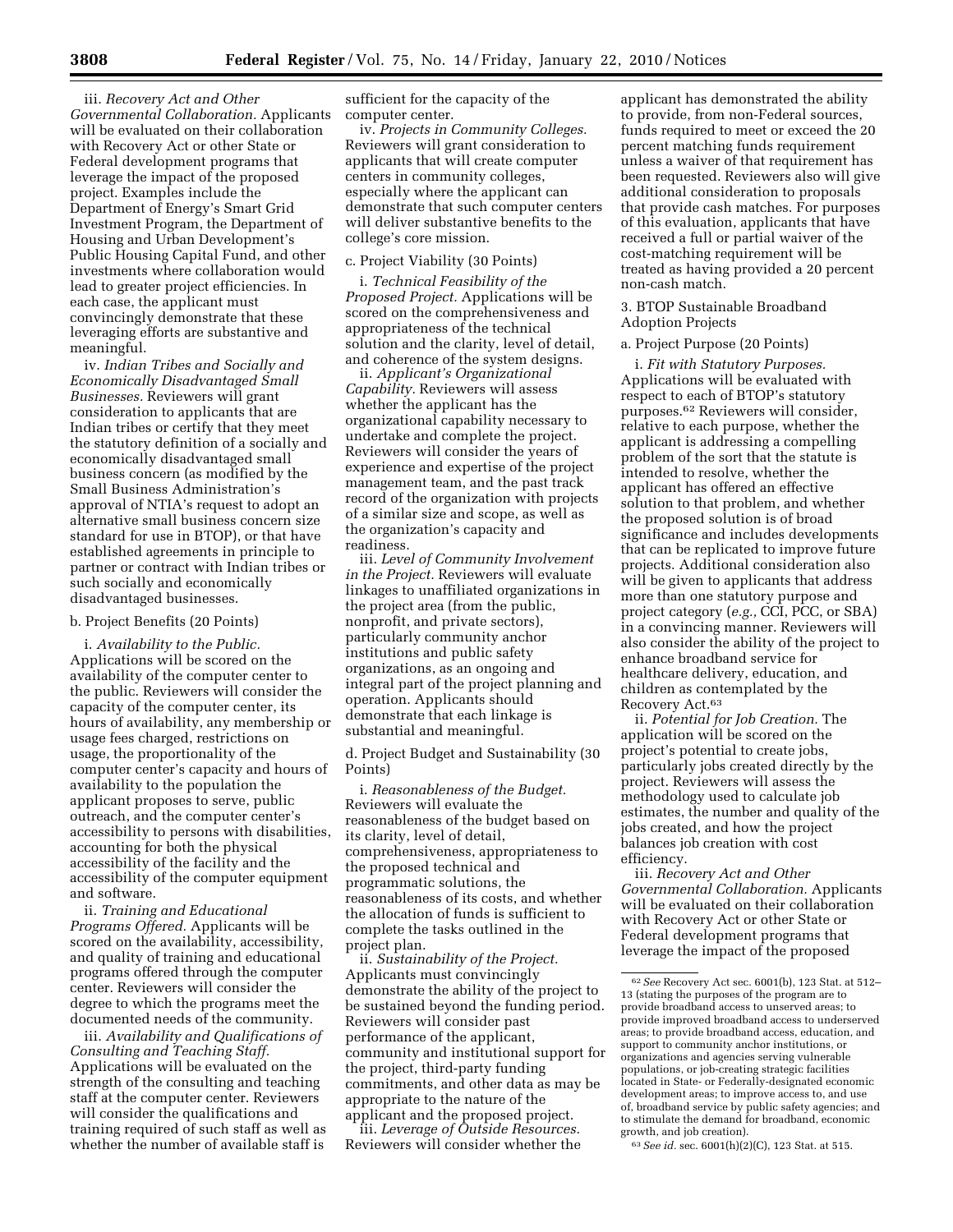iii. *Recovery Act and Other Governmental Collaboration.* Applicants will be evaluated on their collaboration with Recovery Act or other State or Federal development programs that leverage the impact of the proposed project. Examples include the Department of Energy's Smart Grid Investment Program, the Department of Housing and Urban Development's Public Housing Capital Fund, and other investments where collaboration would lead to greater project efficiencies. In each case, the applicant must convincingly demonstrate that these leveraging efforts are substantive and meaningful.

iv. *Indian Tribes and Socially and Economically Disadvantaged Small Businesses.* Reviewers will grant consideration to applicants that are Indian tribes or certify that they meet the statutory definition of a socially and economically disadvantaged small business concern (as modified by the Small Business Administration's approval of NTIA's request to adopt an alternative small business concern size standard for use in BTOP), or that have established agreements in principle to partner or contract with Indian tribes or such socially and economically disadvantaged businesses.

b. Project Benefits (20 Points)

i. *Availability to the Public.* Applications will be scored on the availability of the computer center to the public. Reviewers will consider the capacity of the computer center, its hours of availability, any membership or usage fees charged, restrictions on usage, the proportionality of the computer center's capacity and hours of availability to the population the applicant proposes to serve, public outreach, and the computer center's accessibility to persons with disabilities, accounting for both the physical accessibility of the facility and the accessibility of the computer equipment and software.

ii. *Training and Educational Programs Offered.* Applicants will be scored on the availability, accessibility, and quality of training and educational programs offered through the computer center. Reviewers will consider the degree to which the programs meet the documented needs of the community.

iii. *Availability and Qualifications of Consulting and Teaching Staff.* Applications will be evaluated on the strength of the consulting and teaching staff at the computer center. Reviewers will consider the qualifications and training required of such staff as well as whether the number of available staff is sufficient for the capacity of the computer center.

iv. *Projects in Community Colleges.* Reviewers will grant consideration to applicants that will create computer centers in community colleges, especially where the applicant can demonstrate that such computer centers will deliver substantive benefits to the college's core mission.

c. Project Viability (30 Points)

i. *Technical Feasibility of the Proposed Project.* Applications will be scored on the comprehensiveness and appropriateness of the technical solution and the clarity, level of detail, and coherence of the system designs.

ii. *Applicant's Organizational Capability.* Reviewers will assess whether the applicant has the organizational capability necessary to undertake and complete the project. Reviewers will consider the years of experience and expertise of the project management team, and the past track record of the organization with projects of a similar size and scope, as well as the organization's capacity and readiness.

iii. *Level of Community Involvement in the Project.* Reviewers will evaluate linkages to unaffiliated organizations in the project area (from the public, nonprofit, and private sectors), particularly community anchor institutions and public safety organizations, as an ongoing and integral part of the project planning and operation. Applicants should demonstrate that each linkage is substantial and meaningful.

d. Project Budget and Sustainability (30 Points)

i. *Reasonableness of the Budget.* Reviewers will evaluate the reasonableness of the budget based on its clarity, level of detail, comprehensiveness, appropriateness to the proposed technical and programmatic solutions, the reasonableness of its costs, and whether the allocation of funds is sufficient to complete the tasks outlined in the project plan.

ii. *Sustainability of the Project.* Applicants must convincingly demonstrate the ability of the project to be sustained beyond the funding period. Reviewers will consider past performance of the applicant, community and institutional support for the project, third-party funding commitments, and other data as may be appropriate to the nature of the applicant and the proposed project.

iii. *Leverage of Outside Resources.* Reviewers will consider whether the applicant has demonstrated the ability to provide, from non-Federal sources, funds required to meet or exceed the 20 percent matching funds requirement unless a waiver of that requirement has been requested. Reviewers also will give additional consideration to proposals that provide cash matches. For purposes of this evaluation, applicants that have received a full or partial waiver of the cost-matching requirement will be treated as having provided a 20 percent non-cash match.

3. BTOP Sustainable Broadband Adoption Projects

a. Project Purpose (20 Points)

i. *Fit with Statutory Purposes.* Applications will be evaluated with respect to each of BTOP's statutory purposes.[62] Reviewers will consider, relative to each purpose, whether the applicant is addressing a compelling problem of the sort that the statute is intended to resolve, whether the applicant has offered an effective solution to that problem, and whether the proposed solution is of broad significance and includes developments that can be replicated to improve future projects. Additional consideration also will be given to applicants that address more than one statutory purpose and project category (*e.g.,* CCI, PCC, or SBA) in a convincing manner. Reviewers will also consider the ability of the project to enhance broadband service for healthcare delivery, education, and children as contemplated by the Recovery Act.[63]

ii. *Potential for Job Creation.* The application will be scored on the project's potential to create jobs, particularly jobs created directly by the project. Reviewers will assess the methodology used to calculate job estimates, the number and quality of the jobs created, and how the project balances job creation with cost efficiency.

iii. *Recovery Act and Other Governmental Collaboration.* Applicants will be evaluated on their collaboration with Recovery Act or other State or Federal development programs that leverage the impact of the proposed

[62] *See* Recovery Act sec. 6001(b), 123 Stat. at 512–13 (stating the purposes of the program are to provide broadband access to unserved areas; to provide improved broadband access to underserved areas; to provide broadband access, education, and support to community anchor institutions, or organizations and agencies serving vulnerable populations, or job-creating strategic facilities located in State- or Federally-designated economic development areas; to improve access to, and use of, broadband service by public safety agencies; and to stimulate the demand for broadband, economic growth, and job creation).

[63] *See id.* sec. 6001(h)(2)(C), 123 Stat. at 515.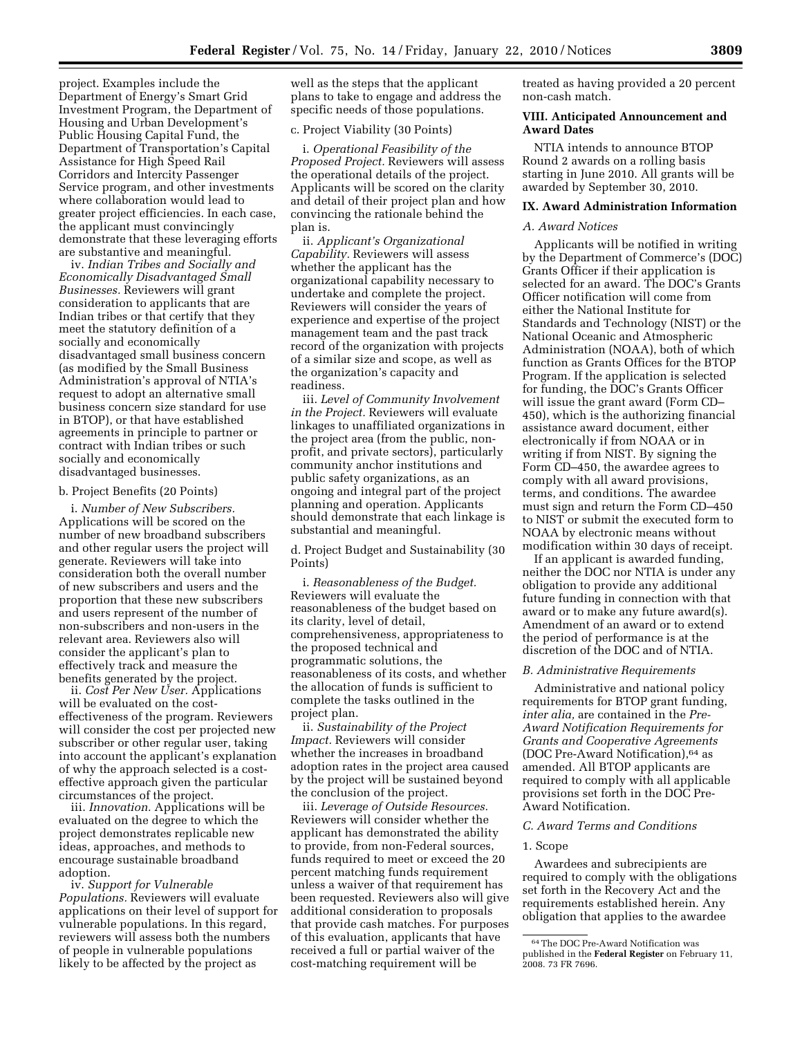project. Examples include the Department of Energy's Smart Grid Investment Program, the Department of Housing and Urban Development's Public Housing Capital Fund, the Department of Transportation's Capital Assistance for High Speed Rail Corridors and Intercity Passenger Service program, and other investments where collaboration would lead to greater project efficiencies. In each case, the applicant must convincingly demonstrate that these leveraging efforts are substantive and meaningful.

iv. *Indian Tribes and Socially and Economically Disadvantaged Small Businesses.* Reviewers will grant consideration to applicants that are Indian tribes or that certify that they meet the statutory definition of a socially and economically disadvantaged small business concern (as modified by the Small Business Administration's approval of NTIA's request to adopt an alternative small business concern size standard for use in BTOP), or that have established agreements in principle to partner or contract with Indian tribes or such socially and economically disadvantaged businesses.

b. Project Benefits (20 Points)

i. *Number of New Subscribers.* Applications will be scored on the number of new broadband subscribers and other regular users the project will generate. Reviewers will take into consideration both the overall number of new subscribers and users and the proportion that these new subscribers and users represent of the number of non-subscribers and non-users in the relevant area. Reviewers also will consider the applicant's plan to effectively track and measure the benefits generated by the project.

ii. *Cost Per New User.* Applications will be evaluated on the cost-effectiveness of the program. Reviewers will consider the cost per projected new subscriber or other regular user, taking into account the applicant's explanation of why the approach selected is a cost-effective approach given the particular circumstances of the project.

iii. *Innovation.* Applications will be evaluated on the degree to which the project demonstrates replicable new ideas, approaches, and methods to encourage sustainable broadband adoption.

iv. *Support for Vulnerable Populations.* Reviewers will evaluate applications on their level of support for vulnerable populations. In this regard, reviewers will assess both the numbers of people in vulnerable populations likely to be affected by the project as well as the steps that the applicant plans to take to engage and address the specific needs of those populations.

c. Project Viability (30 Points)

i. *Operational Feasibility of the Proposed Project.* Reviewers will assess the operational details of the project. Applicants will be scored on the clarity and detail of their project plan and how convincing the rationale behind the plan is.

ii. *Applicant's Organizational Capability.* Reviewers will assess whether the applicant has the organizational capability necessary to undertake and complete the project. Reviewers will consider the years of experience and expertise of the project management team and the past track record of the organization with projects of a similar size and scope, as well as the organization's capacity and readiness.

iii. *Level of Community Involvement in the Project.* Reviewers will evaluate linkages to unaffiliated organizations in the project area (from the public, non-profit, and private sectors), particularly community anchor institutions and public safety organizations, as an ongoing and integral part of the project planning and operation. Applicants should demonstrate that each linkage is substantial and meaningful.

d. Project Budget and Sustainability (30 Points)

i. *Reasonableness of the Budget.* Reviewers will evaluate the reasonableness of the budget based on its clarity, level of detail, comprehensiveness, appropriateness to the proposed technical and programmatic solutions, the reasonableness of its costs, and whether the allocation of funds is sufficient to complete the tasks outlined in the project plan.

ii. *Sustainability of the Project Impact.* Reviewers will consider whether the increases in broadband adoption rates in the project area caused by the project will be sustained beyond the conclusion of the project.

iii. *Leverage of Outside Resources.* Reviewers will consider whether the applicant has demonstrated the ability to provide, from non-Federal sources, funds required to meet or exceed the 20 percent matching funds requirement unless a waiver of that requirement has been requested. Reviewers also will give additional consideration to proposals that provide cash matches. For purposes of this evaluation, applicants that have received a full or partial waiver of the cost-matching requirement will be treated as having provided a 20 percent non-cash match.

## VIII. Anticipated Announcement and Award Dates

NTIA intends to announce BTOP Round 2 awards on a rolling basis starting in June 2010. All grants will be awarded by September 30, 2010.

## IX. Award Administration Information

### *A. Award Notices*

Applicants will be notified in writing by the Department of Commerce's (DOC) Grants Officer if their application is selected for an award. The DOC's Grants Officer notification will come from either the National Institute for Standards and Technology (NIST) or the National Oceanic and Atmospheric Administration (NOAA), both of which function as Grants Offices for the BTOP Program. If the application is selected for funding, the DOC's Grants Officer will issue the grant award (Form CD–450), which is the authorizing financial assistance award document, either electronically if from NOAA or in writing if from NIST. By signing the Form CD–450, the awardee agrees to comply with all award provisions, terms, and conditions. The awardee must sign and return the Form CD–450 to NIST or submit the executed form to NOAA by electronic means without modification within 30 days of receipt.

If an applicant is awarded funding, neither the DOC nor NTIA is under any obligation to provide any additional future funding in connection with that award or to make any future award(s). Amendment of an award or to extend the period of performance is at the discretion of the DOC and of NTIA.

### *B. Administrative Requirements*

Administrative and national policy requirements for BTOP grant funding, *inter alia,* are contained in the *Pre-Award Notification Requirements for Grants and Cooperative Agreements* (DOC Pre-Award Notification),[64] as amended. All BTOP applicants are required to comply with all applicable provisions set forth in the DOC Pre-Award Notification.

### *C. Award Terms and Conditions*

1. Scope

Awardees and subrecipients are required to comply with the obligations set forth in the Recovery Act and the requirements established herein. Any obligation that applies to the awardee

[64] The DOC Pre-Award Notification was published in the **Federal Register** on February 11, 2008. 73 FR 7696.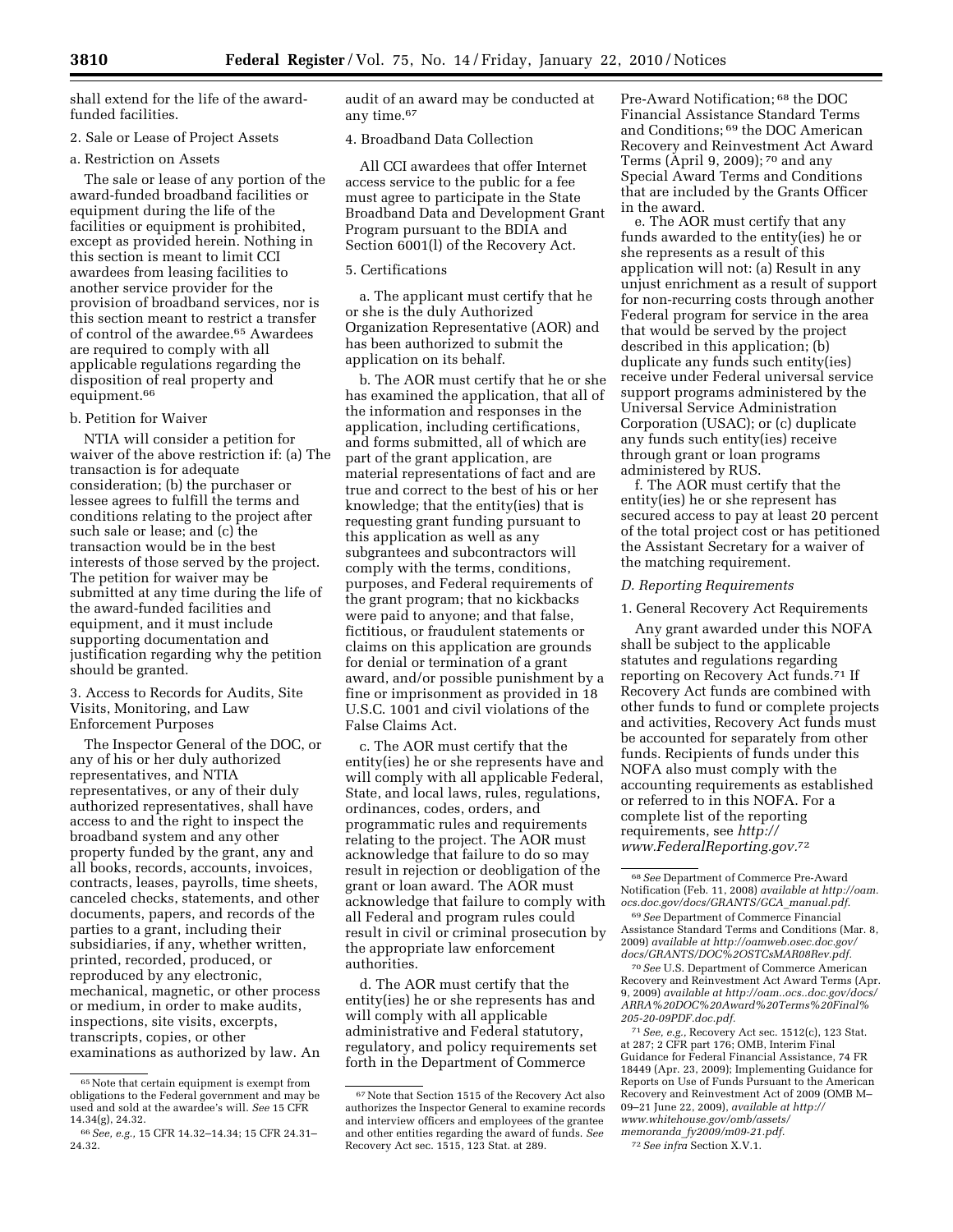shall extend for the life of the award-funded facilities.

2. Sale or Lease of Project Assets

a. Restriction on Assets

The sale or lease of any portion of the award-funded broadband facilities or equipment during the life of the facilities or equipment is prohibited, except as provided herein. Nothing in this section is meant to limit CCI awardees from leasing facilities to another service provider for the provision of broadband services, nor is this section meant to restrict a transfer of control of the awardee.[65] Awardees are required to comply with all applicable regulations regarding the disposition of real property and equipment.[66]

b. Petition for Waiver

NTIA will consider a petition for waiver of the above restriction if: (a) The transaction is for adequate consideration; (b) the purchaser or lessee agrees to fulfill the terms and conditions relating to the project after such sale or lease; and (c) the transaction would be in the best interests of those served by the project. The petition for waiver may be submitted at any time during the life of the award-funded facilities and equipment, and it must include supporting documentation and justification regarding why the petition should be granted.

3. Access to Records for Audits, Site Visits, Monitoring, and Law Enforcement Purposes

The Inspector General of the DOC, or any of his or her duly authorized representatives, and NTIA representatives, or any of their duly authorized representatives, shall have access to and the right to inspect the broadband system and any other property funded by the grant, any and all books, records, accounts, invoices, contracts, leases, payrolls, time sheets, canceled checks, statements, and other documents, papers, and records of the parties to a grant, including their subsidiaries, if any, whether written, printed, recorded, produced, or reproduced by any electronic, mechanical, magnetic, or other process or medium, in order to make audits, inspections, site visits, excerpts, transcripts, copies, or other examinations as authorized by law. An audit of an award may be conducted at any time.[67]

4. Broadband Data Collection

All CCI awardees that offer Internet access service to the public for a fee must agree to participate in the State Broadband Data and Development Grant Program pursuant to the BDIA and Section 6001(l) of the Recovery Act.

5. Certifications

a. The applicant must certify that he or she is the duly Authorized Organization Representative (AOR) and has been authorized to submit the application on its behalf.

b. The AOR must certify that he or she has examined the application, that all of the information and responses in the application, including certifications, and forms submitted, all of which are part of the grant application, are material representations of fact and are true and correct to the best of his or her knowledge; that the entity(ies) that is requesting grant funding pursuant to this application as well as any subgrantees and subcontractors will comply with the terms, conditions, purposes, and Federal requirements of the grant program; that no kickbacks were paid to anyone; and that false, fictitious, or fraudulent statements or claims on this application are grounds for denial or termination of a grant award, and/or possible punishment by a fine or imprisonment as provided in 18 U.S.C. 1001 and civil violations of the False Claims Act.

c. The AOR must certify that the entity(ies) he or she represents have and will comply with all applicable Federal, State, and local laws, rules, regulations, ordinances, codes, orders, and programmatic rules and requirements relating to the project. The AOR must acknowledge that failure to do so may result in rejection or deobligation of the grant or loan award. The AOR must acknowledge that failure to comply with all Federal and program rules could result in civil or criminal prosecution by the appropriate law enforcement authorities.

d. The AOR must certify that the entity(ies) he or she represents has and will comply with all applicable administrative and Federal statutory, regulatory, and policy requirements set forth in the Department of Commerce Pre-Award Notification;[68] the DOC Financial Assistance Standard Terms and Conditions;[69] the DOC American Recovery and Reinvestment Act Award Terms (April 9, 2009);[70] and any Special Award Terms and Conditions that are included by the Grants Officer in the award.

e. The AOR must certify that any funds awarded to the entity(ies) he or she represents as a result of this application will not: (a) Result in any unjust enrichment as a result of support for non-recurring costs through another Federal program for service in the area that would be served by the project described in this application; (b) duplicate any funds such entity(ies) receive under Federal universal service support programs administered by the Universal Service Administration Corporation (USAC); or (c) duplicate any funds such entity(ies) receive through grant or loan programs administered by RUS.

f. The AOR must certify that the entity(ies) he or she represent has secured access to pay at least 20 percent of the total project cost or has petitioned the Assistant Secretary for a waiver of the matching requirement.

*D. Reporting Requirements*

1. General Recovery Act Requirements

Any grant awarded under this NOFA shall be subject to the applicable statutes and regulations regarding reporting on Recovery Act funds.[71] If Recovery Act funds are combined with other funds to fund or complete projects and activities, Recovery Act funds must be accounted for separately from other funds. Recipients of funds under this NOFA also must comply with the accounting requirements as established or referred to in this NOFA. For a complete list of the reporting requirements, see *http://www.FederalReporting.gov*.[72]

---

[65] Note that certain equipment is exempt from obligations to the Federal government and may be used and sold at the awardee's will. *See* 15 CFR 14.34(g), 24.32.

[66] *See, e.g.,* 15 CFR 14.32–14.34; 15 CFR 24.31–24.32.

[67] Note that Section 1515 of the Recovery Act also authorizes the Inspector General to examine records and interview officers and employees of the grantee and other entities regarding the award of funds. *See* Recovery Act sec. 1515, 123 Stat. at 289.

[68] *See* Department of Commerce Pre-Award Notification (Feb. 11, 2008) *available at http://oam.ocs.doc.gov/docs/GRANTS/GCA_manual.pdf.*

[69] *See* Department of Commerce Financial Assistance Standard Terms and Conditions (Mar. 8, 2009) *available at http://oamweb.osec.doc.gov/docs/GRANTS/DOC%2OSTCsMAR08Rev.pdf.*

[70] *See* U.S. Department of Commerce American Recovery and Reinvestment Act Award Terms (Apr. 9, 2009) *available at http://oam..ocs..doc.gov/docs/ARRA%20DOC%20Award%20Terms%20Final%205-20-09PDF.doc.pdf.*

[71] *See, e.g.,* Recovery Act sec. 1512(c), 123 Stat. at 287; 2 CFR part 176; OMB, Interim Final Guidance for Federal Financial Assistance, 74 FR 18449 (Apr. 23, 2009); Implementing Guidance for Reports on Use of Funds Pursuant to the American Recovery and Reinvestment Act of 2009 (OMB M–09–21 June 22, 2009), *available at http://www.whitehouse.gov/omb/assets/memoranda_fy2009/m09-21.pdf.*

[72] *See infra* Section X.V.1.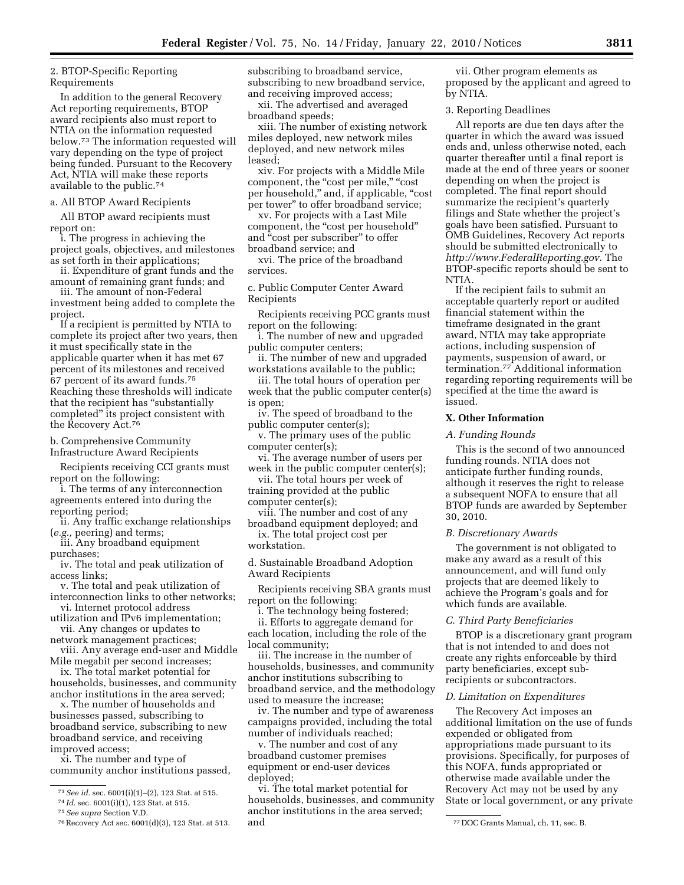2. BTOP-Specific Reporting Requirements

In addition to the general Recovery Act reporting requirements, BTOP award recipients also must report to NTIA on the information requested below.[73] The information requested will vary depending on the type of project being funded. Pursuant to the Recovery Act, NTIA will make these reports available to the public.[74]

a. All BTOP Award Recipients

All BTOP award recipients must report on:

i. The progress in achieving the project goals, objectives, and milestones as set forth in their applications;

ii. Expenditure of grant funds and the amount of remaining grant funds; and

iii. The amount of non-Federal investment being added to complete the project.

If a recipient is permitted by NTIA to complete its project after two years, then it must specifically state in the applicable quarter when it has met 67 percent of its milestones and received 67 percent of its award funds.[75] Reaching these thresholds will indicate that the recipient has "substantially completed" its project consistent with the Recovery Act.[76]

b. Comprehensive Community Infrastructure Award Recipients

Recipients receiving CCI grants must report on the following:

i. The terms of any interconnection agreements entered into during the reporting period;

ii. Any traffic exchange relationships (*e.g.,* peering) and terms;

iii. Any broadband equipment purchases;

iv. The total and peak utilization of access links;

v. The total and peak utilization of interconnection links to other networks;

vi. Internet protocol address utilization and IPv6 implementation;

vii. Any changes or updates to network management practices;

viii. Any average end-user and Middle Mile megabit per second increases;

ix. The total market potential for households, businesses, and community anchor institutions in the area served;

x. The number of households and businesses passed, subscribing to broadband service, subscribing to new broadband service, and receiving improved access;

xi. The number and type of community anchor institutions passed, subscribing to broadband service, subscribing to new broadband service, and receiving improved access;

xii. The advertised and averaged broadband speeds;

xiii. The number of existing network miles deployed, new network miles deployed, and new network miles leased;

xiv. For projects with a Middle Mile component, the "cost per mile," "cost per household," and, if applicable, "cost per tower" to offer broadband service;

xv. For projects with a Last Mile component, the "cost per household" and "cost per subscriber" to offer broadband service; and

xvi. The price of the broadband services.

c. Public Computer Center Award Recipients

Recipients receiving PCC grants must report on the following:

i. The number of new and upgraded public computer centers;

ii. The number of new and upgraded workstations available to the public;

iii. The total hours of operation per week that the public computer center(s) is open;

iv. The speed of broadband to the public computer center(s);

v. The primary uses of the public computer center(s);

vi. The average number of users per week in the public computer center(s);

vii. The total hours per week of training provided at the public computer center(s);

viii. The number and cost of any broadband equipment deployed; and

ix. The total project cost per workstation.

d. Sustainable Broadband Adoption Award Recipients

Recipients receiving SBA grants must report on the following:

i. The technology being fostered;

ii. Efforts to aggregate demand for each location, including the role of the local community;

iii. The increase in the number of households, businesses, and community anchor institutions subscribing to broadband service, and the methodology used to measure the increase;

iv. The number and type of awareness campaigns provided, including the total number of individuals reached;

v. The number and cost of any broadband customer premises equipment or end-user devices deployed;

vi. The total market potential for households, businesses, and community anchor institutions in the area served; and

vii. Other program elements as proposed by the applicant and agreed to by NTIA.

3. Reporting Deadlines

All reports are due ten days after the quarter in which the award was issued ends and, unless otherwise noted, each quarter thereafter until a final report is made at the end of three years or sooner depending on when the project is completed. The final report should summarize the recipient's quarterly filings and State whether the project's goals have been satisfied. Pursuant to OMB Guidelines, Recovery Act reports should be submitted electronically to *http://www.FederalReporting.gov.* The BTOP-specific reports should be sent to NTIA.

If the recipient fails to submit an acceptable quarterly report or audited financial statement within the timeframe designated in the grant award, NTIA may take appropriate actions, including suspension of payments, suspension of award, or termination.[77] Additional information regarding reporting requirements will be specified at the time the award is issued.

## X. Other Information

### *A. Funding Rounds*

This is the second of two announced funding rounds. NTIA does not anticipate further funding rounds, although it reserves the right to release a subsequent NOFA to ensure that all BTOP funds are awarded by September 30, 2010.

### *B. Discretionary Awards*

The government is not obligated to make any award as a result of this announcement, and will fund only projects that are deemed likely to achieve the Program's goals and for which funds are available.

### *C. Third Party Beneficiaries*

BTOP is a discretionary grant program that is not intended to and does not create any rights enforceable by third party beneficiaries, except sub-recipients or subcontractors.

### *D. Limitation on Expenditures*

The Recovery Act imposes an additional limitation on the use of funds expended or obligated from appropriations made pursuant to its provisions. Specifically, for purposes of this NOFA, funds appropriated or otherwise made available under the Recovery Act may not be used by any State or local government, or any private

---

[73] *See id.* sec. 6001(i)(1)–(2), 123 Stat. at 515.

[74] *Id.* sec. 6001(i)(1), 123 Stat. at 515.

[75] *See supra* Section V.D.

[76] Recovery Act sec. 6001(d)(3), 123 Stat. at 513.

[77] DOC Grants Manual, ch. 11, sec. B.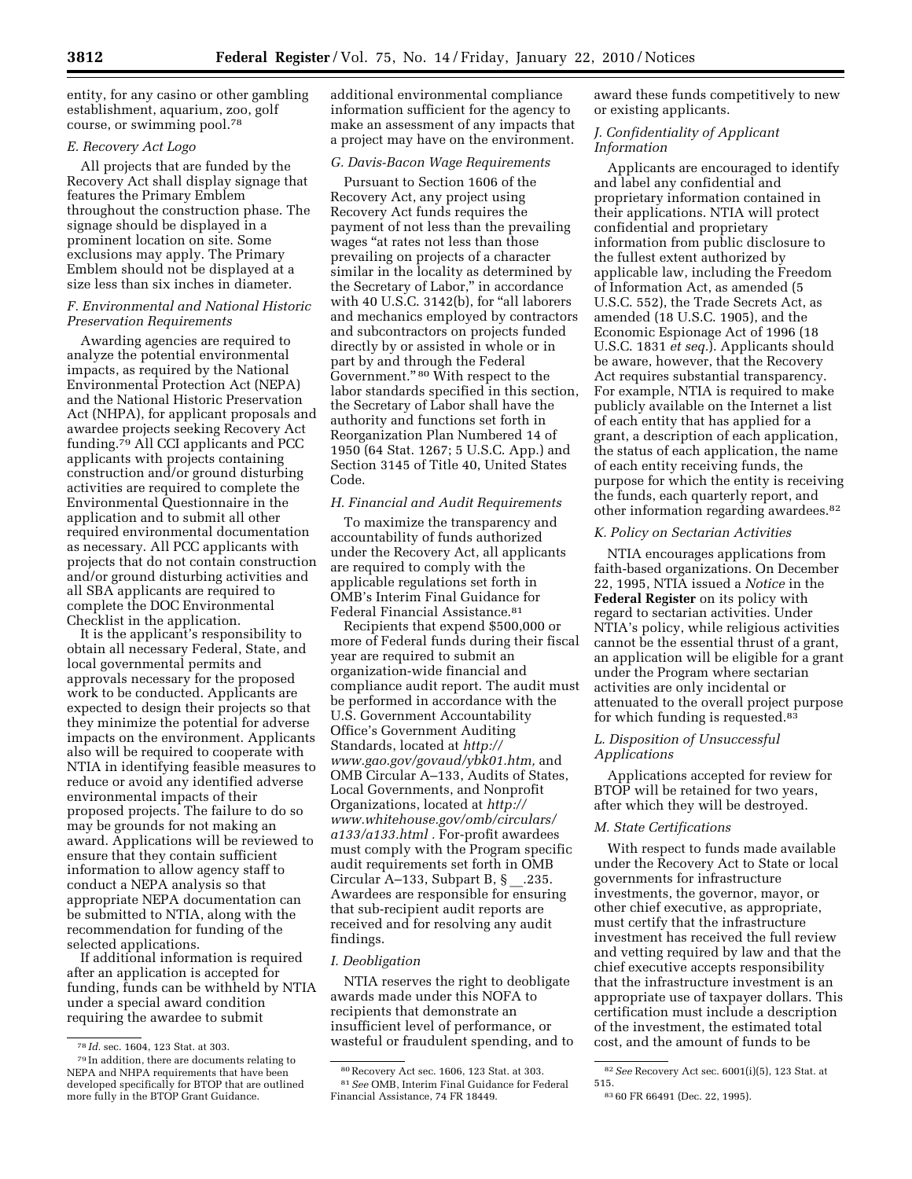entity, for any casino or other gambling establishment, aquarium, zoo, golf course, or swimming pool.[78]

### E. Recovery Act Logo

All projects that are funded by the Recovery Act shall display signage that features the Primary Emblem throughout the construction phase. The signage should be displayed in a prominent location on site. Some exclusions may apply. The Primary Emblem should not be displayed at a size less than six inches in diameter.

### F. Environmental and National Historic Preservation Requirements

Awarding agencies are required to analyze the potential environmental impacts, as required by the National Environmental Protection Act (NEPA) and the National Historic Preservation Act (NHPA), for applicant proposals and awardee projects seeking Recovery Act funding.[79] All CCI applicants and PCC applicants with projects containing construction and/or ground disturbing activities are required to complete the Environmental Questionnaire in the application and to submit all other required environmental documentation as necessary. All PCC applicants with projects that do not contain construction and/or ground disturbing activities and all SBA applicants are required to complete the DOC Environmental Checklist in the application.

It is the applicant's responsibility to obtain all necessary Federal, State, and local governmental permits and approvals necessary for the proposed work to be conducted. Applicants are expected to design their projects so that they minimize the potential for adverse impacts on the environment. Applicants also will be required to cooperate with NTIA in identifying feasible measures to reduce or avoid any identified adverse environmental impacts of their proposed projects. The failure to do so may be grounds for not making an award. Applications will be reviewed to ensure that they contain sufficient information to allow agency staff to conduct a NEPA analysis so that appropriate NEPA documentation can be submitted to NTIA, along with the recommendation for funding of the selected applications.

If additional information is required after an application is accepted for funding, funds can be withheld by NTIA under a special award condition requiring the awardee to submit additional environmental compliance information sufficient for the agency to make an assessment of any impacts that a project may have on the environment.

### G. Davis-Bacon Wage Requirements

Pursuant to Section 1606 of the Recovery Act, any project using Recovery Act funds requires the payment of not less than the prevailing wages "at rates not less than those prevailing on projects of a character similar in the locality as determined by the Secretary of Labor," in accordance with 40 U.S.C. 3142(b), for "all laborers and mechanics employed by contractors and subcontractors on projects funded directly by or assisted in whole or in part by and through the Federal Government."[80] With respect to the labor standards specified in this section, the Secretary of Labor shall have the authority and functions set forth in Reorganization Plan Numbered 14 of 1950 (64 Stat. 1267; 5 U.S.C. App.) and Section 3145 of Title 40, United States Code.

### H. Financial and Audit Requirements

To maximize the transparency and accountability of funds authorized under the Recovery Act, all applicants are required to comply with the applicable regulations set forth in OMB's Interim Final Guidance for Federal Financial Assistance.[81]

Recipients that expend $500,000 or more of Federal funds during their fiscal year are required to submit an organization-wide financial and compliance audit report. The audit must be performed in accordance with the U.S. Government Accountability Office's Government Auditing Standards, located at *http://www.gao.gov/govaud/ybk01.htm*, and OMB Circular A–133, Audits of States, Local Governments, and Nonprofit Organizations, located at *http://www.whitehouse.gov/omb/circulars/a133/a133.html*. For-profit awardees must comply with the Program specific audit requirements set forth in OMB Circular A–133, Subpart B, § __.235. Awardees are responsible for ensuring that sub-recipient audit reports are received and for resolving any audit findings.

### I. Deobligation

NTIA reserves the right to deobligate awards made under this NOFA to recipients that demonstrate an insufficient level of performance, or wasteful or fraudulent spending, and to award these funds competitively to new or existing applicants.

### J. Confidentiality of Applicant Information

Applicants are encouraged to identify and label any confidential and proprietary information contained in their applications. NTIA will protect confidential and proprietary information from public disclosure to the fullest extent authorized by applicable law, including the Freedom of Information Act, as amended (5 U.S.C. 552), the Trade Secrets Act, as amended (18 U.S.C. 1905), and the Economic Espionage Act of 1996 (18 U.S.C. 1831 *et seq.*). Applicants should be aware, however, that the Recovery Act requires substantial transparency. For example, NTIA is required to make publicly available on the Internet a list of each entity that has applied for a grant, a description of each application, the status of each application, the name of each entity receiving funds, the purpose for which the entity is receiving the funds, each quarterly report, and other information regarding awardees.[82]

### K. Policy on Sectarian Activities

NTIA encourages applications from faith-based organizations. On December 22, 1995, NTIA issued a *Notice* in the **Federal Register** on its policy with regard to sectarian activities. Under NTIA's policy, while religious activities cannot be the essential thrust of a grant, an application will be eligible for a grant under the Program where sectarian activities are only incidental or attenuated to the overall project purpose for which funding is requested.[83]

### L. Disposition of Unsuccessful Applications

Applications accepted for review for BTOP will be retained for two years, after which they will be destroyed.

### M. State Certifications

With respect to funds made available under the Recovery Act to State or local governments for infrastructure investments, the governor, mayor, or other chief executive, as appropriate, must certify that the infrastructure investment has received the full review and vetting required by law and that the chief executive accepts responsibility that the infrastructure investment is an appropriate use of taxpayer dollars. This certification must include a description of the investment, the estimated total cost, and the amount of funds to be

---

[78] *Id.* sec. 1604, 123 Stat. at 303.

[79] In addition, there are documents relating to NEPA and NHPA requirements that have been developed specifically for BTOP that are outlined more fully in the BTOP Grant Guidance.

[80] Recovery Act sec. 1606, 123 Stat. at 303.

[81] *See* OMB, Interim Final Guidance for Federal Financial Assistance, 74 FR 18449.

[82] *See* Recovery Act sec. 6001(i)(5), 123 Stat. at 515.

[83] 60 FR 66491 (Dec. 22, 1995).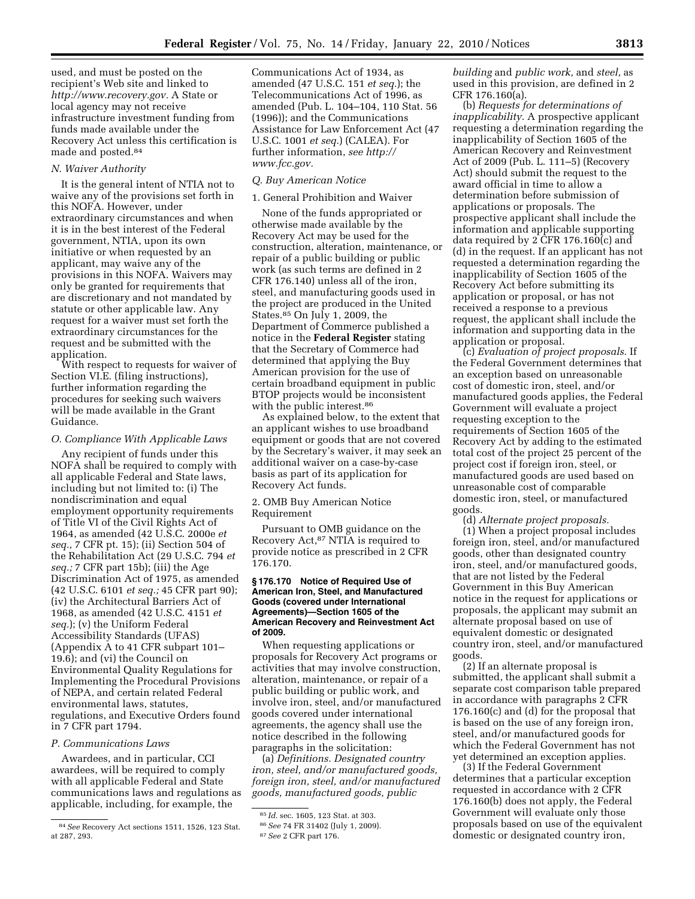used, and must be posted on the recipient's Web site and linked to *http://www.recovery.gov.* A State or local agency may not receive infrastructure investment funding from funds made available under the Recovery Act unless this certification is made and posted.[84]

### *N. Waiver Authority*

It is the general intent of NTIA not to waive any of the provisions set forth in this NOFA. However, under extraordinary circumstances and when it is in the best interest of the Federal government, NTIA, upon its own initiative or when requested by an applicant, may waive any of the provisions in this NOFA. Waivers may only be granted for requirements that are discretionary and not mandated by statute or other applicable law. Any request for a waiver must set forth the extraordinary circumstances for the request and be submitted with the application.

With respect to requests for waiver of Section VI.E. (filing instructions), further information regarding the procedures for seeking such waivers will be made available in the Grant Guidance.

### *O. Compliance With Applicable Laws*

Any recipient of funds under this NOFA shall be required to comply with all applicable Federal and State laws, including but not limited to: (i) The nondiscrimination and equal employment opportunity requirements of Title VI of the Civil Rights Act of 1964, as amended (42 U.S.C. 2000e *et seq.,* 7 CFR pt. 15); (ii) Section 504 of the Rehabilitation Act (29 U.S.C. 794 *et seq.;* 7 CFR part 15b); (iii) the Age Discrimination Act of 1975, as amended (42 U.S.C. 6101 *et seq.;* 45 CFR part 90); (iv) the Architectural Barriers Act of 1968, as amended (42 U.S.C. 4151 *et seq.*); (v) the Uniform Federal Accessibility Standards (UFAS) (Appendix A to 41 CFR subpart 101–19.6); and (vi) the Council on Environmental Quality Regulations for Implementing the Procedural Provisions of NEPA, and certain related Federal environmental laws, statutes, regulations, and Executive Orders found in 7 CFR part 1794.

### *P. Communications Laws*

Awardees, and in particular, CCI awardees, will be required to comply with all applicable Federal and State communications laws and regulations as applicable, including, for example, the Communications Act of 1934, as amended (47 U.S.C. 151 *et seq.*); the Telecommunications Act of 1996, as amended (Pub. L. 104–104, 110 Stat. 56 (1996)); and the Communications Assistance for Law Enforcement Act (47 U.S.C. 1001 *et seq.*) (CALEA). For further information, *see http://www.fcc.gov.*

### *Q. Buy American Notice*

1. General Prohibition and Waiver

None of the funds appropriated or otherwise made available by the Recovery Act may be used for the construction, alteration, maintenance, or repair of a public building or public work (as such terms are defined in 2 CFR 176.140) unless all of the iron, steel, and manufacturing goods used in the project are produced in the United States.[85] On July 1, 2009, the Department of Commerce published a notice in the **Federal Register** stating that the Secretary of Commerce had determined that applying the Buy American provision for the use of certain broadband equipment in public BTOP projects would be inconsistent with the public interest.[86]

As explained below, to the extent that an applicant wishes to use broadband equipment or goods that are not covered by the Secretary's waiver, it may seek an additional waiver on a case-by-case basis as part of its application for Recovery Act funds.

2. OMB Buy American Notice Requirement

Pursuant to OMB guidance on the Recovery Act,[87] NTIA is required to provide notice as prescribed in 2 CFR 176.170.

#### § 176.170 Notice of Required Use of American Iron, Steel, and Manufactured Goods (covered under International Agreements)—Section 1605 of the American Recovery and Reinvestment Act of 2009.

When requesting applications or proposals for Recovery Act programs or activities that may involve construction, alteration, maintenance, or repair of a public building or public work, and involve iron, steel, and/or manufactured goods covered under international agreements, the agency shall use the notice described in the following paragraphs in the solicitation:

(a) *Definitions. Designated country iron, steel, and/or manufactured goods, foreign iron, steel, and/or manufactured goods, manufactured goods, public building* and *public work,* and *steel,* as used in this provision, are defined in 2 CFR 176.160(a).

(b) *Requests for determinations of inapplicability.* A prospective applicant requesting a determination regarding the inapplicability of Section 1605 of the American Recovery and Reinvestment Act of 2009 (Pub. L. 111–5) (Recovery Act) should submit the request to the award official in time to allow a determination before submission of applications or proposals. The prospective applicant shall include the information and applicable supporting data required by 2 CFR 176.160(c) and (d) in the request. If an applicant has not requested a determination regarding the inapplicability of Section 1605 of the Recovery Act before submitting its application or proposal, or has not received a response to a previous request, the applicant shall include the information and supporting data in the application or proposal.

(c) *Evaluation of project proposals.* If the Federal Government determines that an exception based on unreasonable cost of domestic iron, steel, and/or manufactured goods applies, the Federal Government will evaluate a project requesting exception to the requirements of Section 1605 of the Recovery Act by adding to the estimated total cost of the project 25 percent of the project cost if foreign iron, steel, or manufactured goods are used based on unreasonable cost of comparable domestic iron, steel, or manufactured goods.

(d) *Alternate project proposals.*

(1) When a project proposal includes foreign iron, steel, and/or manufactured goods, other than designated country iron, steel, and/or manufactured goods, that are not listed by the Federal Government in this Buy American notice in the request for applications or proposals, the applicant may submit an alternate proposal based on use of equivalent domestic or designated country iron, steel, and/or manufactured goods.

(2) If an alternate proposal is submitted, the applicant shall submit a separate cost comparison table prepared in accordance with paragraphs 2 CFR 176.160(c) and (d) for the proposal that is based on the use of any foreign iron, steel, and/or manufactured goods for which the Federal Government has not yet determined an exception applies.

(3) If the Federal Government determines that a particular exception requested in accordance with 2 CFR 176.160(b) does not apply, the Federal Government will evaluate only those proposals based on use of the equivalent domestic or designated country iron,

---

[84] *See* Recovery Act sections 1511, 1526, 123 Stat. at 287, 293.

[85] *Id.* sec. 1605, 123 Stat. at 303.

[86] *See* 74 FR 31402 (July 1, 2009).

[87] *See* 2 CFR part 176.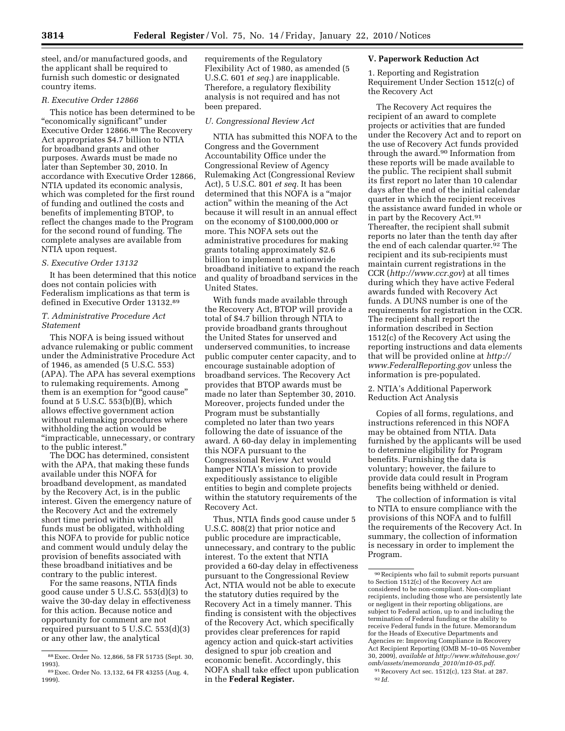steel, and/or manufactured goods, and the applicant shall be required to furnish such domestic or designated country items.

*R. Executive Order 12866*

This notice has been determined to be "economically significant" under Executive Order 12866.[88] The Recovery Act appropriates $4.7 billion to NTIA for broadband grants and other purposes. Awards must be made no later than September 30, 2010. In accordance with Executive Order 12866, NTIA updated its economic analysis, which was completed for the first round of funding and outlined the costs and benefits of implementing BTOP, to reflect the changes made to the Program for the second round of funding. The complete analyses are available from NTIA upon request.

*S. Executive Order 13132*

It has been determined that this notice does not contain policies with Federalism implications as that term is defined in Executive Order 13132.[89]

*T. Administrative Procedure Act Statement*

This NOFA is being issued without advance rulemaking or public comment under the Administrative Procedure Act of 1946, as amended (5 U.S.C. 553) (APA). The APA has several exemptions to rulemaking requirements. Among them is an exemption for "good cause" found at 5 U.S.C. 553(b)(B), which allows effective government action without rulemaking procedures where withholding the action would be "impracticable, unnecessary, or contrary to the public interest."

The DOC has determined, consistent with the APA, that making these funds available under this NOFA for broadband development, as mandated by the Recovery Act, is in the public interest. Given the emergency nature of the Recovery Act and the extremely short time period within which all funds must be obligated, withholding this NOFA to provide for public notice and comment would unduly delay the provision of benefits associated with these broadband initiatives and be contrary to the public interest.

For the same reasons, NTIA finds good cause under 5 U.S.C. 553(d)(3) to waive the 30-day delay in effectiveness for this action. Because notice and opportunity for comment are not required pursuant to 5 U.S.C. 553(d)(3) or any other law, the analytical requirements of the Regulatory Flexibility Act of 1980, as amended (5 U.S.C. 601 *et seq.*) are inapplicable. Therefore, a regulatory flexibility analysis is not required and has not been prepared.

*U. Congressional Review Act*

NTIA has submitted this NOFA to the Congress and the Government Accountability Office under the Congressional Review of Agency Rulemaking Act (Congressional Review Act), 5 U.S.C. 801 *et seq.* It has been determined that this NOFA is a "major action" within the meaning of the Act because it will result in an annual effect on the economy of $100,000,000 or more. This NOFA sets out the administrative procedures for making grants totaling approximately $2.6 billion to implement a nationwide broadband initiative to expand the reach and quality of broadband services in the United States.

With funds made available through the Recovery Act, BTOP will provide a total of $4.7 billion through NTIA to provide broadband grants throughout the United States for unserved and underserved communities, to increase public computer center capacity, and to encourage sustainable adoption of broadband services. The Recovery Act provides that BTOP awards must be made no later than September 30, 2010. Moreover, projects funded under the Program must be substantially completed no later than two years following the date of issuance of the award. A 60-day delay in implementing this NOFA pursuant to the Congressional Review Act would hamper NTIA's mission to provide expeditiously assistance to eligible entities to begin and complete projects within the statutory requirements of the Recovery Act.

Thus, NTIA finds good cause under 5 U.S.C. 808(2) that prior notice and public procedure are impracticable, unnecessary, and contrary to the public interest. To the extent that NTIA provided a 60-day delay in effectiveness pursuant to the Congressional Review Act, NTIA would not be able to execute the statutory duties required by the Recovery Act in a timely manner. This finding is consistent with the objectives of the Recovery Act, which specifically provides clear preferences for rapid agency action and quick-start activities designed to spur job creation and economic benefit. Accordingly, this NOFA shall take effect upon publication in the **Federal Register.**

## V. Paperwork Reduction Act

1. Reporting and Registration Requirement Under Section 1512(c) of the Recovery Act

The Recovery Act requires the recipient of an award to complete projects or activities that are funded under the Recovery Act and to report on the use of Recovery Act funds provided through the award.[90] Information from these reports will be made available to the public. The recipient shall submit its first report no later than 10 calendar days after the end of the initial calendar quarter in which the recipient receives the assistance award funded in whole or in part by the Recovery Act.[91] Thereafter, the recipient shall submit reports no later than the tenth day after the end of each calendar quarter.[92] The recipient and its sub-recipients must maintain current registrations in the CCR (*http://www.ccr.gov*) at all times during which they have active Federal awards funded with Recovery Act funds. A DUNS number is one of the requirements for registration in the CCR. The recipient shall report the information described in Section 1512(c) of the Recovery Act using the reporting instructions and data elements that will be provided online at *http://www.FederalReporting.gov* unless the information is pre-populated.

2. NTIA's Additional Paperwork Reduction Act Analysis

Copies of all forms, regulations, and instructions referenced in this NOFA may be obtained from NTIA. Data furnished by the applicants will be used to determine eligibility for Program benefits. Furnishing the data is voluntary; however, the failure to provide data could result in Program benefits being withheld or denied.

The collection of information is vital to NTIA to ensure compliance with the provisions of this NOFA and to fulfill the requirements of the Recovery Act. In summary, the collection of information is necessary in order to implement the Program.

---

[88] Exec. Order No. 12,866, 58 FR 51735 (Sept. 30, 1993).

[89] Exec. Order No. 13,132, 64 FR 43255 (Aug. 4, 1999).

[90] Recipients who fail to submit reports pursuant to Section 1512(c) of the Recovery Act are considered to be non-compliant. Non-compliant recipients, including those who are persistently late or negligent in their reporting obligations, are subject to Federal action, up to and including the termination of Federal funding or the ability to receive Federal funds in the future. Memorandum for the Heads of Executive Departments and Agencies re: Improving Compliance in Recovery Act Recipient Reporting (OMB M–10–05 November 30, 2009), *available at http://www.whitehouse.gov/omb/assets/memoranda_2010/m10-05.pdf.*

[91] Recovery Act sec. 1512(c), 123 Stat. at 287.

[92] *Id.*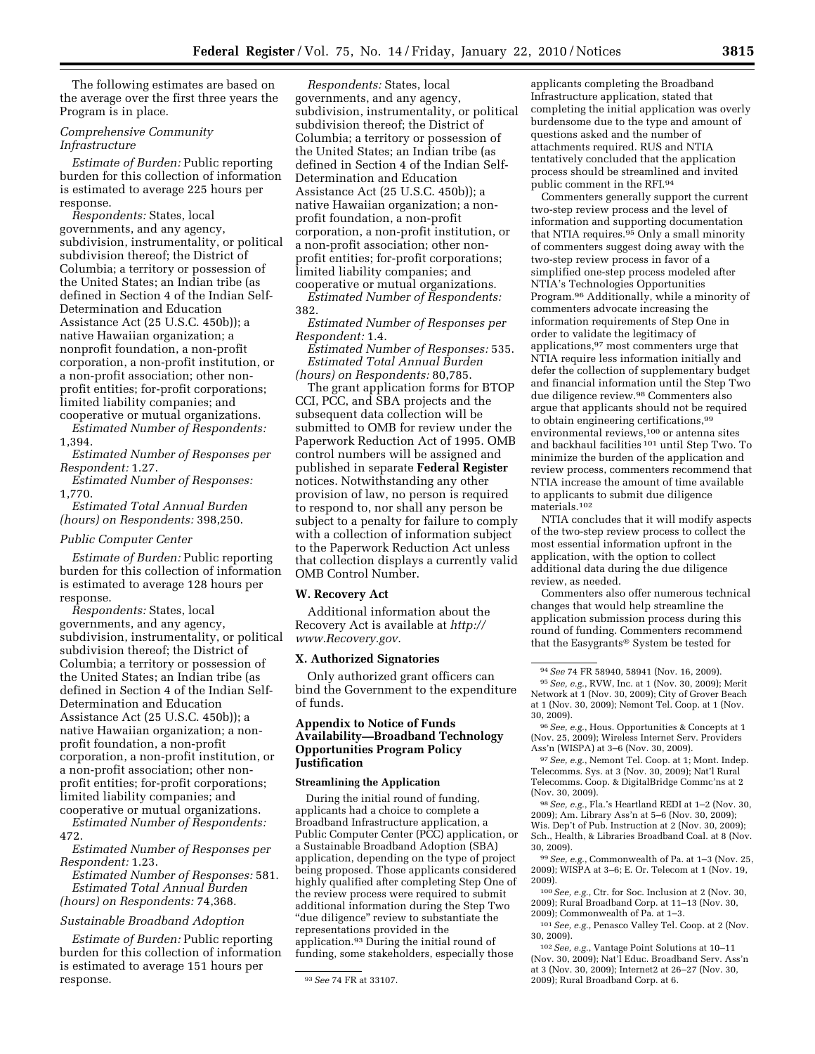The following estimates are based on the average over the first three years the Program is in place.

*Comprehensive Community Infrastructure*

*Estimate of Burden:* Public reporting burden for this collection of information is estimated to average 225 hours per response.

*Respondents:* States, local governments, and any agency, subdivision, instrumentality, or political subdivision thereof; the District of Columbia; a territory or possession of the United States; an Indian tribe (as defined in Section 4 of the Indian Self-Determination and Education Assistance Act (25 U.S.C. 450b)); a native Hawaiian organization; a nonprofit foundation, a non-profit corporation, a non-profit institution, or a non-profit association; other non-profit entities; for-profit corporations; limited liability companies; and cooperative or mutual organizations.

*Estimated Number of Respondents:* 1,394.

*Estimated Number of Responses per Respondent:* 1.27.

*Estimated Number of Responses:* 1,770.

*Estimated Total Annual Burden (hours) on Respondents:* 398,250.

*Public Computer Center*

*Estimate of Burden:* Public reporting burden for this collection of information is estimated to average 128 hours per response.

*Respondents:* States, local governments, and any agency, subdivision, instrumentality, or political subdivision thereof; the District of Columbia; a territory or possession of the United States; an Indian tribe (as defined in Section 4 of the Indian Self-Determination and Education Assistance Act (25 U.S.C. 450b)); a native Hawaiian organization; a non-profit foundation, a non-profit corporation, a non-profit institution, or a non-profit association; other non-profit entities; for-profit corporations; limited liability companies; and cooperative or mutual organizations.

*Estimated Number of Respondents:* 472.

*Estimated Number of Responses per Respondent:* 1.23.

*Estimated Number of Responses:* 581.

*Estimated Total Annual Burden (hours) on Respondents:* 74,368.

*Sustainable Broadband Adoption*

*Estimate of Burden:* Public reporting burden for this collection of information is estimated to average 151 hours per response.

*Respondents:* States, local governments, and any agency, subdivision, instrumentality, or political subdivision thereof; the District of Columbia; a territory or possession of the United States; an Indian tribe (as defined in Section 4 of the Indian Self-Determination and Education Assistance Act (25 U.S.C. 450b)); a native Hawaiian organization; a non-profit foundation, a non-profit corporation, a non-profit institution, or a non-profit association; other non-profit entities; for-profit corporations; limited liability companies; and cooperative or mutual organizations.

*Estimated Number of Respondents:* 382.

*Estimated Number of Responses per Respondent:* 1.4.

*Estimated Number of Responses:* 535.

*Estimated Total Annual Burden (hours) on Respondents:* 80,785.

The grant application forms for BTOP CCI, PCC, and SBA projects and the subsequent data collection will be submitted to OMB for review under the Paperwork Reduction Act of 1995. OMB control numbers will be assigned and published in separate **Federal Register** notices. Notwithstanding any other provision of law, no person is required to respond to, nor shall any person be subject to a penalty for failure to comply with a collection of information subject to the Paperwork Reduction Act unless that collection displays a currently valid OMB Control Number.

## W. Recovery Act

Additional information about the Recovery Act is available at *http://www.Recovery.gov*.

## X. Authorized Signatories

Only authorized grant officers can bind the Government to the expenditure of funds.

## Appendix to Notice of Funds Availability—Broadband Technology Opportunities Program Policy Justification

### Streamlining the Application

During the initial round of funding, applicants had a choice to complete a Broadband Infrastructure application, a Public Computer Center (PCC) application, or a Sustainable Broadband Adoption (SBA) application, depending on the type of project being proposed. Those applicants considered highly qualified after completing Step One of the review process were required to submit additional information during the Step Two "due diligence" review to substantiate the representations provided in the application.[93] During the initial round of funding, some stakeholders, especially those applicants completing the Broadband Infrastructure application, stated that completing the initial application was overly burdensome due to the type and amount of questions asked and the number of attachments required. RUS and NTIA tentatively concluded that the application process should be streamlined and invited public comment in the RFI.[94]

Commenters generally support the current two-step review process and the level of information and supporting documentation that NTIA requires.[95] Only a small minority of commenters suggest doing away with the two-step review process in favor of a simplified one-step process modeled after NTIA's Technologies Opportunities Program.[96] Additionally, while a minority of commenters advocate increasing the information requirements of Step One in order to validate the legitimacy of applications,[97] most commenters urge that NTIA require less information initially and defer the collection of supplementary budget and financial information until the Step Two due diligence review.[98] Commenters also argue that applicants should not be required to obtain engineering certifications,[99] environmental reviews,[100] or antenna sites and backhaul facilities[101] until Step Two. To minimize the burden of the application and review process, commenters recommend that NTIA increase the amount of time available to applicants to submit due diligence materials.[102]

NTIA concludes that it will modify aspects of the two-step review process to collect the most essential information upfront in the application, with the option to collect additional data during the due diligence review, as needed.

Commenters also offer numerous technical changes that would help streamline the application submission process during this round of funding. Commenters recommend that the Easygrants® System be tested for

---

[93] *See* 74 FR at 33107.

[94] *See* 74 FR 58940, 58941 (Nov. 16, 2009).

[95] *See, e.g.*, RVW, Inc. at 1 (Nov. 30, 2009); Merit Network at 1 (Nov. 30, 2009); City of Grover Beach at 1 (Nov. 30, 2009); Nemont Tel. Coop. at 1 (Nov. 30, 2009).

[96] *See, e.g.*, Hous. Opportunities & Concepts at 1 (Nov. 25, 2009); Wireless Internet Serv. Providers Ass'n (WISPA) at 3–6 (Nov. 30, 2009).

[97] *See, e.g.*, Nemont Tel. Coop. at 1; Mont. Indep. Telecomms. Sys. at 3 (Nov. 30, 2009); Nat'l Rural Telecomms. Coop. & DigitalBridge Commc'ns at 2 (Nov. 30, 2009).

[98] *See, e.g.*, Fla.'s Heartland REDI at 1–2 (Nov. 30, 2009); Am. Library Ass'n at 5–6 (Nov. 30, 2009); Wis. Dep't of Pub. Instruction at 2 (Nov. 30, 2009); Sch., Health, & Libraries Broadband Coal. at 8 (Nov. 30, 2009).

[99] *See, e.g.*, Commonwealth of Pa. at 1–3 (Nov. 25, 2009); WISPA at 3–6; E. Or. Telecom at 1 (Nov. 19, 2009).

[100] *See, e.g.*, Ctr. for Soc. Inclusion at 2 (Nov. 30, 2009); Rural Broadband Corp. at 11–13 (Nov. 30, 2009); Commonwealth of Pa. at 1–3.

[101] *See, e.g.*, Penasco Valley Tel. Coop. at 2 (Nov. 30, 2009).

[102] *See, e.g.*, Vantage Point Solutions at 10–11 (Nov. 30, 2009); Nat'l Educ. Broadband Serv. Ass'n at 3 (Nov. 30, 2009); Internet2 at 26–27 (Nov. 30, 2009); Rural Broadband Corp. at 6.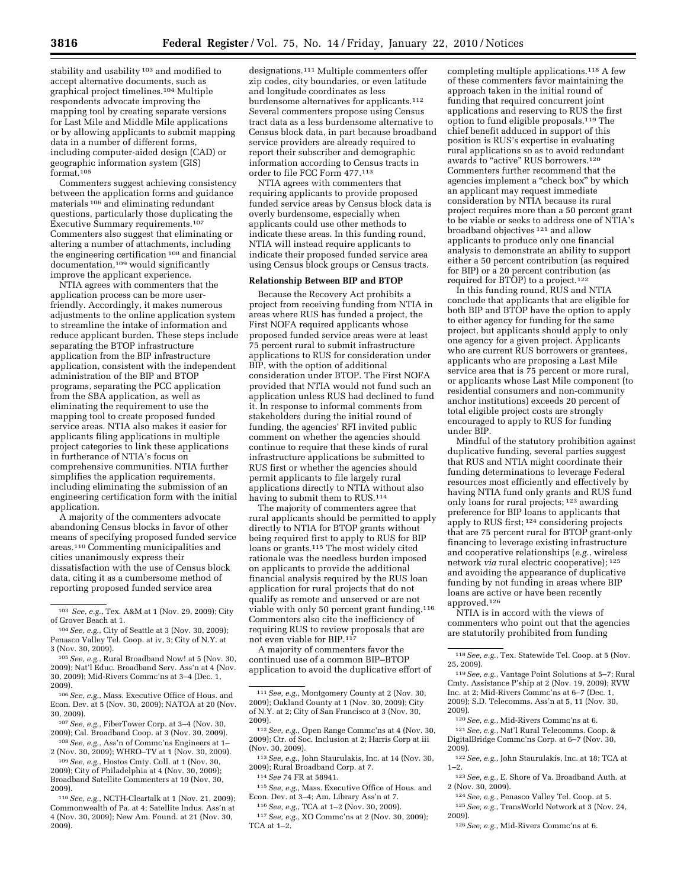stability and usability [103] and modified to accept alternative documents, such as graphical project timelines.[104] Multiple respondents advocate improving the mapping tool by creating separate versions for Last Mile and Middle Mile applications or by allowing applicants to submit mapping data in a number of different forms, including computer-aided design (CAD) or geographic information system (GIS) format.[105]

Commenters suggest achieving consistency between the application forms and guidance materials [106] and eliminating redundant questions, particularly those duplicating the Executive Summary requirements.[107] Commenters also suggest that eliminating or altering a number of attachments, including the engineering certification [108] and financial documentation,[109] would significantly improve the applicant experience.

NTIA agrees with commenters that the application process can be more user-friendly. Accordingly, it makes numerous adjustments to the online application system to streamline the intake of information and reduce applicant burden. These steps include separating the BTOP infrastructure application from the BIP infrastructure application, consistent with the independent administration of the BIP and BTOP programs, separating the PCC application from the SBA application, as well as eliminating the requirement to use the mapping tool to create proposed funded service areas. NTIA also makes it easier for applicants filing applications in multiple project categories to link these applications in furtherance of NTIA's focus on comprehensive communities. NTIA further simplifies the application requirements, including eliminating the submission of an engineering certification form with the initial application.

A majority of the commenters advocate abandoning Census blocks in favor of other means of specifying proposed funded service areas.[110] Commenting municipalities and cities unanimously express their dissatisfaction with the use of Census block data, citing it as a cumbersome method of reporting proposed funded service area designations.[111] Multiple commenters offer zip codes, city boundaries, or even latitude and longitude coordinates as less burdensome alternatives for applicants.[112] Several commenters propose using Census tract data as a less burdensome alternative to Census block data, in part because broadband service providers are already required to report their subscriber and demographic information according to Census tracts in order to file FCC Form 477.[113]

NTIA agrees with commenters that requiring applicants to provide proposed funded service areas by Census block data is overly burdensome, especially when applicants could use other methods to indicate these areas. In this funding round, NTIA will instead require applicants to indicate their proposed funded service area using Census block groups or Census tracts.

## Relationship Between BIP and BTOP

Because the Recovery Act prohibits a project from receiving funding from NTIA in areas where RUS has funded a project, the First NOFA required applicants whose proposed funded service areas were at least 75 percent rural to submit infrastructure applications to RUS for consideration under BIP, with the option of additional consideration under BTOP. The First NOFA provided that NTIA would not fund such an application unless RUS had declined to fund it. In response to informal comments from stakeholders during the initial round of funding, the agencies' RFI invited public comment on whether the agencies should continue to require that these kinds of rural infrastructure applications be submitted to RUS first or whether the agencies should permit applicants to file largely rural applications directly to NTIA without also having to submit them to RUS.[114]

The majority of commenters agree that rural applicants should be permitted to apply directly to NTIA for BTOP grants without being required first to apply to RUS for BIP loans or grants.[115] The most widely cited rationale was the needless burden imposed on applicants to provide the additional financial analysis required by the RUS loan application for rural projects that do not qualify as remote and unserved or are not viable with only 50 percent grant funding.[116] Commenters also cite the inefficiency of requiring RUS to review proposals that are not even viable for BIP.[117]

A majority of commenters favor the continued use of a common BIP–BTOP application to avoid the duplicative effort of completing multiple applications.[118] A few of these commenters favor maintaining the approach taken in the initial round of funding that required concurrent joint applications and reserving to RUS the first option to fund eligible proposals.[119] The chief benefit adduced in support of this position is RUS's expertise in evaluating rural applications so as to avoid redundant awards to "active" RUS borrowers.[120] Commenters further recommend that the agencies implement a "check box" by which an applicant may request immediate consideration by NTIA because its rural project requires more than a 50 percent grant to be viable or seeks to address one of NTIA's broadband objectives [121] and allow applicants to produce only one financial analysis to demonstrate an ability to support either a 50 percent contribution (as required for BIP) or a 20 percent contribution (as required for BTOP) to a project.[122]

In this funding round, RUS and NTIA conclude that applicants that are eligible for both BIP and BTOP have the option to apply to either agency for funding for the same project, but applicants should apply to only one agency for a given project. Applicants who are current RUS borrowers or grantees, applicants who are proposing a Last Mile service area that is 75 percent or more rural, or applicants whose Last Mile component (to residential consumers and non-community anchor institutions) exceeds 20 percent of total eligible project costs are strongly encouraged to apply to RUS for funding under BIP.

Mindful of the statutory prohibition against duplicative funding, several parties suggest that RUS and NTIA might coordinate their funding determinations to leverage Federal resources most efficiently and effectively by having NTIA fund only grants and RUS fund only loans for rural projects; [123] awarding preference for BIP loans to applicants that apply to RUS first; [124] considering projects that are 75 percent rural for BTOP grant-only financing to leverage existing infrastructure and cooperative relationships (*e.g.*, wireless network *via* rural electric cooperative); [125] and avoiding the appearance of duplicative funding by not funding in areas where BIP loans are active or have been recently approved.[126]

NTIA is in accord with the views of commenters who point out that the agencies are statutorily prohibited from funding

---

[103] *See, e.g.*, Tex. A&M at 1 (Nov. 29, 2009); City of Grover Beach at 1.

[104] *See, e.g.*, City of Seattle at 3 (Nov. 30, 2009); Penasco Valley Tel. Coop. at iv, 3; City of N.Y. at 3 (Nov. 30, 2009).

[105] *See, e.g.*, Rural Broadband Now! at 5 (Nov. 30, 2009); Nat'l Educ. Broadband Serv. Ass'n at 4 (Nov. 30, 2009); Mid-Rivers Commc'ns at 3–4 (Dec. 1, 2009).

[106] *See, e.g.*, Mass. Executive Office of Hous. and Econ. Dev. at 5 (Nov. 30, 2009); NATOA at 20 (Nov. 30, 2009).

[107] *See, e.g.*, FiberTower Corp. at 3–4 (Nov. 30, 2009); Cal. Broadband Coop. at 3 (Nov. 30, 2009).

[108] *See, e.g.*, Ass'n of Commc'ns Engineers at 1–2 (Nov. 30, 2009); WHRO–TV at 1 (Nov. 30, 2009).

[109] *See, e.g.*, Hostos Cmty. Coll. at 1 (Nov. 30, 2009); City of Philadelphia at 4 (Nov. 30, 2009); Broadband Satellite Commenters at 10 (Nov. 30, 2009).

[110] *See, e.g.*, NCTH-Cleartalk at 1 (Nov. 21, 2009); Commonwealth of Pa. at 4; Satellite Indus. Ass'n at 4 (Nov. 30, 2009); New Am. Found. at 21 (Nov. 30, 2009).

[111] *See, e.g.*, Montgomery County at 2 (Nov. 30, 2009); Oakland County at 1 (Nov. 30, 2009); City of N.Y. at 2; City of San Francisco at 3 (Nov. 30, 2009).

[112] *See, e.g.*, Open Range Commc'ns at 4 (Nov. 30, 2009); Ctr. of Soc. Inclusion at 2; Harris Corp at iii (Nov. 30, 2009).

[113] *See, e.g.*, John Staurulakis, Inc. at 14 (Nov. 30, 2009); Rural Broadband Corp. at 7.

[114] *See* 74 FR at 58941.

[115] *See, e.g.*, Mass. Executive Office of Hous. and Econ. Dev. at 3–4; Am. Library Ass'n at 7.

[116] *See, e.g.*, TCA at 1–2 (Nov. 30, 2009).

[117] *See, e.g.*, XO Commc'ns at 2 (Nov. 30, 2009); TCA at 1–2.

[118] *See, e.g.*, Tex. Statewide Tel. Coop. at 5 (Nov. 25, 2009).

[119] *See, e.g.*, Vantage Point Solutions at 5–7; Rural Cmty. Assistance P'ship at 2 (Nov. 19, 2009); RVW Inc. at 2; Mid-Rivers Commc'ns at 6–7 (Dec. 1, 2009); S.D. Telecomms. Ass'n at 5, 11 (Nov. 30, 2009).

[120] *See, e.g.*, Mid-Rivers Commc'ns at 6.

[121] *See, e.g.*, Nat'l Rural Telecomms. Coop. & DigitalBridge Commc'ns Corp. at 6–7 (Nov. 30, 2009).

[122] *See, e.g.*, John Staurulakis, Inc. at 18; TCA at 1–2.

[123] *See, e.g.*, E. Shore of Va. Broadband Auth. at 2 (Nov. 30, 2009).

[124] *See, e.g.*, Penasco Valley Tel. Coop. at 5.

[125] *See, e.g.*, TransWorld Network at 3 (Nov. 24, 2009).

[126] *See, e.g.*, Mid-Rivers Commc'ns at 6.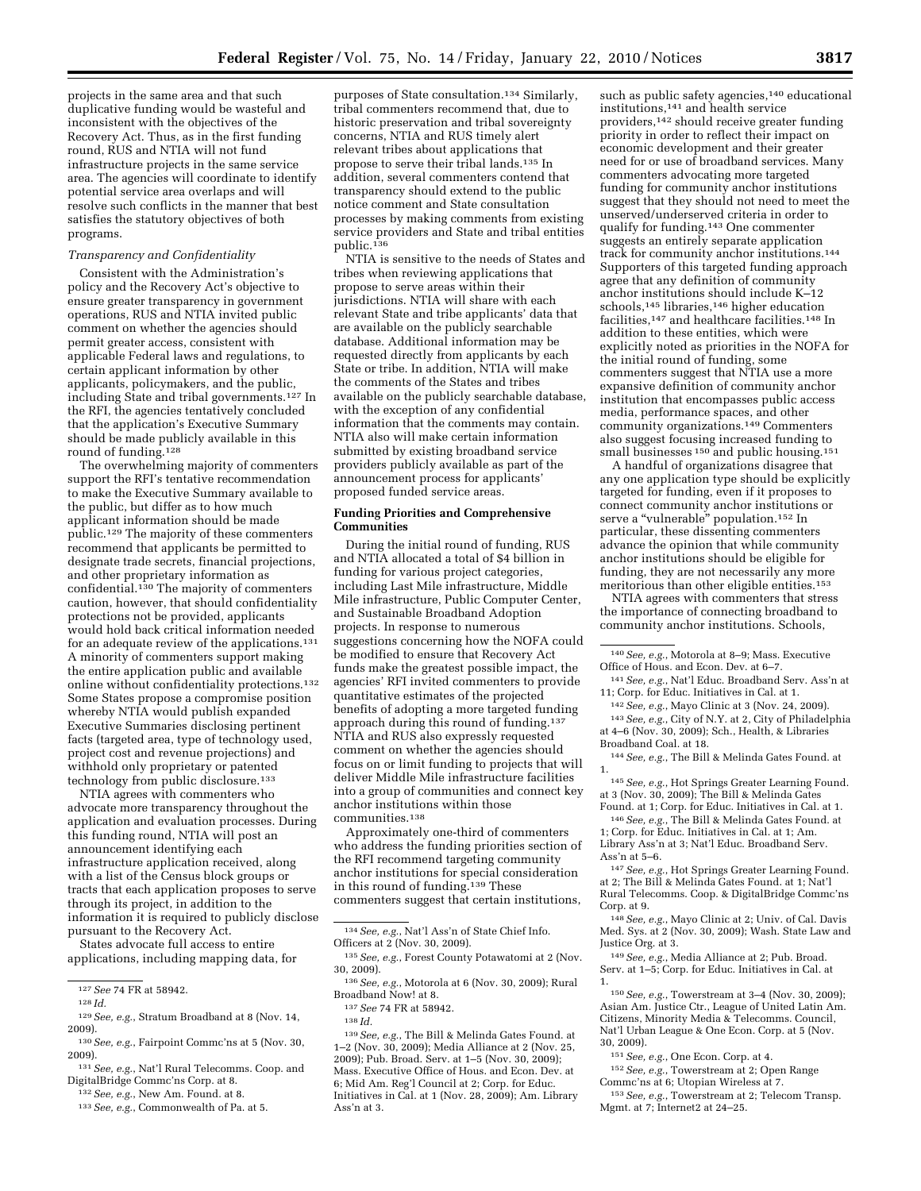projects in the same area and that such duplicative funding would be wasteful and inconsistent with the objectives of the Recovery Act. Thus, as in the first funding round, RUS and NTIA will not fund infrastructure projects in the same service area. The agencies will coordinate to identify potential service area overlaps and will resolve such conflicts in the manner that best satisfies the statutory objectives of both programs.

*Transparency and Confidentiality*

Consistent with the Administration's policy and the Recovery Act's objective to ensure greater transparency in government operations, RUS and NTIA invited public comment on whether the agencies should permit greater access, consistent with applicable Federal laws and regulations, to certain applicant information by other applicants, policymakers, and the public, including State and tribal governments.[127] In the RFI, the agencies tentatively concluded that the application's Executive Summary should be made publicly available in this round of funding.[128]

The overwhelming majority of commenters support the RFI's tentative recommendation to make the Executive Summary available to the public, but differ as to how much applicant information should be made public.[129] The majority of these commenters recommend that applicants be permitted to designate trade secrets, financial projections, and other proprietary information as confidential.[130] The majority of commenters caution, however, that should confidentiality protections not be provided, applicants would hold back critical information needed for an adequate review of the applications.[131] A minority of commenters support making the entire application public and available online without confidentiality protections.[132] Some States propose a compromise position whereby NTIA would publish expanded Executive Summaries disclosing pertinent facts (targeted area, type of technology used, project cost and revenue projections) and withhold only proprietary or patented technology from public disclosure.[133]

NTIA agrees with commenters who advocate more transparency throughout the application and evaluation processes. During this funding round, NTIA will post an announcement identifying each infrastructure application received, along with a list of the Census block groups or tracts that each application proposes to serve through its project, in addition to the information it is required to publicly disclose pursuant to the Recovery Act.

States advocate full access to entire applications, including mapping data, for purposes of State consultation.[134] Similarly, tribal commenters recommend that, due to historic preservation and tribal sovereignty concerns, NTIA and RUS timely alert relevant tribes about applications that propose to serve their tribal lands.[135] In addition, several commenters contend that transparency should extend to the public notice comment and State consultation processes by making comments from existing service providers and State and tribal entities public.[136]

NTIA is sensitive to the needs of States and tribes when reviewing applications that propose to serve areas within their jurisdictions. NTIA will share with each relevant State and tribe applicants' data that are available on the publicly searchable database. Additional information may be requested directly from applicants by each State or tribe. In addition, NTIA will make the comments of the States and tribes available on the publicly searchable database, with the exception of any confidential information that the comments may contain. NTIA also will make certain information submitted by existing broadband service providers publicly available as part of the announcement process for applicants' proposed funded service areas.

**Funding Priorities and Comprehensive Communities**

During the initial round of funding, RUS and NTIA allocated a total of $4 billion in funding for various project categories, including Last Mile infrastructure, Middle Mile infrastructure, Public Computer Center, and Sustainable Broadband Adoption projects. In response to numerous suggestions concerning how the NOFA could be modified to ensure that Recovery Act funds make the greatest possible impact, the agencies' RFI invited commenters to provide quantitative estimates of the projected benefits of adopting a more targeted funding approach during this round of funding.[137] NTIA and RUS also expressly requested comment on whether the agencies should focus on or limit funding to projects that will deliver Middle Mile infrastructure facilities into a group of communities and connect key anchor institutions within those communities.[138]

Approximately one-third of commenters who address the funding priorities section of the RFI recommend targeting community anchor institutions for special consideration in this round of funding.[139] These commenters suggest that certain institutions, such as public safety agencies,[140] educational institutions,[141] and health service providers,[142] should receive greater funding priority in order to reflect their impact on economic development and their greater need for or use of broadband services. Many commenters advocating more targeted funding for community anchor institutions suggest that they should not need to meet the unserved/underserved criteria in order to qualify for funding.[143] One commenter suggests an entirely separate application track for community anchor institutions.[144] Supporters of this targeted funding approach agree that any definition of community anchor institutions should include K–12 schools,[145] libraries,[146] higher education facilities,[147] and healthcare facilities.[148] In addition to these entities, which were explicitly noted as priorities in the NOFA for the initial round of funding, some commenters suggest that NTIA use a more expansive definition of community anchor institution that encompasses public access media, performance spaces, and other community organizations.[149] Commenters also suggest focusing increased funding to small businesses[150] and public housing.[151]

A handful of organizations disagree that any one application type should be explicitly targeted for funding, even if it proposes to connect community anchor institutions or serve a "vulnerable" population.[152] In particular, these dissenting commenters advance the opinion that while community anchor institutions should be eligible for funding, they are not necessarily any more meritorious than other eligible entities.[153]

NTIA agrees with commenters that stress the importance of connecting broadband to community anchor institutions. Schools,

---

[127] *See* 74 FR at 58942.

[128] *Id.*

[129] *See, e.g.*, Stratum Broadband at 8 (Nov. 14, 2009).

[130] *See, e.g.*, Fairpoint Commc'ns at 5 (Nov. 30, 2009).

[131] *See, e.g.*, Nat'l Rural Telecomms. Coop. and DigitalBridge Commc'ns Corp. at 8.

[132] *See, e.g.*, New Am. Found. at 8.

[133] *See, e.g.*, Commonwealth of Pa. at 5.

[134] *See, e.g.*, Nat'l Ass'n of State Chief Info. Officers at 2 (Nov. 30, 2009).

[135] *See, e.g.*, Forest County Potawatomi at 2 (Nov. 30, 2009).

[136] *See, e.g.*, Motorola at 6 (Nov. 30, 2009); Rural Broadband Now! at 8.

[137] *See* 74 FR at 58942.

[138] *Id.*

[139] *See, e.g.*, The Bill & Melinda Gates Found. at 1–2 (Nov. 30, 2009); Media Alliance at 2 (Nov. 25, 2009); Pub. Broad. Serv. at 1–5 (Nov. 30, 2009); Mass. Executive Office of Hous. and Econ. Dev. at 6; Mid Am. Reg'l Council at 2; Corp. for Educ. Initiatives in Cal. at 1 (Nov. 28, 2009); Am. Library Ass'n at 3.

[140] *See, e.g.*, Motorola at 8–9; Mass. Executive Office of Hous. and Econ. Dev. at 6–7.

[141] *See, e.g.*, Nat'l Educ. Broadband Serv. Ass'n at 11; Corp. for Educ. Initiatives in Cal. at 1.

[142] *See, e.g.*, Mayo Clinic at 3 (Nov. 24, 2009).

[143] *See, e.g.*, City of N.Y. at 2, City of Philadelphia at 4–6 (Nov. 30, 2009); Sch., Health, & Libraries Broadband Coal. at 18.

[144] *See, e.g.*, The Bill & Melinda Gates Found. at 1.

[145] *See, e.g.*, Hot Springs Greater Learning Found. at 3 (Nov. 30, 2009); The Bill & Melinda Gates Found. at 1; Corp. for Educ. Initiatives in Cal. at 1.

[146] *See, e.g.*, The Bill & Melinda Gates Found. at 1; Corp. for Educ. Initiatives in Cal. at 1; Am. Library Ass'n at 3; Nat'l Educ. Broadband Serv. Ass'n at 5–6.

[147] *See, e.g.*, Hot Springs Greater Learning Found. at 2; The Bill & Melinda Gates Found. at 1; Nat'l Rural Telecomms. Coop. & DigitalBridge Commc'ns Corp. at 9.

[148] *See, e.g.*, Mayo Clinic at 2; Univ. of Cal. Davis Med. Sys. at 2 (Nov. 30, 2009); Wash. State Law and Justice Org. at 3.

[149] *See, e.g.*, Media Alliance at 2; Pub. Broad. Serv. at 1–5; Corp. for Educ. Initiatives in Cal. at 1.

[150] *See, e.g.*, Towerstream at 3–4 (Nov. 30, 2009); Asian Am. Justice Ctr., League of United Latin Am. Citizens, Minority Media & Telecomms. Council, Nat'l Urban League & One Econ. Corp. at 5 (Nov. 30, 2009).

[151] *See, e.g.*, One Econ. Corp. at 4.

[152] *See, e.g.*, Towerstream at 2; Open Range Commc'ns at 6; Utopian Wireless at 7.

[153] *See, e.g.*, Towerstream at 2; Telecom Transp. Mgmt. at 7; Internet2 at 24–25.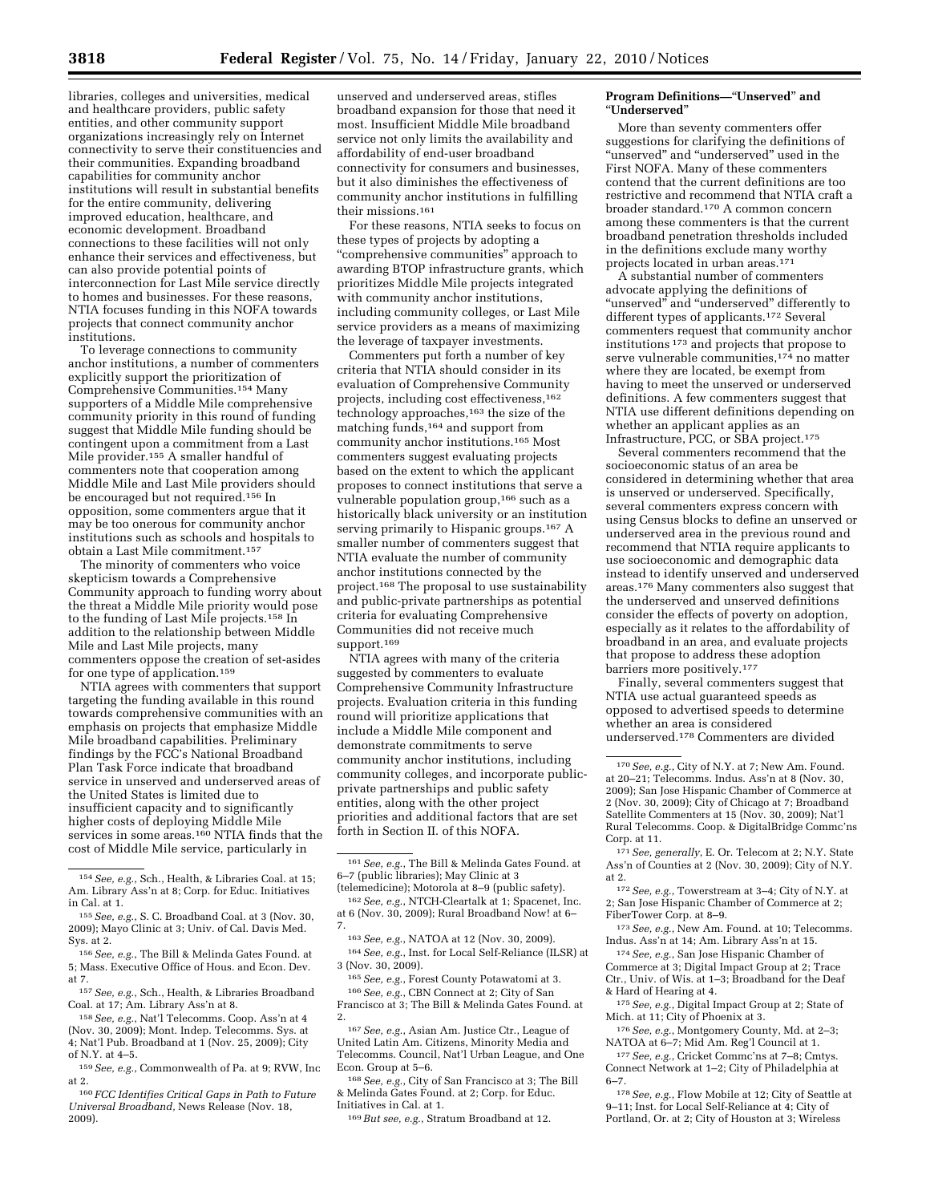libraries, colleges and universities, medical and healthcare providers, public safety entities, and other community support organizations increasingly rely on Internet connectivity to serve their constituencies and their communities. Expanding broadband capabilities for community anchor institutions will result in substantial benefits for the entire community, delivering improved education, healthcare, and economic development. Broadband connections to these facilities will not only enhance their services and effectiveness, but can also provide potential points of interconnection for Last Mile service directly to homes and businesses. For these reasons, NTIA focuses funding in this NOFA towards projects that connect community anchor institutions.

To leverage connections to community anchor institutions, a number of commenters explicitly support the prioritization of Comprehensive Communities.[154] Many supporters of a Middle Mile comprehensive community priority in this round of funding suggest that Middle Mile funding should be contingent upon a commitment from a Last Mile provider.[155] A smaller handful of commenters note that cooperation among Middle Mile and Last Mile providers should be encouraged but not required.[156] In opposition, some commenters argue that it may be too onerous for community anchor institutions such as schools and hospitals to obtain a Last Mile commitment.[157]

The minority of commenters who voice skepticism towards a Comprehensive Community approach to funding worry about the threat a Middle Mile priority would pose to the funding of Last Mile projects.[158] In addition to the relationship between Middle Mile and Last Mile projects, many commenters oppose the creation of set-asides for one type of application.[159]

NTIA agrees with commenters that support targeting the funding available in this round towards comprehensive communities with an emphasis on projects that emphasize Middle Mile broadband capabilities. Preliminary findings by the FCC's National Broadband Plan Task Force indicate that broadband service in unserved and underserved areas of the United States is limited due to insufficient capacity and to significantly higher costs of deploying Middle Mile services in some areas.[160] NTIA finds that the cost of Middle Mile service, particularly in unserved and underserved areas, stifles broadband expansion for those that need it most. Insufficient Middle Mile broadband service not only limits the availability and affordability of end-user broadband connectivity for consumers and businesses, but it also diminishes the effectiveness of community anchor institutions in fulfilling their missions.[161]

For these reasons, NTIA seeks to focus on these types of projects by adopting a "comprehensive communities" approach to awarding BTOP infrastructure grants, which prioritizes Middle Mile projects integrated with community anchor institutions, including community colleges, or Last Mile service providers as a means of maximizing the leverage of taxpayer investments.

Commenters put forth a number of key criteria that NTIA should consider in its evaluation of Comprehensive Community projects, including cost effectiveness,[162] technology approaches,[163] the size of the matching funds,[164] and support from community anchor institutions.[165] Most commenters suggest evaluating projects based on the extent to which the applicant proposes to connect institutions that serve a vulnerable population group,[166] such as a historically black university or an institution serving primarily to Hispanic groups.[167] A smaller number of commenters suggest that NTIA evaluate the number of community anchor institutions connected by the project.[168] The proposal to use sustainability and public-private partnerships as potential criteria for evaluating Comprehensive Communities did not receive much support.[169]

NTIA agrees with many of the criteria suggested by commenters to evaluate Comprehensive Community Infrastructure projects. Evaluation criteria in this funding round will prioritize applications that include a Middle Mile component and demonstrate commitments to serve community anchor institutions, including community colleges, and incorporate public-private partnerships and public safety entities, along with the other project priorities and additional factors that are set forth in Section II. of this NOFA.

**Program Definitions—"Unserved" and "Underserved"**

More than seventy commenters offer suggestions for clarifying the definitions of "unserved" and "underserved" used in the First NOFA. Many of these commenters contend that the current definitions are too restrictive and recommend that NTIA craft a broader standard.[170] A common concern among these commenters is that the current broadband penetration thresholds included in the definitions exclude many worthy projects located in urban areas.[171]

A substantial number of commenters advocate applying the definitions of "unserved" and "underserved" differently to different types of applicants.[172] Several commenters request that community anchor institutions [173] and projects that propose to serve vulnerable communities,[174] no matter where they are located, be exempt from having to meet the unserved or underserved definitions. A few commenters suggest that NTIA use different definitions depending on whether an applicant applies as an Infrastructure, PCC, or SBA project.[175]

Several commenters recommend that the socioeconomic status of an area be considered in determining whether that area is unserved or underserved. Specifically, several commenters express concern with using Census blocks to define an unserved or underserved area in the previous round and recommend that NTIA require applicants to use socioeconomic and demographic data instead to identify unserved and underserved areas.[176] Many commenters also suggest that the underserved and unserved definitions consider the effects of poverty on adoption, especially as it relates to the affordability of broadband in an area, and evaluate projects that propose to address these adoption barriers more positively.[177]

Finally, several commenters suggest that NTIA use actual guaranteed speeds as opposed to advertised speeds to determine whether an area is considered underserved.[178] Commenters are divided

---

[154] *See, e.g.*, Sch., Health, & Libraries Coal. at 15; Am. Library Ass'n at 8; Corp. for Educ. Initiatives in Cal. at 1.

[155] *See, e.g.*, S. C. Broadband Coal. at 3 (Nov. 30, 2009); Mayo Clinic at 3; Univ. of Cal. Davis Med. Sys. at 2.

[156] *See, e.g.*, The Bill & Melinda Gates Found. at 5; Mass. Executive Office of Hous. and Econ. Dev. at 7.

[157] *See, e.g.*, Sch., Health, & Libraries Broadband Coal. at 17; Am. Library Ass'n at 8.

[158] *See, e.g.*, Nat'l Telecomms. Coop. Ass'n at 4 (Nov. 30, 2009); Mont. Indep. Telecomms. Sys. at 4; Nat'l Pub. Broadband at 1 (Nov. 25, 2009); City of N.Y. at 4–5.

[159] *See, e.g.*, Commonwealth of Pa. at 9; RVW, Inc at 2.

[160] *FCC Identifies Critical Gaps in Path to Future Universal Broadband*, News Release (Nov. 18, 2009).

[161] *See, e.g.*, The Bill & Melinda Gates Found. at 6–7 (public libraries); May Clinic at 3 (telemedicine); Motorola at 8–9 (public safety).

[162] *See, e.g.*, NTCH-Cleartalk at 1; Spacenet, Inc. at 6 (Nov. 30, 2009); Rural Broadband Now! at 6–7.

[163] *See, e.g.*, NATOA at 12 (Nov. 30, 2009).

[164] *See, e.g.*, Inst. for Local Self-Reliance (ILSR) at 3 (Nov. 30, 2009).

[165] *See, e.g.*, Forest County Potawatomi at 3.

[166] *See, e.g.*, CBN Connect at 2; City of San Francisco at 3; The Bill & Melinda Gates Found. at 2.

[167] *See, e.g.*, Asian Am. Justice Ctr., League of United Latin Am. Citizens, Minority Media and Telecomms. Council, Nat'l Urban League, and One Econ. Group at 5–6.

[168] *See, e.g.*, City of San Francisco at 3; The Bill & Melinda Gates Found. at 2; Corp. for Educ. Initiatives in Cal. at 1.

[169] *But see, e.g.*, Stratum Broadband at 12.

[170] *See, e.g.*, City of N.Y. at 7; New Am. Found. at 20–21; Telecomms. Indus. Ass'n at 8 (Nov. 30, 2009); San Jose Hispanic Chamber of Commerce at 2 (Nov. 30, 2009); City of Chicago at 7; Broadband Satellite Commenters at 15 (Nov. 30, 2009); Nat'l Rural Telecomms. Coop. & DigitalBridge Commc'ns Corp. at 11.

[171] *See, generally*, E. Or. Telecom at 2; N.Y. State Ass'n of Counties at 2 (Nov. 30, 2009); City of N.Y. at 2.

[172] *See, e.g.*, Towerstream at 3–4; City of N.Y. at 2; San Jose Hispanic Chamber of Commerce at 2; FiberTower Corp. at 8–9.

[173] *See, e.g.*, New Am. Found. at 10; Telecomms. Indus. Ass'n at 14; Am. Library Ass'n at 15.

[174] *See, e.g.*, San Jose Hispanic Chamber of Commerce at 3; Digital Impact Group at 2; Trace Ctr., Univ. of Wis. at 1–3; Broadband for the Deaf & Hard of Hearing at 4.

[175] *See, e.g.*, Digital Impact Group at 2; State of Mich. at 11; City of Phoenix at 3.

[176] *See, e.g.*, Montgomery County, Md. at 2–3; NATOA at 6–7; Mid Am. Reg'l Council at 1.

[177] *See, e.g.*, Cricket Commc'ns at 7–8; Cmtys. Connect Network at 1–2; City of Philadelphia at 6–7.

[178] *See, e.g.*, Flow Mobile at 12; City of Seattle at 9–11; Inst. for Local Self-Reliance at 4; City of Portland, Or. at 2; City of Houston at 3; Wireless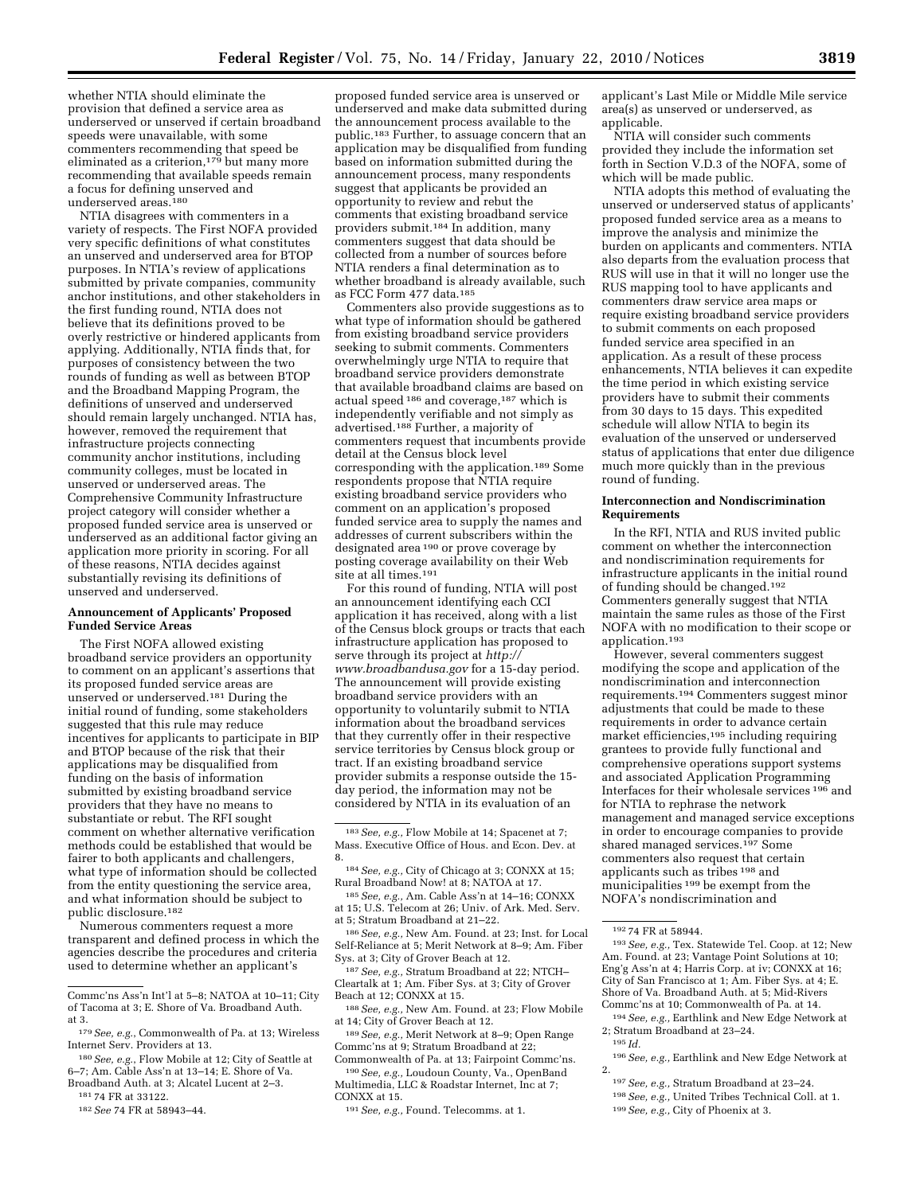whether NTIA should eliminate the provision that defined a service area as underserved or unserved if certain broadband speeds were unavailable, with some commenters recommending that speed be eliminated as a criterion,[179] but many more recommending that available speeds remain a focus for defining unserved and underserved areas.[180]

NTIA disagrees with commenters in a variety of respects. The First NOFA provided very specific definitions of what constitutes an unserved and underserved area for BTOP purposes. In NTIA's review of applications submitted by private companies, community anchor institutions, and other stakeholders in the first funding round, NTIA does not believe that its definitions proved to be overly restrictive or hindered applicants from applying. Additionally, NTIA finds that, for purposes of consistency between the two rounds of funding as well as between BTOP and the Broadband Mapping Program, the definitions of unserved and underserved should remain largely unchanged. NTIA has, however, removed the requirement that infrastructure projects connecting community anchor institutions, including community colleges, must be located in unserved or underserved areas. The Comprehensive Community Infrastructure project category will consider whether a proposed funded service area is unserved or underserved as an additional factor giving an application more priority in scoring. For all of these reasons, NTIA decides against substantially revising its definitions of unserved and underserved.

**Announcement of Applicants' Proposed Funded Service Areas**

The First NOFA allowed existing broadband service providers an opportunity to comment on an applicant's assertions that its proposed funded service areas are unserved or underserved.[181] During the initial round of funding, some stakeholders suggested that this rule may reduce incentives for applicants to participate in BIP and BTOP because of the risk that their applications may be disqualified from funding on the basis of information submitted by existing broadband service providers that they have no means to substantiate or rebut. The RFI sought comment on whether alternative verification methods could be established that would be fairer to both applicants and challengers, what type of information should be collected from the entity questioning the service area, and what information should be subject to public disclosure.[182]

Numerous commenters request a more transparent and defined process in which the agencies describe the procedures and criteria used to determine whether an applicant's proposed funded service area is unserved or underserved and make data submitted during the announcement process available to the public.[183] Further, to assuage concern that an application may be disqualified from funding based on information submitted during the announcement process, many respondents suggest that applicants be provided an opportunity to review and rebut the comments that existing broadband service providers submit.[184] In addition, many commenters suggest that data should be collected from a number of sources before NTIA renders a final determination as to whether broadband is already available, such as FCC Form 477 data.[185]

Commenters also provide suggestions as to what type of information should be gathered from existing broadband service providers seeking to submit comments. Commenters overwhelmingly urge NTIA to require that broadband service providers demonstrate that available broadband claims are based on actual speed[186] and coverage,[187] which is independently verifiable and not simply as advertised.[188] Further, a majority of commenters request that incumbents provide detail at the Census block level corresponding with the application.[189] Some respondents propose that NTIA require existing broadband service providers who comment on an application's proposed funded service area to supply the names and addresses of current subscribers within the designated area[190] or prove coverage by posting coverage availability on their Web site at all times.[191]

For this round of funding, NTIA will post an announcement identifying each CCI application it has received, along with a list of the Census block groups or tracts that each infrastructure application has proposed to serve through its project at *http://www.broadbandusa.gov* for a 15-day period. The announcement will provide existing broadband service providers with an opportunity to voluntarily submit to NTIA information about the broadband services that they currently offer in their respective service territories by Census block group or tract. If an existing broadband service provider submits a response outside the 15-day period, the information may not be considered by NTIA in its evaluation of an applicant's Last Mile or Middle Mile service area(s) as unserved or underserved, as applicable.

NTIA will consider such comments provided they include the information set forth in Section V.D.3 of the NOFA, some of which will be made public.

NTIA adopts this method of evaluating the unserved or underserved status of applicants' proposed funded service area as a means to improve the analysis and minimize the burden on applicants and commenters. NTIA also departs from the evaluation process that RUS will use in that it will no longer use the RUS mapping tool to have applicants and commenters draw service area maps or require existing broadband service providers to submit comments on each proposed funded service area specified in an application. As a result of these process enhancements, NTIA believes it can expedite the time period in which existing service providers have to submit their comments from 30 days to 15 days. This expedited schedule will allow NTIA to begin its evaluation of the unserved or underserved status of applications that enter due diligence much more quickly than in the previous round of funding.

**Interconnection and Nondiscrimination Requirements**

In the RFI, NTIA and RUS invited public comment on whether the interconnection and nondiscrimination requirements for infrastructure applicants in the initial round of funding should be changed.[192] Commenters generally suggest that NTIA maintain the same rules as those of the First NOFA with no modification to their scope or application.[193]

However, several commenters suggest modifying the scope and application of the nondiscrimination and interconnection requirements.[194] Commenters suggest minor adjustments that could be made to these requirements in order to advance certain market efficiencies,[195] including requiring grantees to provide fully functional and comprehensive operations support systems and associated Application Programming Interfaces for their wholesale services[196] and for NTIA to rephrase the network management and managed service exceptions in order to encourage companies to provide shared managed services.[197] Some commenters also request that certain applicants such as tribes[198] and municipalities[199] be exempt from the NOFA's nondiscrimination and

---

Commc'ns Ass'n Int'l at 5–8; NATOA at 10–11; City of Tacoma at 3; E. Shore of Va. Broadband Auth. at 3.

[179] *See, e.g.,* Commonwealth of Pa. at 13; Wireless Internet Serv. Providers at 13.

[180] *See, e.g.,* Flow Mobile at 12; City of Seattle at 6–7; Am. Cable Ass'n at 13–14; E. Shore of Va. Broadband Auth. at 3; Alcatel Lucent at 2–3.

[181] 74 FR at 33122.

[182] *See* 74 FR at 58943–44.

[183] *See, e.g.,* Flow Mobile at 14; Spacenet at 7; Mass. Executive Office of Hous. and Econ. Dev. at 8.

[184] *See, e.g.,* City of Chicago at 3; CONXX at 15; Rural Broadband Now! at 8; NATOA at 17.

[185] *See, e.g.,* Am. Cable Ass'n at 14–16; CONXX at 15; U.S. Telecom at 26; Univ. of Ark. Med. Serv. at 5; Stratum Broadband at 21–22.

[186] *See, e.g.,* New Am. Found. at 23; Inst. for Local Self-Reliance at 5; Merit Network at 8–9; Am. Fiber Sys. at 3; City of Grover Beach at 12.

[187] *See, e.g.,* Stratum Broadband at 22; NTCH–Cleartalk at 1; Am. Fiber Sys. at 3; City of Grover Beach at 12; CONXX at 15.

[188] *See, e.g.,* New Am. Found. at 23; Flow Mobile at 14; City of Grover Beach at 12.

[189] *See, e.g.,* Merit Network at 8–9; Open Range Commc'ns at 9; Stratum Broadband at 22; Commonwealth of Pa. at 13; Fairpoint Commc'ns.

[190] *See, e.g.,* Loudoun County, Va., OpenBand Multimedia, LLC & Roadstar Internet, Inc at 7; CONXX at 15.

[191] *See, e.g.,* Found. Telecomms. at 1.

[192] 74 FR at 58944.

[193] *See, e.g.,* Tex. Statewide Tel. Coop. at 12; New Am. Found. at 23; Vantage Point Solutions at 10; Eng'g Ass'n at 4; Harris Corp. at iv; CONXX at 16; City of San Francisco at 1; Am. Fiber Sys. at 4; E. Shore of Va. Broadband Auth. at 5; Mid-Rivers Commc'ns at 10; Commonwealth of Pa. at 14.

[194] *See, e.g.,* Earthlink and New Edge Network at 2; Stratum Broadband at 23–24.

[195] *Id.*

[196] *See, e.g.,* Earthlink and New Edge Network at 2.

[197] *See, e.g.,* Stratum Broadband at 23–24.

[198] *See, e.g.,* United Tribes Technical Coll. at 1.

[199] *See, e.g.,* City of Phoenix at 3.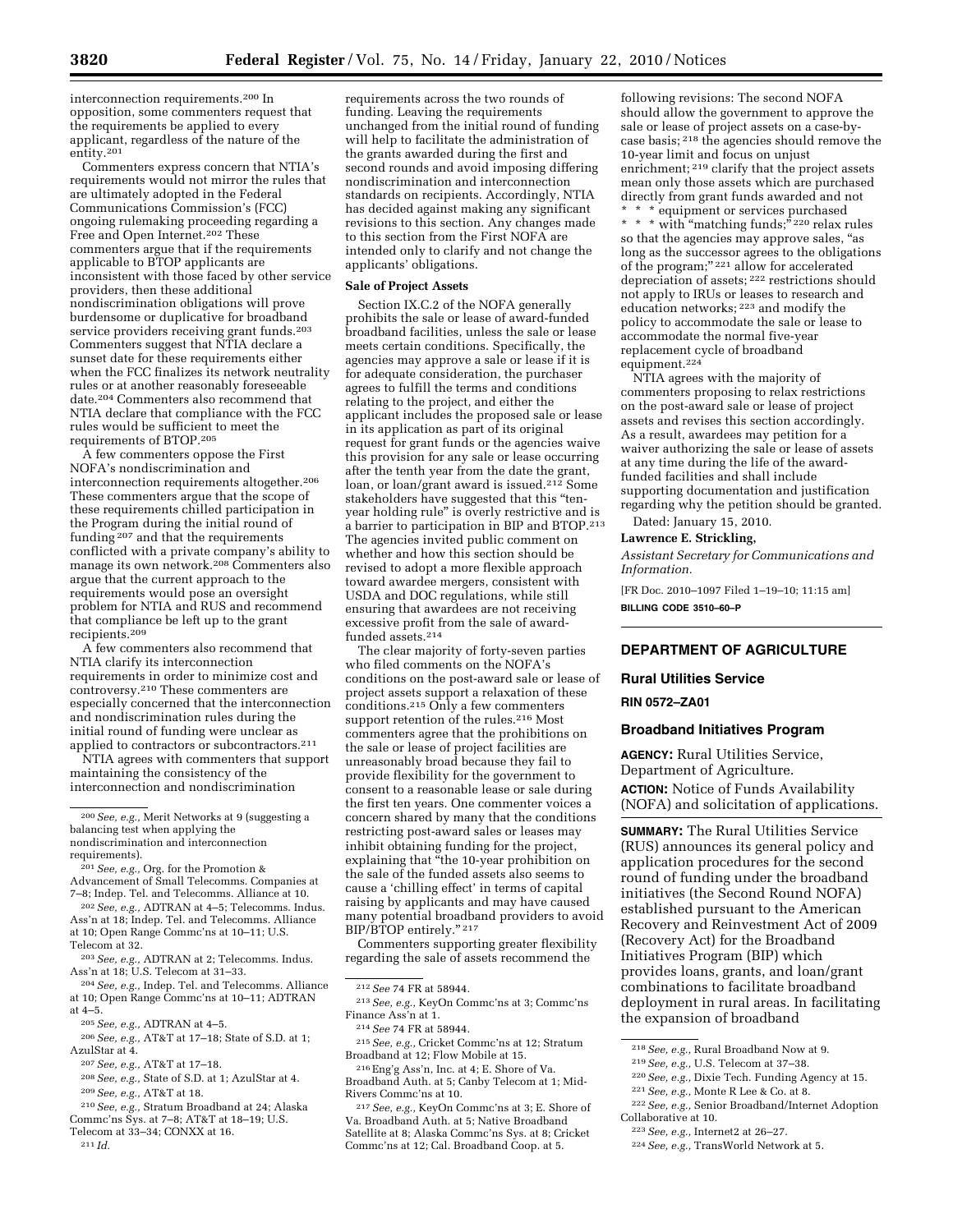interconnection requirements.[200] In opposition, some commenters request that the requirements be applied to every applicant, regardless of the nature of the entity.[201]

Commenters express concern that NTIA's requirements would not mirror the rules that are ultimately adopted in the Federal Communications Commission's (FCC) ongoing rulemaking proceeding regarding a Free and Open Internet.[202] These commenters argue that if the requirements applicable to BTOP applicants are inconsistent with those faced by other service providers, then these additional nondiscrimination obligations will prove burdensome or duplicative for broadband service providers receiving grant funds.[203] Commenters suggest that NTIA declare a sunset date for these requirements either when the FCC finalizes its network neutrality rules or at another reasonably foreseeable date.[204] Commenters also recommend that NTIA declare that compliance with the FCC rules would be sufficient to meet the requirements of BTOP.[205]

A few commenters oppose the First NOFA's nondiscrimination and interconnection requirements altogether.[206] These commenters argue that the scope of these requirements chilled participation in the Program during the initial round of funding[207] and that the requirements conflicted with a private company's ability to manage its own network.[208] Commenters also argue that the current approach to the requirements would pose an oversight problem for NTIA and RUS and recommend that compliance be left up to the grant recipients.[209]

A few commenters also recommend that NTIA clarify its interconnection requirements in order to minimize cost and controversy.[210] These commenters are especially concerned that the interconnection and nondiscrimination rules during the initial round of funding were unclear as applied to contractors or subcontractors.[211]

NTIA agrees with commenters that support maintaining the consistency of the interconnection and nondiscrimination requirements across the two rounds of funding. Leaving the requirements unchanged from the initial round of funding will help to facilitate the administration of the grants awarded during the first and second rounds and avoid imposing differing nondiscrimination and interconnection standards on recipients. Accordingly, NTIA has decided against making any significant revisions to this section. Any changes made to this section from the First NOFA are intended only to clarify and not change the applicants' obligations.

**Sale of Project Assets**

Section IX.C.2 of the NOFA generally prohibits the sale or lease of award-funded broadband facilities, unless the sale or lease meets certain conditions. Specifically, the agencies may approve a sale or lease if it is for adequate consideration, the purchaser agrees to fulfill the terms and conditions relating to the project, and either the applicant includes the proposed sale or lease in its application as part of its original request for grant funds or the agencies waive this provision for any sale or lease occurring after the tenth year from the date the grant, loan, or loan/grant award is issued.[212] Some stakeholders have suggested that this "ten-year holding rule" is overly restrictive and is a barrier to participation in BIP and BTOP.[213] The agencies invited public comment on whether and how this section should be revised to adopt a more flexible approach toward awardee mergers, consistent with USDA and DOC regulations, while still ensuring that awardees are not receiving excessive profit from the sale of award-funded assets.[214]

The clear majority of forty-seven parties who filed comments on the NOFA's conditions on the post-award sale or lease of project assets support a relaxation of these conditions.[215] Only a few commenters support retention of the rules.[216] Most commenters agree that the prohibitions on the sale or lease of project facilities are unreasonably broad because they fail to provide flexibility for the government to consent to a reasonable lease or sale during the first ten years. One commenter voices a concern shared by many that the conditions restricting post-award sales or leases may inhibit obtaining funding for the project, explaining that "the 10-year prohibition on the sale of the funded assets also seems to cause a 'chilling effect' in terms of capital raising by applicants and may have caused many potential broadband providers to avoid BIP/BTOP entirely."[217]

Commenters supporting greater flexibility regarding the sale of assets recommend the following revisions: The second NOFA should allow the government to approve the sale or lease of project assets on a case-by-case basis;[218] the agencies should remove the 10-year limit and focus on unjust enrichment;[219] clarify that the project assets mean only those assets which are purchased directly from grant funds awarded and not * * * equipment or services purchased * * * with "matching funds;"[220] relax rules so that the agencies may approve sales, "as long as the successor agrees to the obligations of the program;"[221] allow for accelerated depreciation of assets;[222] restrictions should not apply to IRUs or leases to research and education networks;[223] and modify the policy to accommodate the sale or lease to accommodate the normal five-year replacement cycle of broadband equipment.[224]

NTIA agrees with the majority of commenters proposing to relax restrictions on the post-award sale or lease of project assets and revises this section accordingly. As a result, awardees may petition for a waiver authorizing the sale or lease of assets at any time during the life of the award-funded facilities and shall include supporting documentation and justification regarding why the petition should be granted.

Dated: January 15, 2010.

**Lawrence E. Strickling,**

*Assistant Secretary for Communications and Information.*

[FR Doc. 2010–1097 Filed 1–19–10; 11:15 am]

**BILLING CODE 3510–60–P**

---

[200] *See, e.g.,* Merit Networks at 9 (suggesting a balancing test when applying the nondiscrimination and interconnection requirements).

[201] *See, e.g.,* Org. for the Promotion & Advancement of Small Telecomms. Companies at 7–8; Indep. Tel. and Telecomms. Alliance at 10.

[202] *See, e.g.,* ADTRAN at 4–5; Telecomms. Indus. Ass'n at 18; Indep. Tel. and Telecomms. Alliance at 10; Open Range Commc'ns at 10–11; U.S. Telecom at 32.

[203] *See, e.g.,* ADTRAN at 2; Telecomms. Indus. Ass'n at 18; U.S. Telecom at 31–33.

[204] *See, e.g.,* Indep. Tel. and Telecomms. Alliance at 10; Open Range Commc'ns at 10–11; ADTRAN at 4–5.

[205] *See, e.g.,* ADTRAN at 4–5.

[206] *See, e.g.,* AT&T at 17–18; State of S.D. at 1; AzulStar at 4.

[207] *See, e.g.,* AT&T at 17–18.

[208] *See, e.g.,* State of S.D. at 1; AzulStar at 4.

[209] *See, e.g.,* AT&T at 18.

[210] *See, e.g.,* Stratum Broadband at 24; Alaska Commc'ns Sys. at 7–8; AT&T at 18–19; U.S. Telecom at 33–34; CONXX at 16.

[211] *Id.*

[212] *See* 74 FR at 58944.

[213] *See, e.g.,* KeyOn Commc'ns at 3; Commc'ns Finance Ass'n at 1.

[214] *See* 74 FR at 58944.

[215] *See, e.g.,* Cricket Commc'ns at 12; Stratum Broadband at 12; Flow Mobile at 15.

[216] Eng'g Ass'n, Inc. at 4; E. Shore of Va. Broadband Auth. at 5; Canby Telecom at 1; Mid-Rivers Commc'ns at 10.

[217] *See, e.g.,* KeyOn Commc'ns at 3; E. Shore of Va. Broadband Auth. at 5; Native Broadband Satellite at 8; Alaska Commc'ns Sys. at 8; Cricket Commc'ns at 12; Cal. Broadband Coop. at 5.

[218] *See, e.g.,* Rural Broadband Now at 9.

[219] *See, e.g.,* U.S. Telecom at 37–38.

[220] *See, e.g.,* Dixie Tech. Funding Agency at 15.

[221] *See, e.g.,* Monte R Lee & Co. at 8.

[222] *See, e.g.,* Senior Broadband/Internet Adoption Collaborative at 10.

[223] *See, e.g.,* Internet2 at 26–27.

[224] *See, e.g.,* TransWorld Network at 5.

---

## DEPARTMENT OF AGRICULTURE

### Rural Utilities Service

**RIN 0572–ZA01**

### Broadband Initiatives Program

**AGENCY:** Rural Utilities Service, Department of Agriculture.

**ACTION:** Notice of Funds Availability (NOFA) and solicitation of applications.

**SUMMARY:** The Rural Utilities Service (RUS) announces its general policy and application procedures for the second round of funding under the broadband initiatives (the Second Round NOFA) established pursuant to the American Recovery and Reinvestment Act of 2009 (Recovery Act) for the Broadband Initiatives Program (BIP) which provides loans, grants, and loan/grant combinations to facilitate broadband deployment in rural areas. In facilitating the expansion of broadband